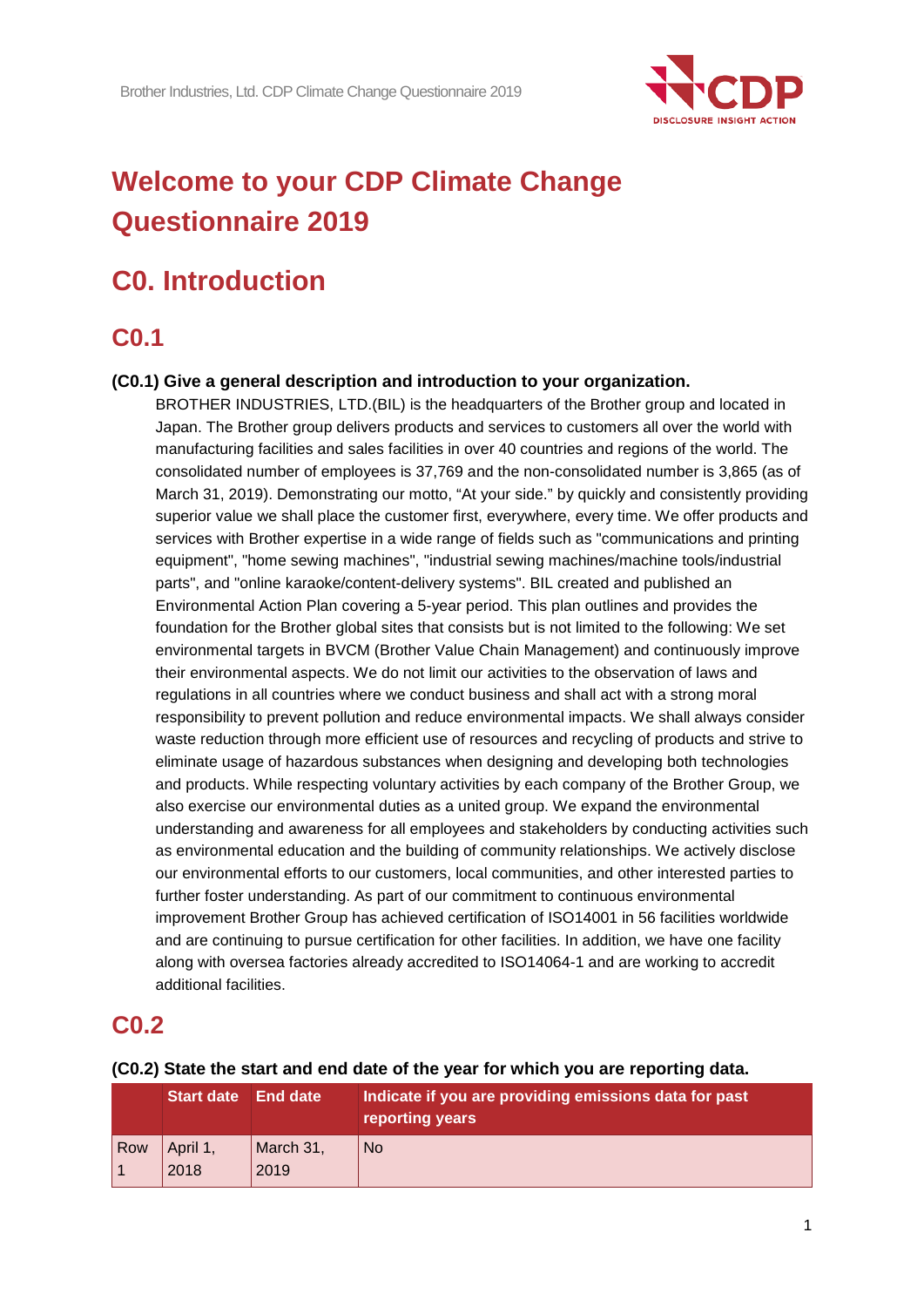# Welcome to your CDP Climate Change Questionnaire 2019

## C0. Introduction

### C0.1

**(C0.1) Give a general description and introduction to your organization.**

BROTHER INDUSTRIES, LTD.(BIL) is the headquarters of the Brother group and located in Japan. The Brother group delivers products and services to customers all over the world with manufacturing facilities and sales facilities in over 40 countries and regions of the world. The consolidated number of employees is 37,769 and the non-consolidated number is 3,865 (as of March 31, 2019). Demonstrating our motto, "At your side." by quickly and consistently providing superior value we shall place the customer first, everywhere, every time. We offer products and services with Brother expertise in a wide range of fields such as "communications and printing equipment", "home sewing machines", "industrial sewing machines/machine tools/industrial parts", and "online karaoke/content-delivery systems". BIL created and published an Environmental Action Plan covering a 5-year period. This plan outlines and provides the foundation for the Brother global sites that consists but is not limited to the following: We set environmental targets in BVCM (Brother Value Chain Management) and continuously improve their environmental aspects. We do not limit our activities to the observation of laws and regulations in all countries where we conduct business and shall act with a strong moral responsibility to prevent pollution and reduce environmental impacts. We shall always consider waste reduction through more efficient use of resources and recycling of products and strive to eliminate usage of hazardous substances when designing and developing both technologies and products. While respecting voluntary activities by each company of the Brother Group, we also exercise our environmental duties as a united group. We expand the environmental understanding and awareness for all employees and stakeholders by conducting activities such as environmental education and the building of community relationships. We actively disclose our environmental efforts to our customers, local communities, and other interested parties to further foster understanding. As part of our commitment to continuous environmental improvement Brother Group has achieved certification of ISO14001 in 56 facilities worldwide and are continuing to pursue certification for other facilities. In addition, we have one facility along with oversea factories already accredited to ISO14064-1 and are working to accredit additional facilities.

### C0.2

**(C0.2) State the start and end date of the year for which you are reporting data.**

| | Start date | End date | Indicate if you are providing emissions data for past reporting years |
|---|---|---|---|
| Row 1 | April 1, 2018 | March 31, 2019 | No |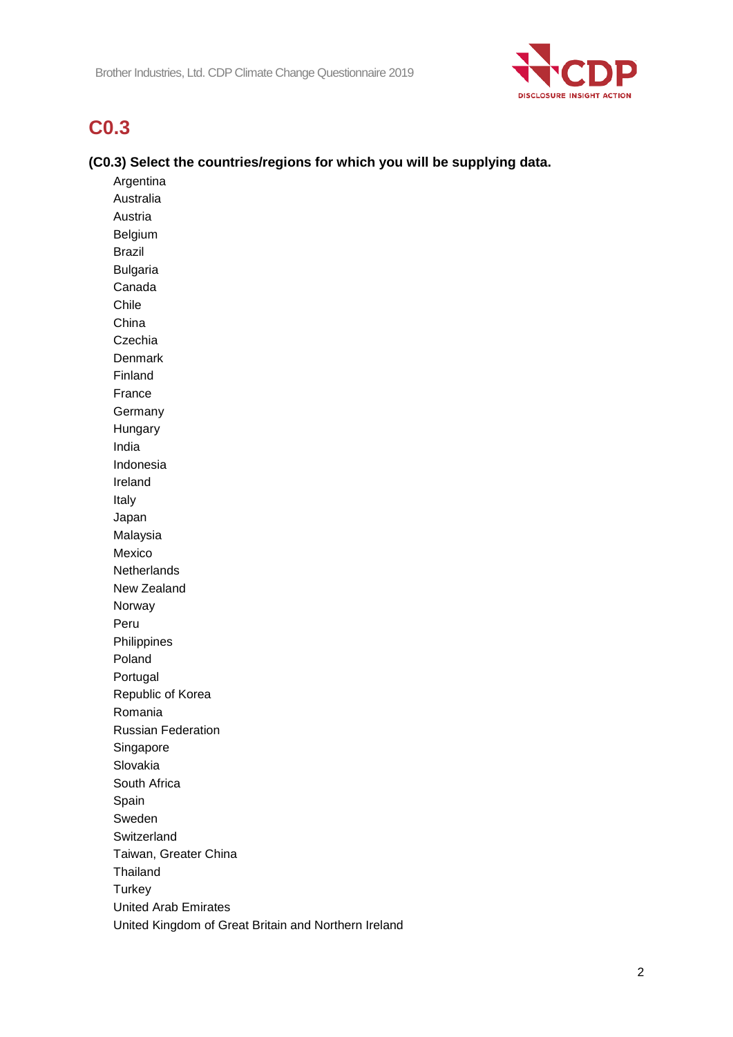# C0.3

**(C0.3) Select the countries/regions for which you will be supplying data.**

Argentina
Australia
Austria
Belgium
Brazil
Bulgaria
Canada
Chile
China
Czechia
Denmark
Finland
France
Germany
Hungary
India
Indonesia
Ireland
Italy
Japan
Malaysia
Mexico
Netherlands
New Zealand
Norway
Peru
Philippines
Poland
Portugal
Republic of Korea
Romania
Russian Federation
Singapore
Slovakia
South Africa
Spain
Sweden
Switzerland
Taiwan, Greater China
Thailand
Turkey
United Arab Emirates
United Kingdom of Great Britain and Northern Ireland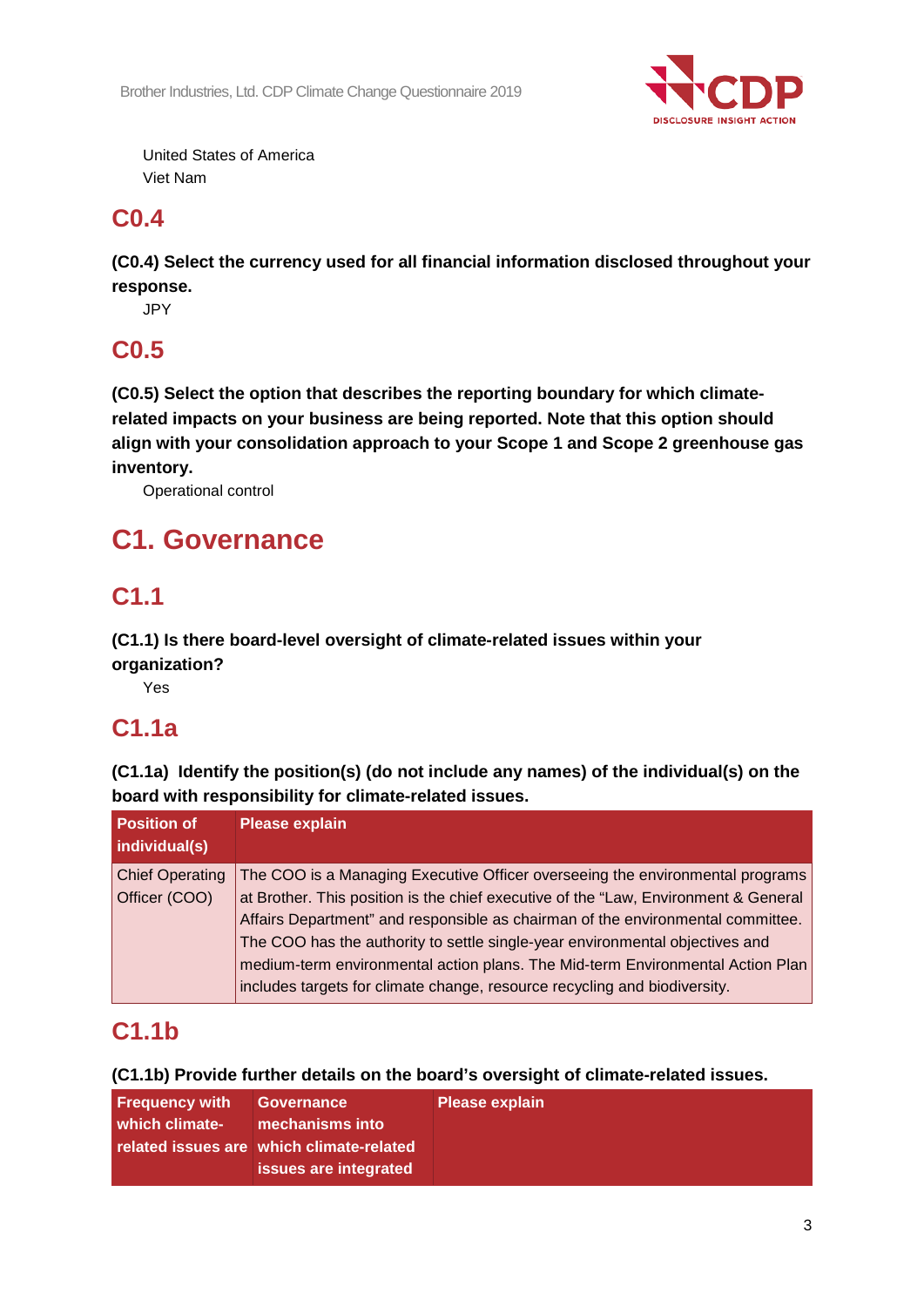United States of America
Viet Nam

## C0.4

**(C0.4) Select the currency used for all financial information disclosed throughout your response.**

JPY

## C0.5

**(C0.5) Select the option that describes the reporting boundary for which climate-related impacts on your business are being reported. Note that this option should align with your consolidation approach to your Scope 1 and Scope 2 greenhouse gas inventory.**

Operational control

# C1. Governance

## C1.1

**(C1.1) Is there board-level oversight of climate-related issues within your organization?**

Yes

## C1.1a

**(C1.1a) Identify the position(s) (do not include any names) of the individual(s) on the board with responsibility for climate-related issues.**

| Position of individual(s) | Please explain |
|---|---|
| Chief Operating Officer (COO) | The COO is a Managing Executive Officer overseeing the environmental programs at Brother. This position is the chief executive of the "Law, Environment & General Affairs Department" and responsible as chairman of the environmental committee. The COO has the authority to settle single-year environmental objectives and medium-term environmental action plans. The Mid-term Environmental Action Plan includes targets for climate change, resource recycling and biodiversity. |

## C1.1b

**(C1.1b) Provide further details on the board's oversight of climate-related issues.**

| Frequency with which climate-related issues are | Governance mechanisms into which climate-related issues are integrated | Please explain |
|---|---|---|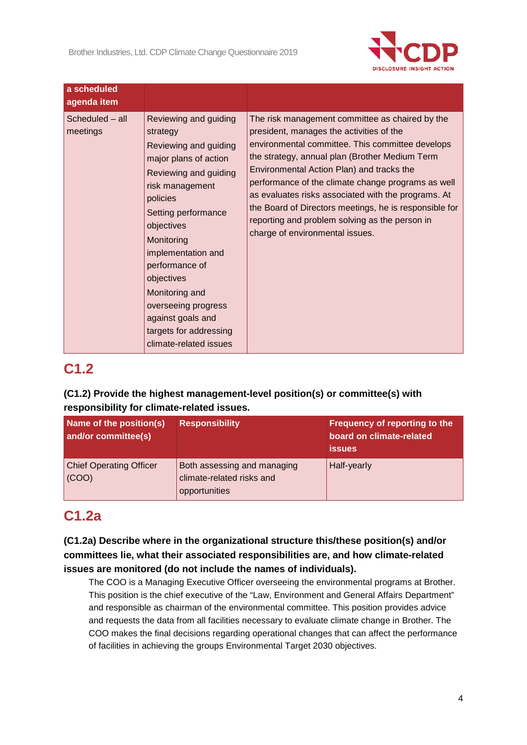| a scheduled agenda item | | |
|---|---|---|
| Scheduled – all meetings | Reviewing and guiding strategy<br>Reviewing and guiding major plans of action<br>Reviewing and guiding risk management policies<br>Setting performance objectives<br>Monitoring implementation and performance of objectives<br>Monitoring and overseeing progress against goals and targets for addressing climate-related issues | The risk management committee as chaired by the president, manages the activities of the environmental committee. This committee develops the strategy, annual plan (Brother Medium Term Environmental Action Plan) and tracks the performance of the climate change programs as well as evaluates risks associated with the programs. At the Board of Directors meetings, he is responsible for reporting and problem solving as the person in charge of environmental issues. |

## C1.2

**(C1.2) Provide the highest management-level position(s) or committee(s) with responsibility for climate-related issues.**

| Name of the position(s) and/or committee(s) | Responsibility | Frequency of reporting to the board on climate-related issues |
|---|---|---|
| Chief Operating Officer (COO) | Both assessing and managing climate-related risks and opportunities | Half-yearly |

## C1.2a

**(C1.2a) Describe where in the organizational structure this/these position(s) and/or committees lie, what their associated responsibilities are, and how climate-related issues are monitored (do not include the names of individuals).**

The COO is a Managing Executive Officer overseeing the environmental programs at Brother. This position is the chief executive of the “Law, Environment and General Affairs Department” and responsible as chairman of the environmental committee. This position provides advice and requests the data from all facilities necessary to evaluate climate change in Brother. The COO makes the final decisions regarding operational changes that can affect the performance of facilities in achieving the groups Environmental Target 2030 objectives.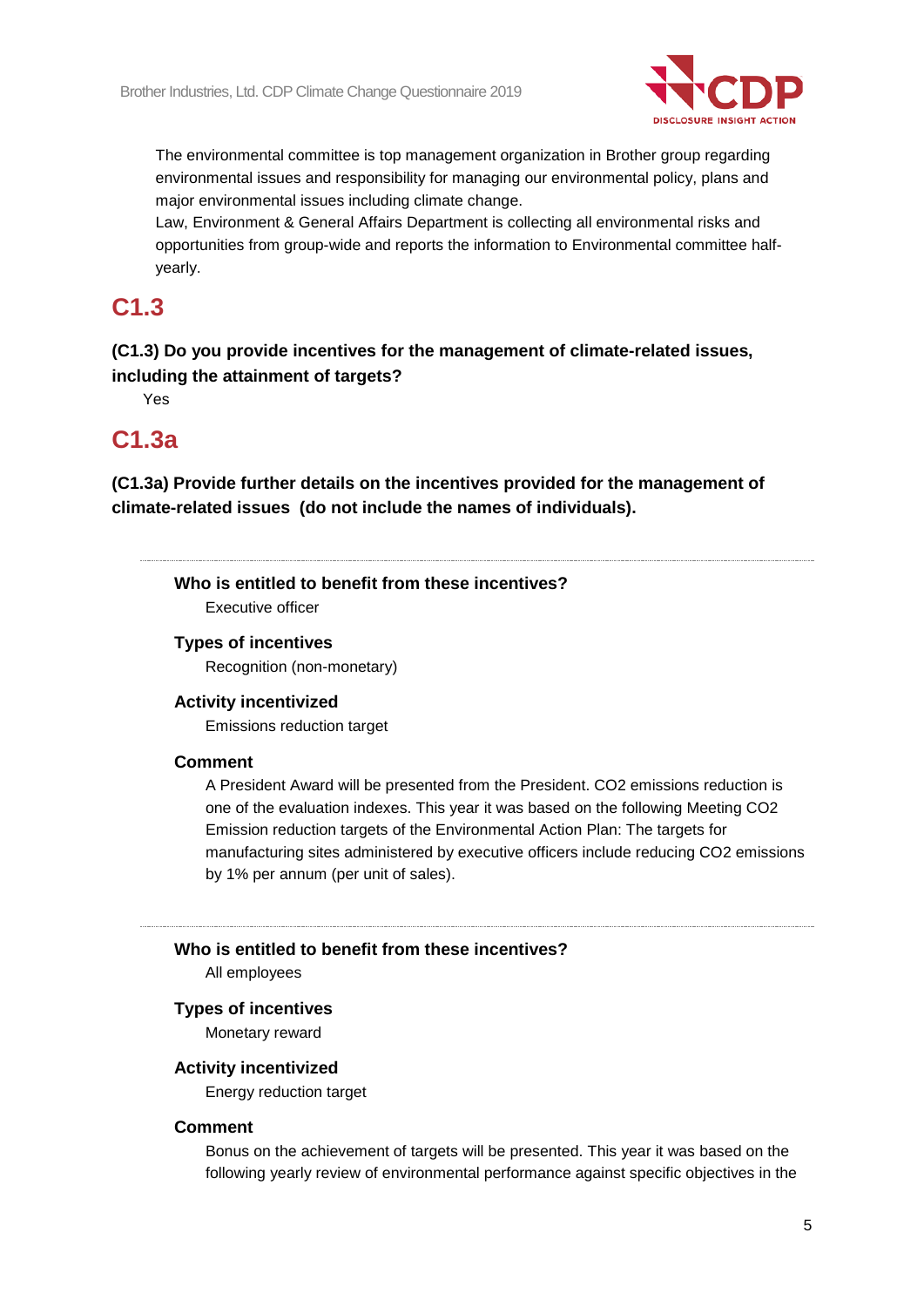The environmental committee is top management organization in Brother group regarding environmental issues and responsibility for managing our environmental policy, plans and major environmental issues including climate change.

Law, Environment & General Affairs Department is collecting all environmental risks and opportunities from group-wide and reports the information to Environmental committee half-yearly.

## C1.3

**(C1.3) Do you provide incentives for the management of climate-related issues, including the attainment of targets?**

Yes

## C1.3a

**(C1.3a) Provide further details on the incentives provided for the management of climate-related issues (do not include the names of individuals).**

---

**Who is entitled to benefit from these incentives?**

Executive officer

**Types of incentives**

Recognition (non-monetary)

**Activity incentivized**

Emissions reduction target

**Comment**

A President Award will be presented from the President. CO2 emissions reduction is one of the evaluation indexes. This year it was based on the following Meeting CO2 Emission reduction targets of the Environmental Action Plan: The targets for manufacturing sites administered by executive officers include reducing CO2 emissions by 1% per annum (per unit of sales).

---

**Who is entitled to benefit from these incentives?**

All employees

**Types of incentives**

Monetary reward

**Activity incentivized**

Energy reduction target

**Comment**

Bonus on the achievement of targets will be presented. This year it was based on the following yearly review of environmental performance against specific objectives in the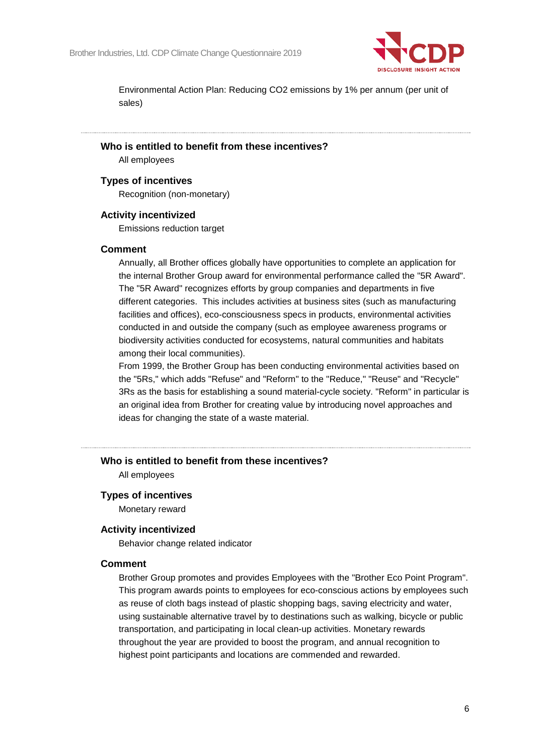Environmental Action Plan: Reducing $CO_2$ emissions by 1% per annum (per unit of sales)

---

**Who is entitled to benefit from these incentives?**

All employees

**Types of incentives**

Recognition (non-monetary)

**Activity incentivized**

Emissions reduction target

**Comment**

Annually, all Brother offices globally have opportunities to complete an application for the internal Brother Group award for environmental performance called the "5R Award". The "5R Award" recognizes efforts by group companies and departments in five different categories. This includes activities at business sites (such as manufacturing facilities and offices), eco-consciousness specs in products, environmental activities conducted in and outside the company (such as employee awareness programs or biodiversity activities conducted for ecosystems, natural communities and habitats among their local communities).

From 1999, the Brother Group has been conducting environmental activities based on the "5Rs," which adds "Refuse" and "Reform" to the "Reduce," "Reuse" and "Recycle" 3Rs as the basis for establishing a sound material-cycle society. "Reform" in particular is an original idea from Brother for creating value by introducing novel approaches and ideas for changing the state of a waste material.

---

**Who is entitled to benefit from these incentives?**

All employees

**Types of incentives**

Monetary reward

**Activity incentivized**

Behavior change related indicator

**Comment**

Brother Group promotes and provides Employees with the "Brother Eco Point Program". This program awards points to employees for eco-conscious actions by employees such as reuse of cloth bags instead of plastic shopping bags, saving electricity and water, using sustainable alternative travel by to destinations such as walking, bicycle or public transportation, and participating in local clean-up activities. Monetary rewards throughout the year are provided to boost the program, and annual recognition to highest point participants and locations are commended and rewarded.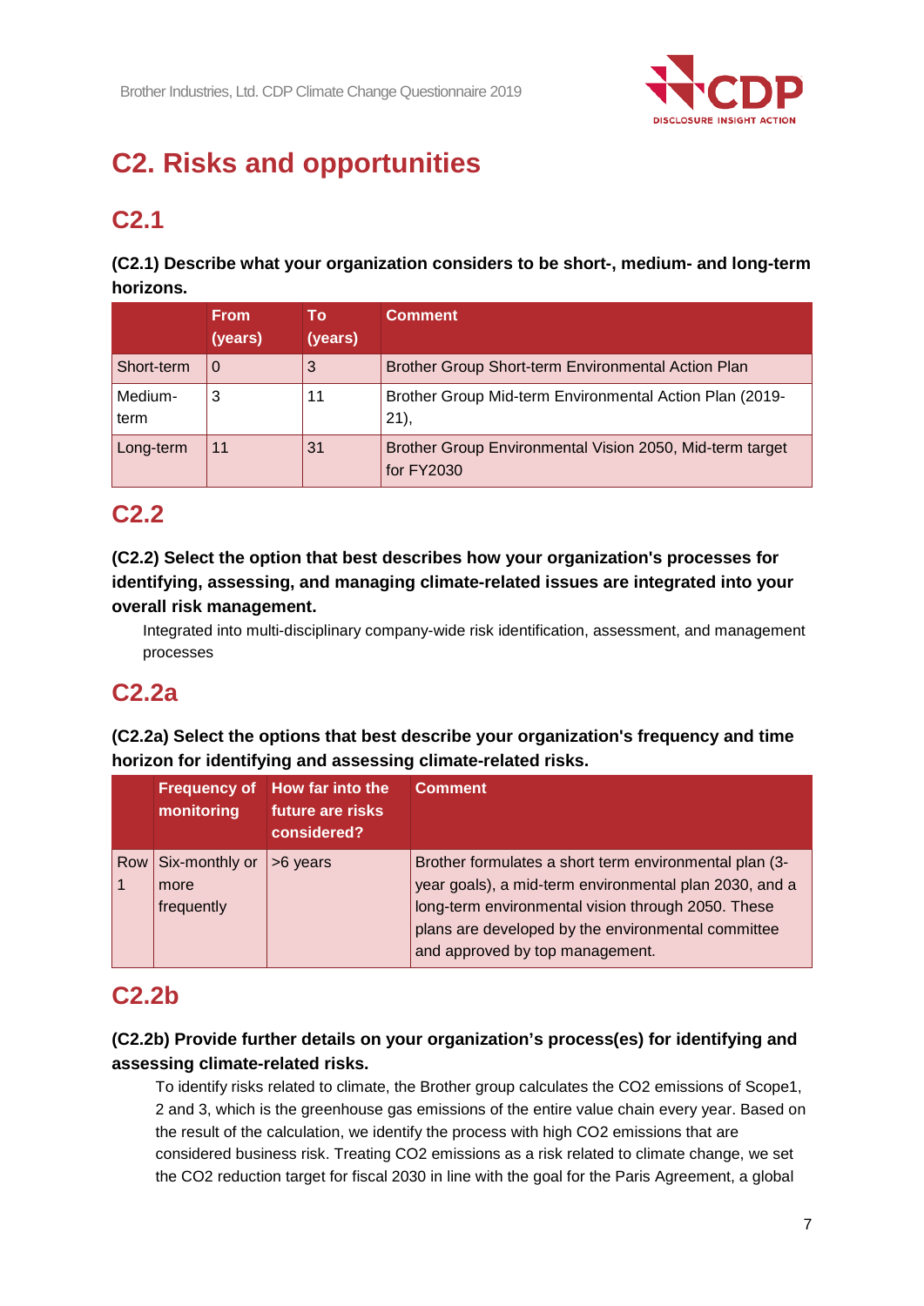# C2. Risks and opportunities

## C2.1

**(C2.1) Describe what your organization considers to be short-, medium- and long-term horizons.**

| | From (years) | To (years) | Comment |
|---|---|---|---|
| Short-term | 0 | 3 | Brother Group Short-term Environmental Action Plan |
| Medium-term | 3 | 11 | Brother Group Mid-term Environmental Action Plan (2019-21), |
| Long-term | 11 | 31 | Brother Group Environmental Vision 2050, Mid-term target for FY2030 |

## C2.2

**(C2.2) Select the option that best describes how your organization's processes for identifying, assessing, and managing climate-related issues are integrated into your overall risk management.**

Integrated into multi-disciplinary company-wide risk identification, assessment, and management processes

## C2.2a

**(C2.2a) Select the options that best describe your organization's frequency and time horizon for identifying and assessing climate-related risks.**

| | Frequency of monitoring | How far into the future are risks considered? | Comment |
|---|---|---|---|
| Row 1 | Six-monthly or more frequently | >6 years | Brother formulates a short term environmental plan (3-year goals), a mid-term environmental plan 2030, and a long-term environmental vision through 2050. These plans are developed by the environmental committee and approved by top management. |

## C2.2b

**(C2.2b) Provide further details on your organization's process(es) for identifying and assessing climate-related risks.**

To identify risks related to climate, the Brother group calculates the CO2 emissions of Scope1, 2 and 3, which is the greenhouse gas emissions of the entire value chain every year. Based on the result of the calculation, we identify the process with high CO2 emissions that are considered business risk. Treating CO2 emissions as a risk related to climate change, we set the CO2 reduction target for fiscal 2030 in line with the goal for the Paris Agreement, a global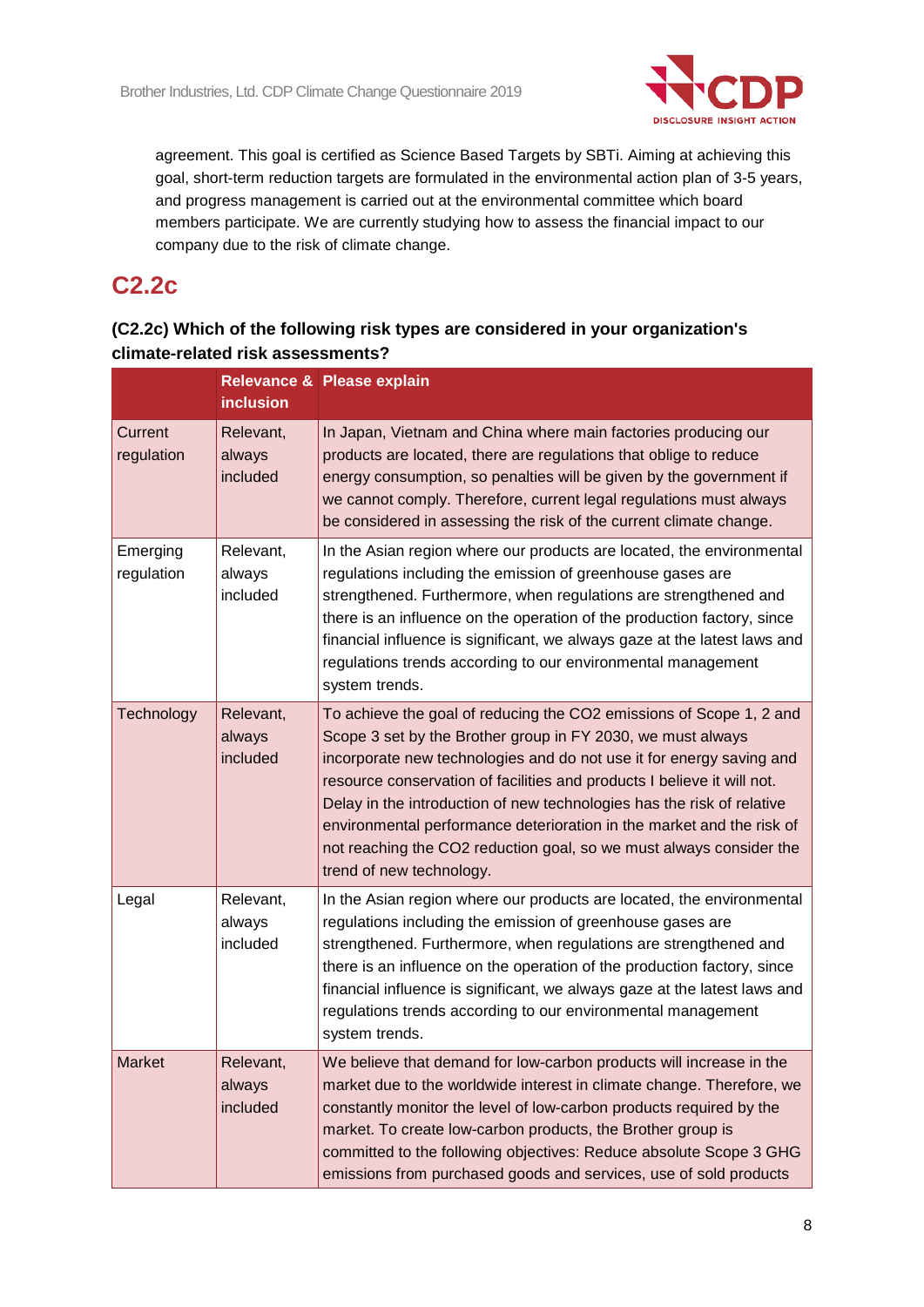agreement. This goal is certified as Science Based Targets by SBTi. Aiming at achieving this goal, short-term reduction targets are formulated in the environmental action plan of 3-5 years, and progress management is carried out at the environmental committee which board members participate. We are currently studying how to assess the financial impact to our company due to the risk of climate change.

## C2.2c

### (C2.2c) Which of the following risk types are considered in your organization's climate-related risk assessments?

| | Relevance & inclusion | Please explain |
|---|---|---|
| Current regulation | Relevant, always included | In Japan, Vietnam and China where main factories producing our products are located, there are regulations that oblige to reduce energy consumption, so penalties will be given by the government if we cannot comply. Therefore, current legal regulations must always be considered in assessing the risk of the current climate change. |
| Emerging regulation | Relevant, always included | In the Asian region where our products are located, the environmental regulations including the emission of greenhouse gases are strengthened. Furthermore, when regulations are strengthened and there is an influence on the operation of the production factory, since financial influence is significant, we always gaze at the latest laws and regulations trends according to our environmental management system trends. |
| Technology | Relevant, always included | To achieve the goal of reducing the CO2 emissions of Scope 1, 2 and Scope 3 set by the Brother group in FY 2030, we must always incorporate new technologies and do not use it for energy saving and resource conservation of facilities and products I believe it will not. Delay in the introduction of new technologies has the risk of relative environmental performance deterioration in the market and the risk of not reaching the CO2 reduction goal, so we must always consider the trend of new technology. |
| Legal | Relevant, always included | In the Asian region where our products are located, the environmental regulations including the emission of greenhouse gases are strengthened. Furthermore, when regulations are strengthened and there is an influence on the operation of the production factory, since financial influence is significant, we always gaze at the latest laws and regulations trends according to our environmental management system trends. |
| Market | Relevant, always included | We believe that demand for low-carbon products will increase in the market due to the worldwide interest in climate change. Therefore, we constantly monitor the level of low-carbon products required by the market. To create low-carbon products, the Brother group is committed to the following objectives: Reduce absolute Scope 3 GHG emissions from purchased goods and services, use of sold products |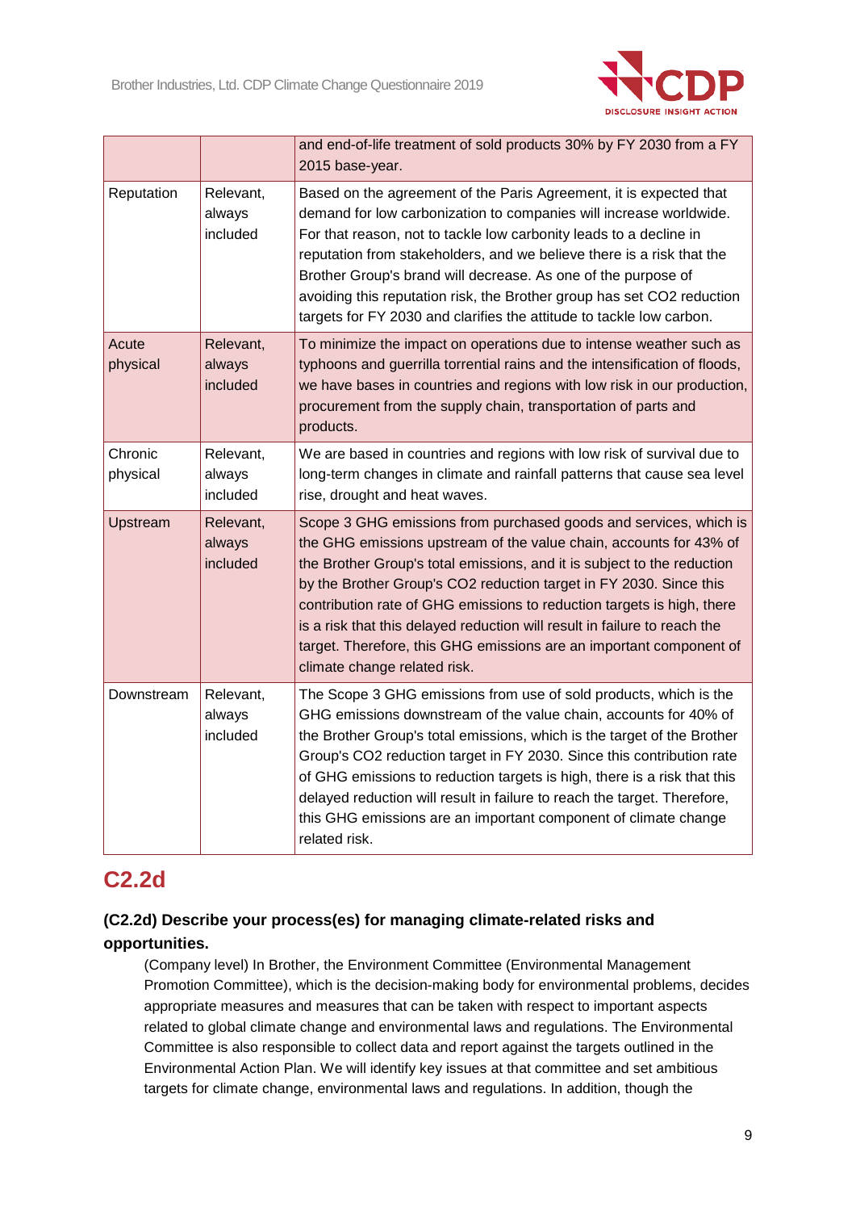|  |  | and end-of-life treatment of sold products 30% by FY 2030 from a FY 2015 base-year. |
|---|---|---|
| Reputation | Relevant, always included | Based on the agreement of the Paris Agreement, it is expected that demand for low carbonization to companies will increase worldwide. For that reason, not to tackle low carbonity leads to a decline in reputation from stakeholders, and we believe there is a risk that the Brother Group's brand will decrease. As one of the purpose of avoiding this reputation risk, the Brother group has set CO2 reduction targets for FY 2030 and clarifies the attitude to tackle low carbon. |
| Acute physical | Relevant, always included | To minimize the impact on operations due to intense weather such as typhoons and guerrilla torrential rains and the intensification of floods, we have bases in countries and regions with low risk in our production, procurement from the supply chain, transportation of parts and products. |
| Chronic physical | Relevant, always included | We are based in countries and regions with low risk of survival due to long-term changes in climate and rainfall patterns that cause sea level rise, drought and heat waves. |
| Upstream | Relevant, always included | Scope 3 GHG emissions from purchased goods and services, which is the GHG emissions upstream of the value chain, accounts for 43% of the Brother Group's total emissions, and it is subject to the reduction by the Brother Group's CO2 reduction target in FY 2030. Since this contribution rate of GHG emissions to reduction targets is high, there is a risk that this delayed reduction will result in failure to reach the target. Therefore, this GHG emissions are an important component of climate change related risk. |
| Downstream | Relevant, always included | The Scope 3 GHG emissions from use of sold products, which is the GHG emissions downstream of the value chain, accounts for 40% of the Brother Group's total emissions, which is the target of the Brother Group's CO2 reduction target in FY 2030. Since this contribution rate of GHG emissions to reduction targets is high, there is a risk that this delayed reduction will result in failure to reach the target. Therefore, this GHG emissions are an important component of climate change related risk. |

## C2.2d

**(C2.2d) Describe your process(es) for managing climate-related risks and opportunities.**

(Company level) In Brother, the Environment Committee (Environmental Management Promotion Committee), which is the decision-making body for environmental problems, decides appropriate measures and measures that can be taken with respect to important aspects related to global climate change and environmental laws and regulations. The Environmental Committee is also responsible to collect data and report against the targets outlined in the Environmental Action Plan. We will identify key issues at that committee and set ambitious targets for climate change, environmental laws and regulations. In addition, though the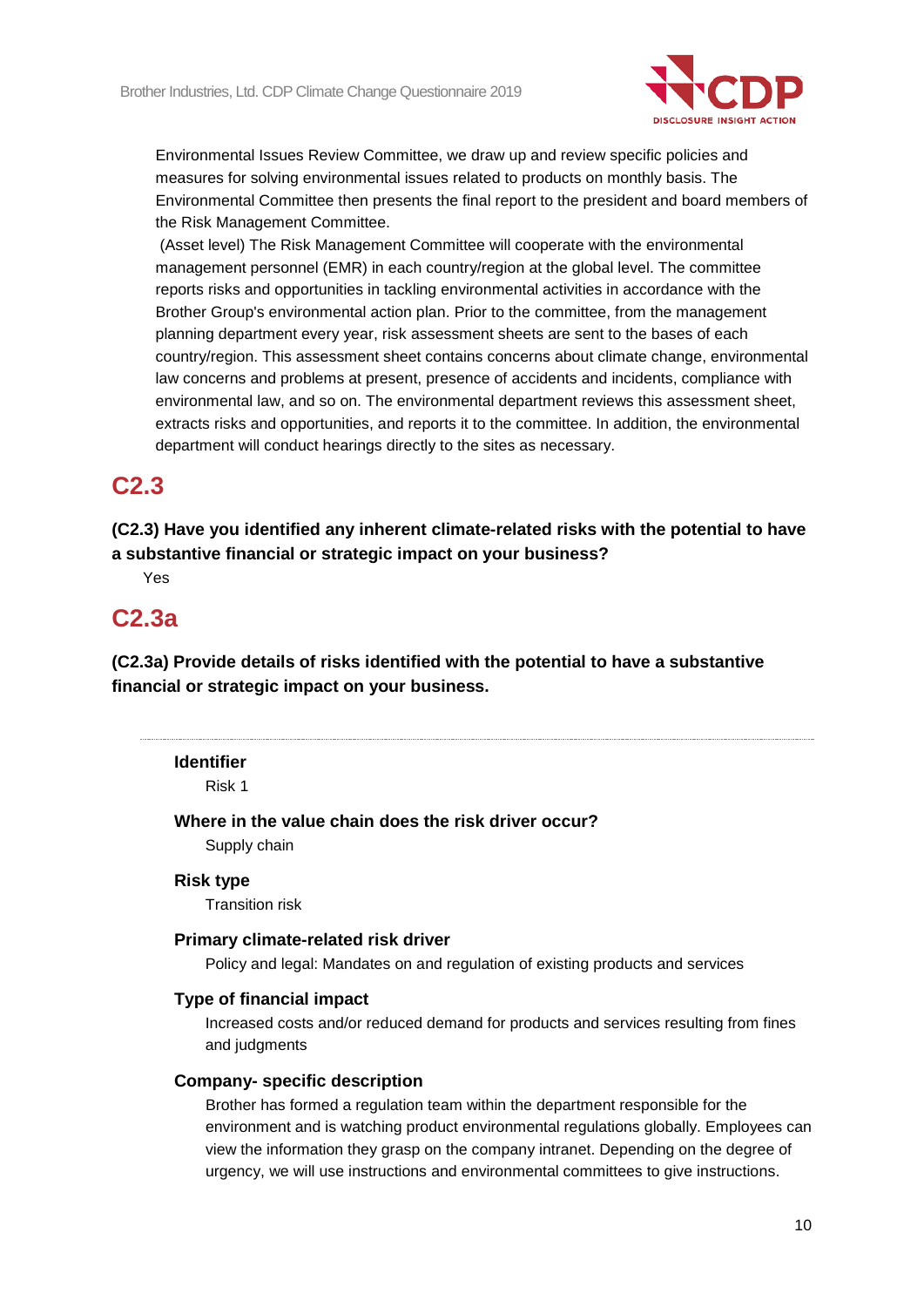Environmental Issues Review Committee, we draw up and review specific policies and measures for solving environmental issues related to products on monthly basis. The Environmental Committee then presents the final report to the president and board members of the Risk Management Committee.

(Asset level) The Risk Management Committee will cooperate with the environmental management personnel (EMR) in each country/region at the global level. The committee reports risks and opportunities in tackling environmental activities in accordance with the Brother Group's environmental action plan. Prior to the committee, from the management planning department every year, risk assessment sheets are sent to the bases of each country/region. This assessment sheet contains concerns about climate change, environmental law concerns and problems at present, presence of accidents and incidents, compliance with environmental law, and so on. The environmental department reviews this assessment sheet, extracts risks and opportunities, and reports it to the committee. In addition, the environmental department will conduct hearings directly to the sites as necessary.

## C2.3

**(C2.3) Have you identified any inherent climate-related risks with the potential to have a substantive financial or strategic impact on your business?**

Yes

## C2.3a

**(C2.3a) Provide details of risks identified with the potential to have a substantive financial or strategic impact on your business.**

---

**Identifier**

Risk 1

**Where in the value chain does the risk driver occur?**

Supply chain

**Risk type**

Transition risk

**Primary climate-related risk driver**

Policy and legal: Mandates on and regulation of existing products and services

**Type of financial impact**

Increased costs and/or reduced demand for products and services resulting from fines and judgments

**Company- specific description**

Brother has formed a regulation team within the department responsible for the environment and is watching product environmental regulations globally. Employees can view the information they grasp on the company intranet. Depending on the degree of urgency, we will use instructions and environmental committees to give instructions.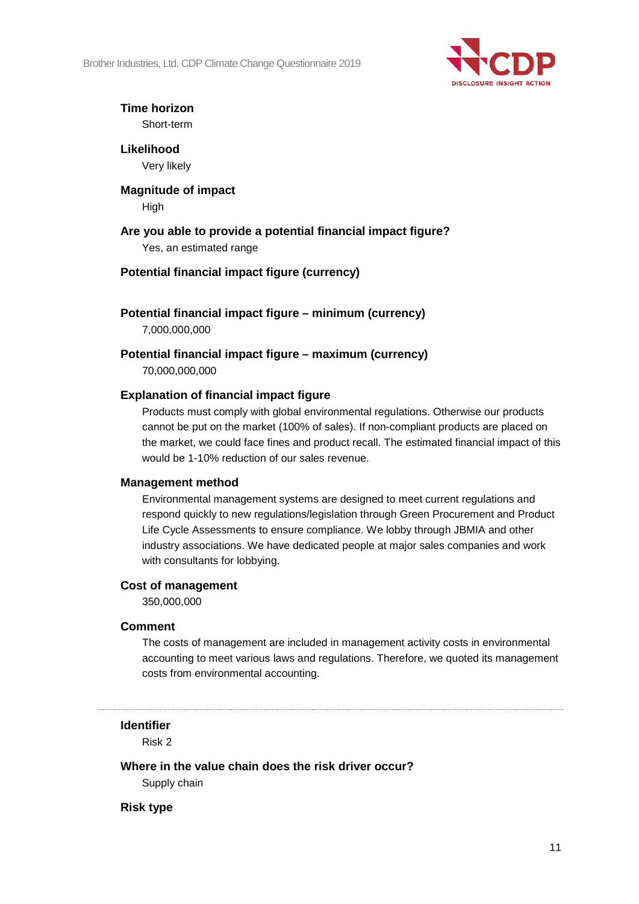**Time horizon**

Short-term

**Likelihood**

Very likely

**Magnitude of impact**

High

**Are you able to provide a potential financial impact figure?**

Yes, an estimated range

**Potential financial impact figure (currency)**

**Potential financial impact figure – minimum (currency)**

7,000,000,000

**Potential financial impact figure – maximum (currency)**

70,000,000,000

**Explanation of financial impact figure**

Products must comply with global environmental regulations. Otherwise our products cannot be put on the market (100% of sales). If non-compliant products are placed on the market, we could face fines and product recall. The estimated financial impact of this would be 1-10% reduction of our sales revenue.

**Management method**

Environmental management systems are designed to meet current regulations and respond quickly to new regulations/legislation through Green Procurement and Product Life Cycle Assessments to ensure compliance. We lobby through JBMIA and other industry associations. We have dedicated people at major sales companies and work with consultants for lobbying.

**Cost of management**

350,000,000

**Comment**

The costs of management are included in management activity costs in environmental accounting to meet various laws and regulations. Therefore, we quoted its management costs from environmental accounting.

---

**Identifier**

Risk 2

**Where in the value chain does the risk driver occur?**

Supply chain

**Risk type**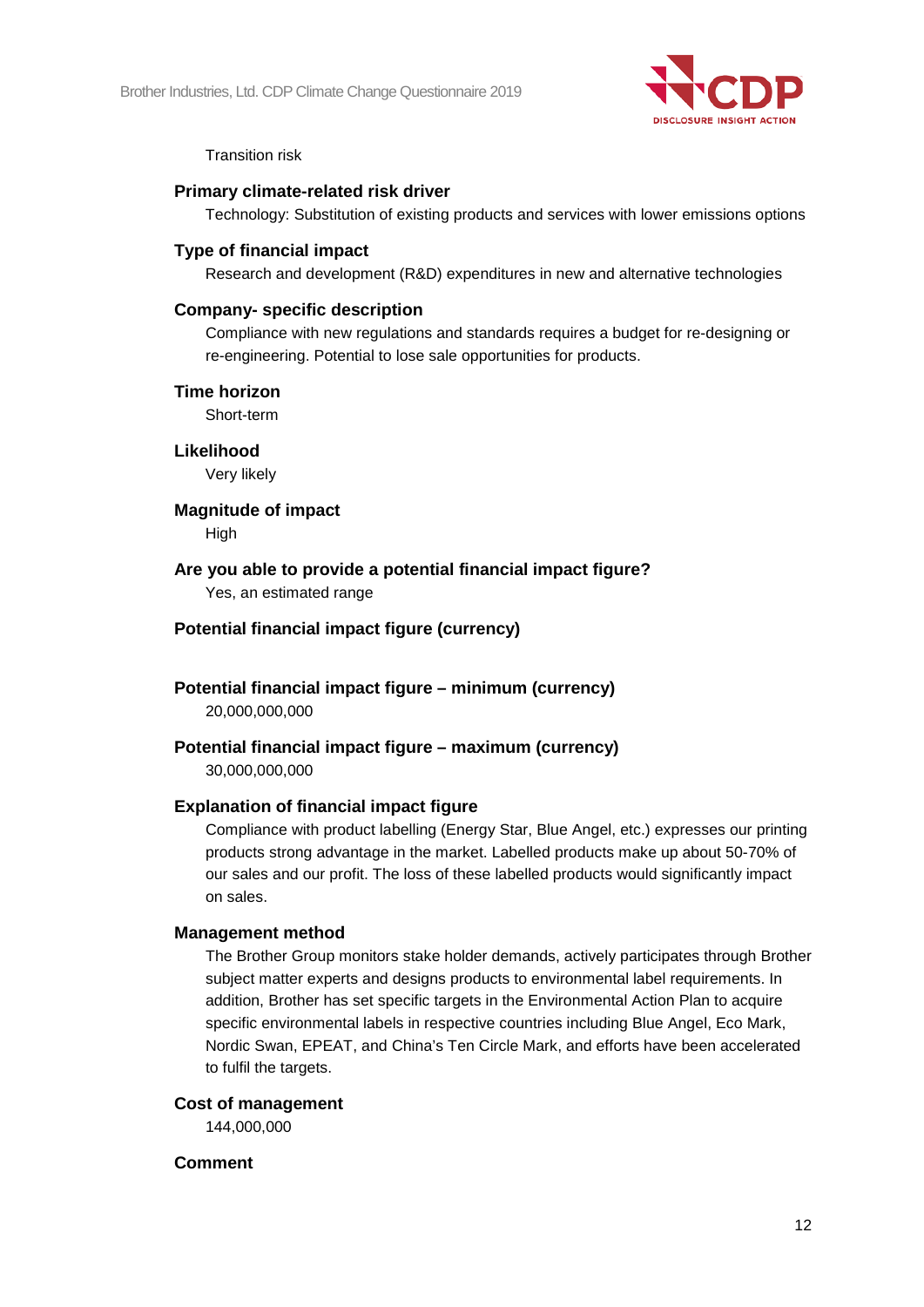Transition risk

**Primary climate-related risk driver**

Technology: Substitution of existing products and services with lower emissions options

**Type of financial impact**

Research and development (R&D) expenditures in new and alternative technologies

**Company- specific description**

Compliance with new regulations and standards requires a budget for re-designing or re-engineering. Potential to lose sale opportunities for products.

**Time horizon**

Short-term

**Likelihood**

Very likely

**Magnitude of impact**

High

**Are you able to provide a potential financial impact figure?**

Yes, an estimated range

**Potential financial impact figure (currency)**

**Potential financial impact figure – minimum (currency)**

20,000,000,000

**Potential financial impact figure – maximum (currency)**

30,000,000,000

**Explanation of financial impact figure**

Compliance with product labelling (Energy Star, Blue Angel, etc.) expresses our printing products strong advantage in the market. Labelled products make up about 50-70% of our sales and our profit. The loss of these labelled products would significantly impact on sales.

**Management method**

The Brother Group monitors stake holder demands, actively participates through Brother subject matter experts and designs products to environmental label requirements. In addition, Brother has set specific targets in the Environmental Action Plan to acquire specific environmental labels in respective countries including Blue Angel, Eco Mark, Nordic Swan, EPEAT, and China's Ten Circle Mark, and efforts have been accelerated to fulfil the targets.

**Cost of management**

144,000,000

**Comment**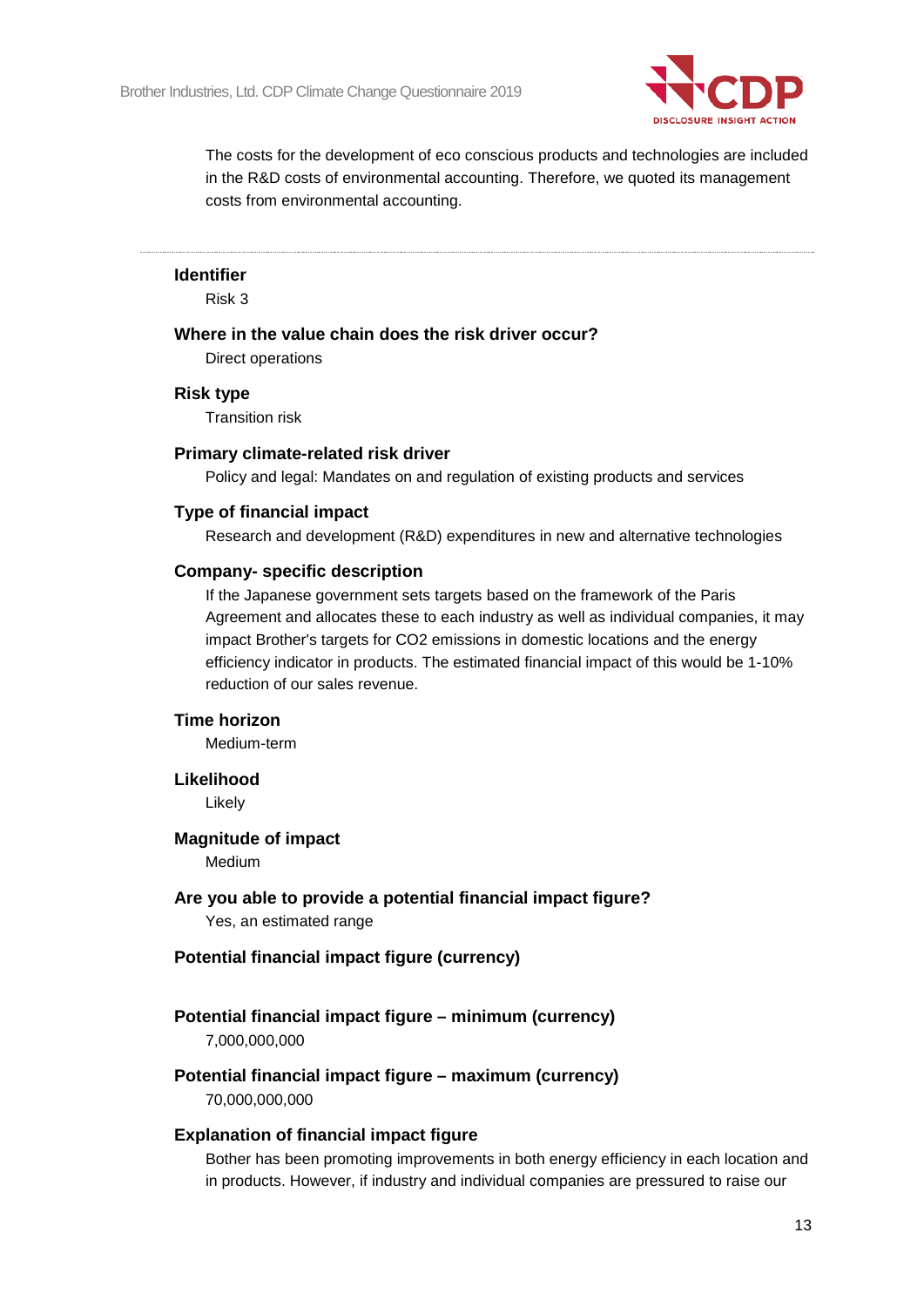The costs for the development of eco conscious products and technologies are included in the R&D costs of environmental accounting. Therefore, we quoted its management costs from environmental accounting.

---

**Identifier**

Risk 3

**Where in the value chain does the risk driver occur?**

Direct operations

**Risk type**

Transition risk

**Primary climate-related risk driver**

Policy and legal: Mandates on and regulation of existing products and services

**Type of financial impact**

Research and development (R&D) expenditures in new and alternative technologies

**Company- specific description**

If the Japanese government sets targets based on the framework of the Paris Agreement and allocates these to each industry as well as individual companies, it may impact Brother's targets for CO2 emissions in domestic locations and the energy efficiency indicator in products. The estimated financial impact of this would be 1-10% reduction of our sales revenue.

**Time horizon**

Medium-term

**Likelihood**

Likely

**Magnitude of impact**

Medium

**Are you able to provide a potential financial impact figure?**

Yes, an estimated range

**Potential financial impact figure (currency)**

**Potential financial impact figure – minimum (currency)**

7,000,000,000

**Potential financial impact figure – maximum (currency)**

70,000,000,000

**Explanation of financial impact figure**

Bother has been promoting improvements in both energy efficiency in each location and in products. However, if industry and individual companies are pressured to raise our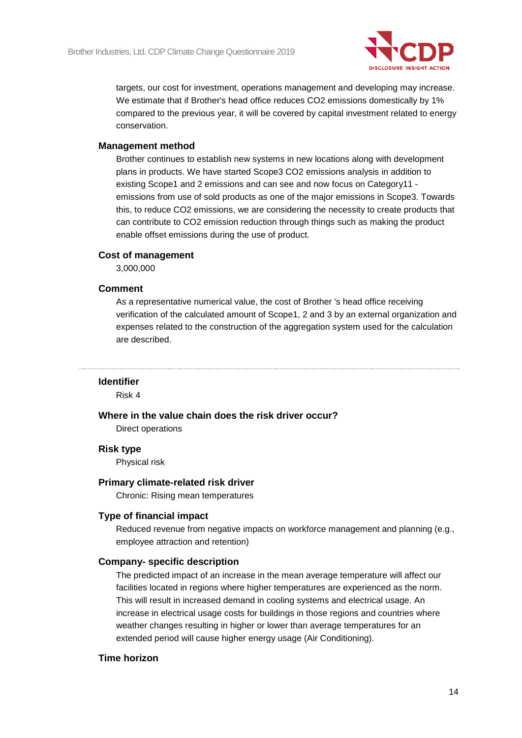targets, our cost for investment, operations management and developing may increase. We estimate that if Brother's head office reduces $CO_2$ emissions domestically by 1% compared to the previous year, it will be covered by capital investment related to energy conservation.

#### Management method

Brother continues to establish new systems in new locations along with development plans in products. We have started Scope3 $CO_2$ emissions analysis in addition to existing Scope1 and 2 emissions and can see and now focus on Category11 - emissions from use of sold products as one of the major emissions in Scope3. Towards this, to reduce $CO_2$ emissions, we are considering the necessity to create products that can contribute to $CO_2$ emission reduction through things such as making the product enable offset emissions during the use of product.

#### Cost of management

3,000,000

#### Comment

As a representative numerical value, the cost of Brother 's head office receiving verification of the calculated amount of Scope1, 2 and 3 by an external organization and expenses related to the construction of the aggregation system used for the calculation are described.

---

#### Identifier

Risk 4

#### Where in the value chain does the risk driver occur?

Direct operations

#### Risk type

Physical risk

#### Primary climate-related risk driver

Chronic: Rising mean temperatures

#### Type of financial impact

Reduced revenue from negative impacts on workforce management and planning (e.g., employee attraction and retention)

#### Company- specific description

The predicted impact of an increase in the mean average temperature will affect our facilities located in regions where higher temperatures are experienced as the norm. This will result in increased demand in cooling systems and electrical usage. An increase in electrical usage costs for buildings in those regions and countries where weather changes resulting in higher or lower than average temperatures for an extended period will cause higher energy usage (Air Conditioning).

#### Time horizon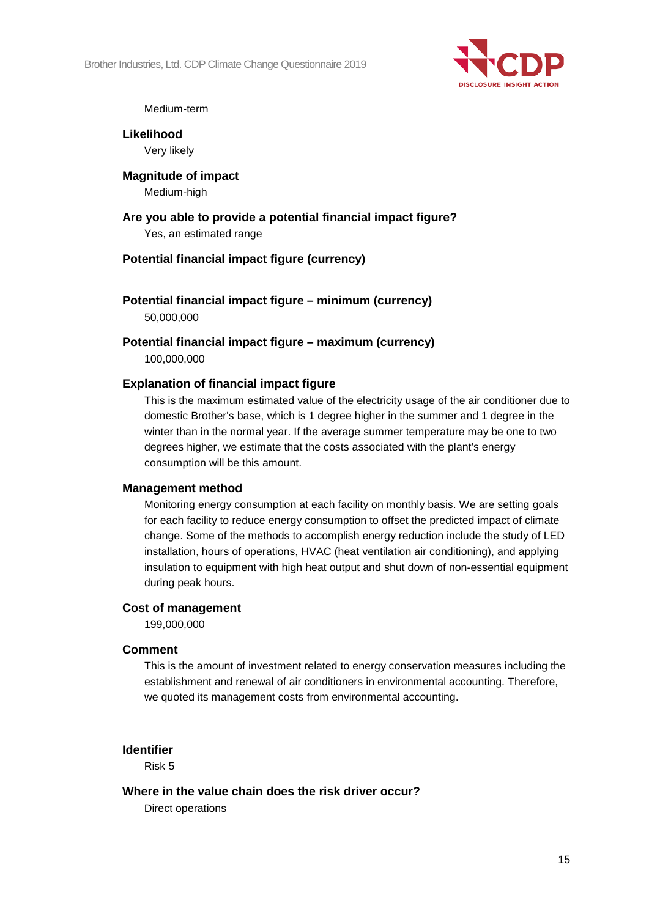Medium-term

**Likelihood**

Very likely

**Magnitude of impact**

Medium-high

**Are you able to provide a potential financial impact figure?**

Yes, an estimated range

**Potential financial impact figure (currency)**

**Potential financial impact figure – minimum (currency)**

50,000,000

**Potential financial impact figure – maximum (currency)**

100,000,000

**Explanation of financial impact figure**

This is the maximum estimated value of the electricity usage of the air conditioner due to domestic Brother's base, which is 1 degree higher in the summer and 1 degree in the winter than in the normal year. If the average summer temperature may be one to two degrees higher, we estimate that the costs associated with the plant's energy consumption will be this amount.

**Management method**

Monitoring energy consumption at each facility on monthly basis. We are setting goals for each facility to reduce energy consumption to offset the predicted impact of climate change. Some of the methods to accomplish energy reduction include the study of LED installation, hours of operations, HVAC (heat ventilation air conditioning), and applying insulation to equipment with high heat output and shut down of non-essential equipment during peak hours.

**Cost of management**

199,000,000

**Comment**

This is the amount of investment related to energy conservation measures including the establishment and renewal of air conditioners in environmental accounting. Therefore, we quoted its management costs from environmental accounting.

---

**Identifier**

Risk 5

**Where in the value chain does the risk driver occur?**

Direct operations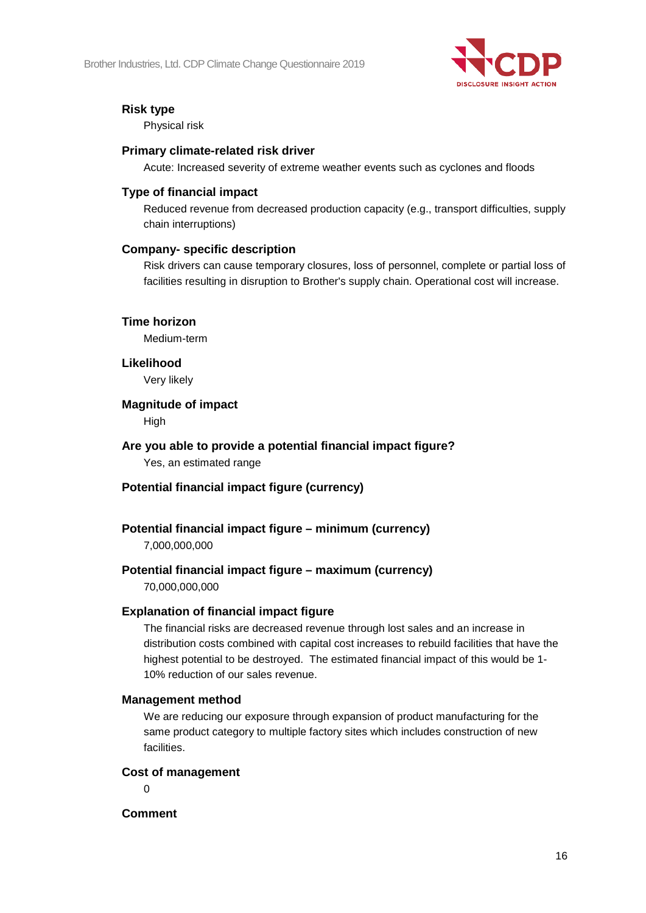**Risk type**

Physical risk

**Primary climate-related risk driver**

Acute: Increased severity of extreme weather events such as cyclones and floods

**Type of financial impact**

Reduced revenue from decreased production capacity (e.g., transport difficulties, supply chain interruptions)

**Company- specific description**

Risk drivers can cause temporary closures, loss of personnel, complete or partial loss of facilities resulting in disruption to Brother's supply chain. Operational cost will increase.

**Time horizon**

Medium-term

**Likelihood**

Very likely

**Magnitude of impact**

High

**Are you able to provide a potential financial impact figure?**

Yes, an estimated range

**Potential financial impact figure (currency)**

**Potential financial impact figure – minimum (currency)**

7,000,000,000

**Potential financial impact figure – maximum (currency)**

70,000,000,000

**Explanation of financial impact figure**

The financial risks are decreased revenue through lost sales and an increase in distribution costs combined with capital cost increases to rebuild facilities that have the highest potential to be destroyed. The estimated financial impact of this would be 1-10% reduction of our sales revenue.

**Management method**

We are reducing our exposure through expansion of product manufacturing for the same product category to multiple factory sites which includes construction of new facilities.

**Cost of management**

0

**Comment**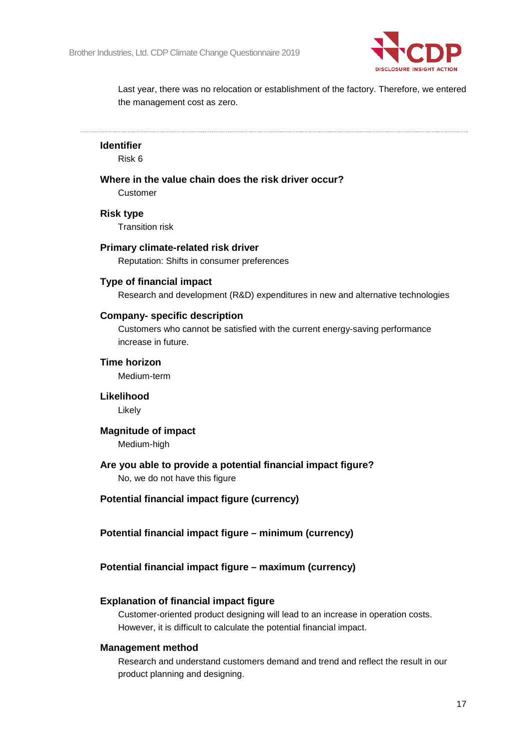Last year, there was no relocation or establishment of the factory. Therefore, we entered the management cost as zero.

---

**Identifier**

Risk 6

**Where in the value chain does the risk driver occur?**

Customer

**Risk type**

Transition risk

**Primary climate-related risk driver**

Reputation: Shifts in consumer preferences

**Type of financial impact**

Research and development (R&D) expenditures in new and alternative technologies

**Company- specific description**

Customers who cannot be satisfied with the current energy-saving performance increase in future.

**Time horizon**

Medium-term

**Likelihood**

Likely

**Magnitude of impact**

Medium-high

**Are you able to provide a potential financial impact figure?**

No, we do not have this figure

**Potential financial impact figure (currency)**

**Potential financial impact figure – minimum (currency)**

**Potential financial impact figure – maximum (currency)**

**Explanation of financial impact figure**

Customer-oriented product designing will lead to an increase in operation costs. However, it is difficult to calculate the potential financial impact.

**Management method**

Research and understand customers demand and trend and reflect the result in our product planning and designing.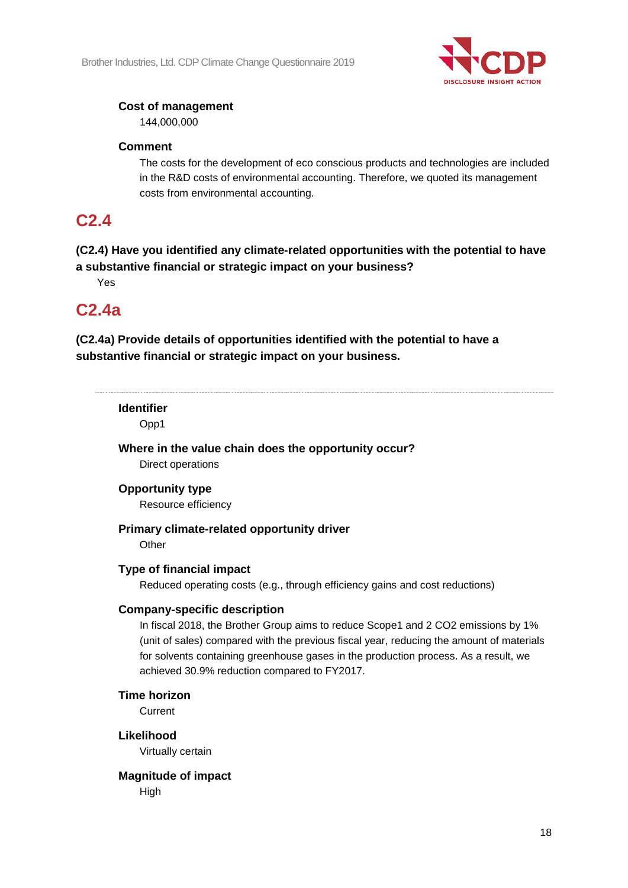**Cost of management**

144,000,000

**Comment**

The costs for the development of eco conscious products and technologies are included in the R&D costs of environmental accounting. Therefore, we quoted its management costs from environmental accounting.

## C2.4

**(C2.4) Have you identified any climate-related opportunities with the potential to have a substantive financial or strategic impact on your business?**

Yes

## C2.4a

**(C2.4a) Provide details of opportunities identified with the potential to have a substantive financial or strategic impact on your business.**

---

**Identifier**

Opp1

**Where in the value chain does the opportunity occur?**

Direct operations

**Opportunity type**

Resource efficiency

**Primary climate-related opportunity driver**

Other

**Type of financial impact**

Reduced operating costs (e.g., through efficiency gains and cost reductions)

**Company-specific description**

In fiscal 2018, the Brother Group aims to reduce Scope1 and 2 $CO_2$ emissions by 1% (unit of sales) compared with the previous fiscal year, reducing the amount of materials for solvents containing greenhouse gases in the production process. As a result, we achieved 30.9% reduction compared to FY2017.

**Time horizon**

Current

**Likelihood**

Virtually certain

**Magnitude of impact**

High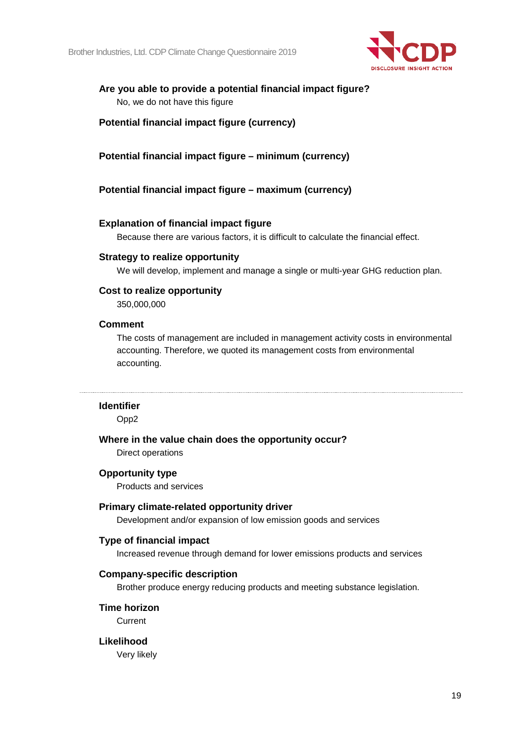**Are you able to provide a potential financial impact figure?**

No, we do not have this figure

**Potential financial impact figure (currency)**

**Potential financial impact figure – minimum (currency)**

**Potential financial impact figure – maximum (currency)**

**Explanation of financial impact figure**

Because there are various factors, it is difficult to calculate the financial effect.

**Strategy to realize opportunity**

We will develop, implement and manage a single or multi-year GHG reduction plan.

**Cost to realize opportunity**

350,000,000

**Comment**

The costs of management are included in management activity costs in environmental accounting. Therefore, we quoted its management costs from environmental accounting.

---

**Identifier**

Opp2

**Where in the value chain does the opportunity occur?**

Direct operations

**Opportunity type**

Products and services

**Primary climate-related opportunity driver**

Development and/or expansion of low emission goods and services

**Type of financial impact**

Increased revenue through demand for lower emissions products and services

**Company-specific description**

Brother produce energy reducing products and meeting substance legislation.

**Time horizon**

Current

**Likelihood**

Very likely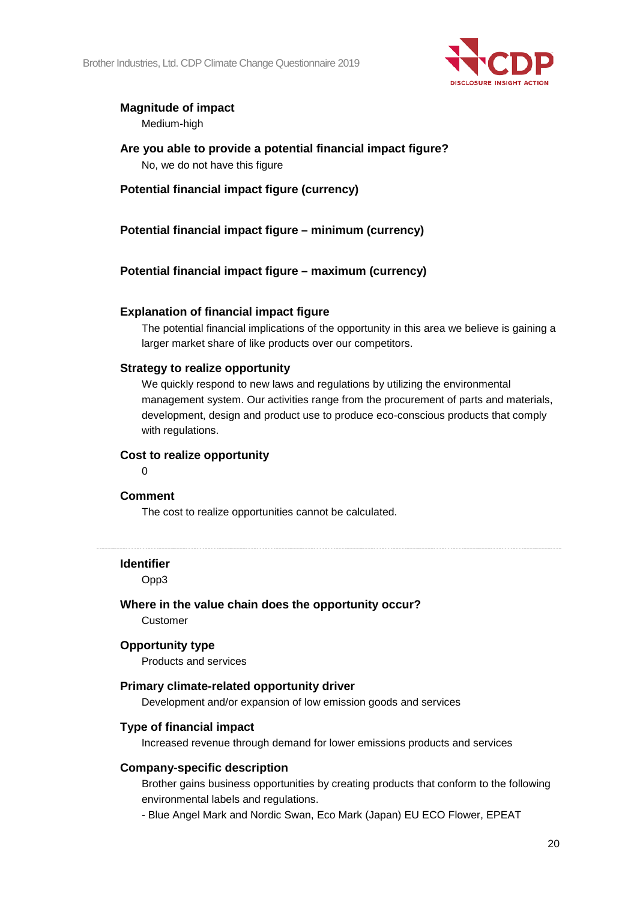**Magnitude of impact**

Medium-high

**Are you able to provide a potential financial impact figure?**

No, we do not have this figure

**Potential financial impact figure (currency)**

**Potential financial impact figure – minimum (currency)**

**Potential financial impact figure – maximum (currency)**

**Explanation of financial impact figure**

The potential financial implications of the opportunity in this area we believe is gaining a larger market share of like products over our competitors.

**Strategy to realize opportunity**

We quickly respond to new laws and regulations by utilizing the environmental management system. Our activities range from the procurement of parts and materials, development, design and product use to produce eco-conscious products that comply with regulations.

**Cost to realize opportunity**

0

**Comment**

The cost to realize opportunities cannot be calculated.

---

**Identifier**

Opp3

**Where in the value chain does the opportunity occur?**

Customer

**Opportunity type**

Products and services

**Primary climate-related opportunity driver**

Development and/or expansion of low emission goods and services

**Type of financial impact**

Increased revenue through demand for lower emissions products and services

**Company-specific description**

Brother gains business opportunities by creating products that conform to the following environmental labels and regulations.

- Blue Angel Mark and Nordic Swan, Eco Mark (Japan) EU ECO Flower, EPEAT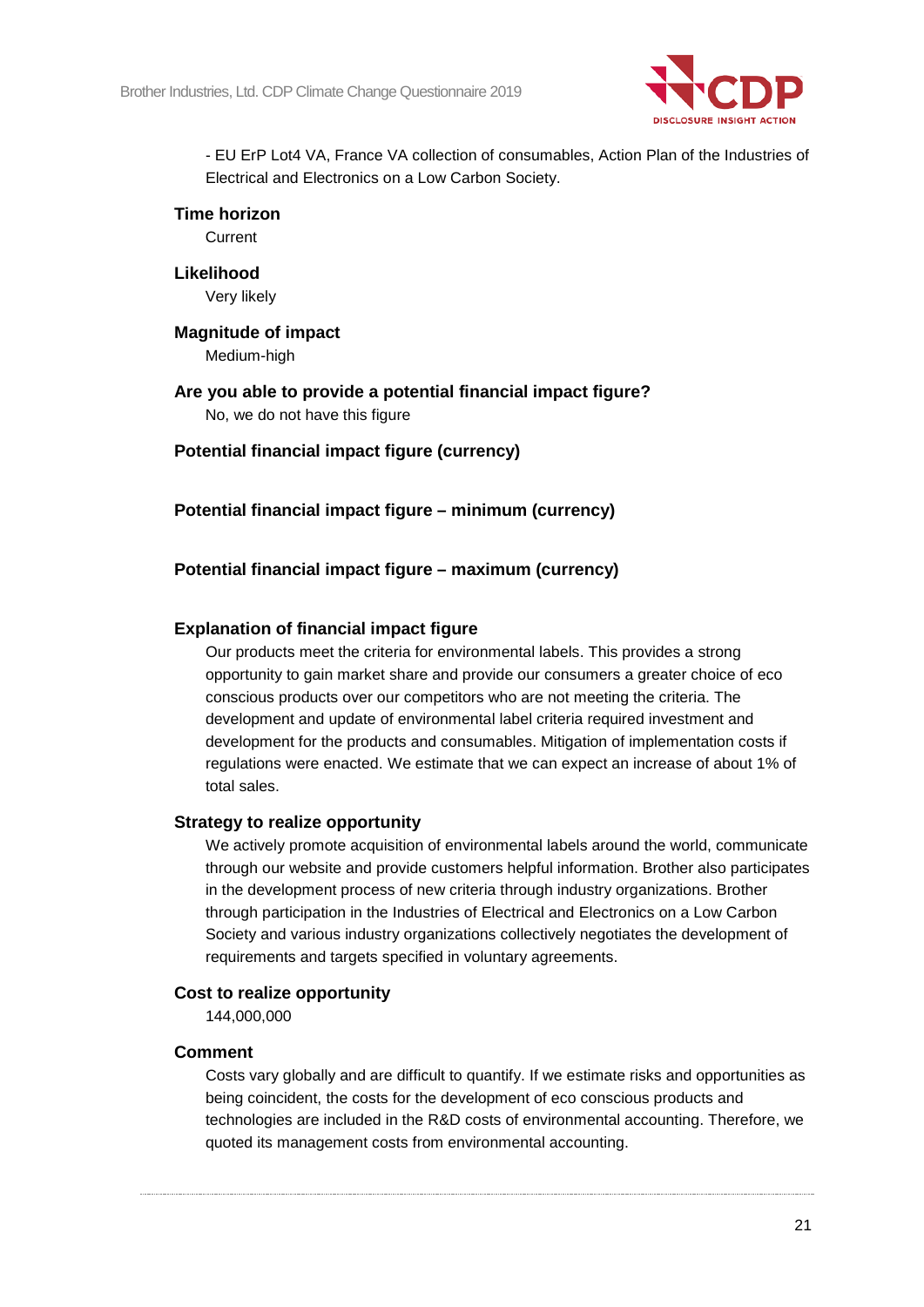- EU ErP Lot4 VA, France VA collection of consumables, Action Plan of the Industries of Electrical and Electronics on a Low Carbon Society.

**Time horizon**

Current

**Likelihood**

Very likely

**Magnitude of impact**

Medium-high

**Are you able to provide a potential financial impact figure?**

No, we do not have this figure

**Potential financial impact figure (currency)**

**Potential financial impact figure – minimum (currency)**

**Potential financial impact figure – maximum (currency)**

**Explanation of financial impact figure**

Our products meet the criteria for environmental labels. This provides a strong opportunity to gain market share and provide our consumers a greater choice of eco conscious products over our competitors who are not meeting the criteria. The development and update of environmental label criteria required investment and development for the products and consumables. Mitigation of implementation costs if regulations were enacted. We estimate that we can expect an increase of about 1% of total sales.

**Strategy to realize opportunity**

We actively promote acquisition of environmental labels around the world, communicate through our website and provide customers helpful information. Brother also participates in the development process of new criteria through industry organizations. Brother through participation in the Industries of Electrical and Electronics on a Low Carbon Society and various industry organizations collectively negotiates the development of requirements and targets specified in voluntary agreements.

**Cost to realize opportunity**

144,000,000

**Comment**

Costs vary globally and are difficult to quantify. If we estimate risks and opportunities as being coincident, the costs for the development of eco conscious products and technologies are included in the R&D costs of environmental accounting. Therefore, we quoted its management costs from environmental accounting.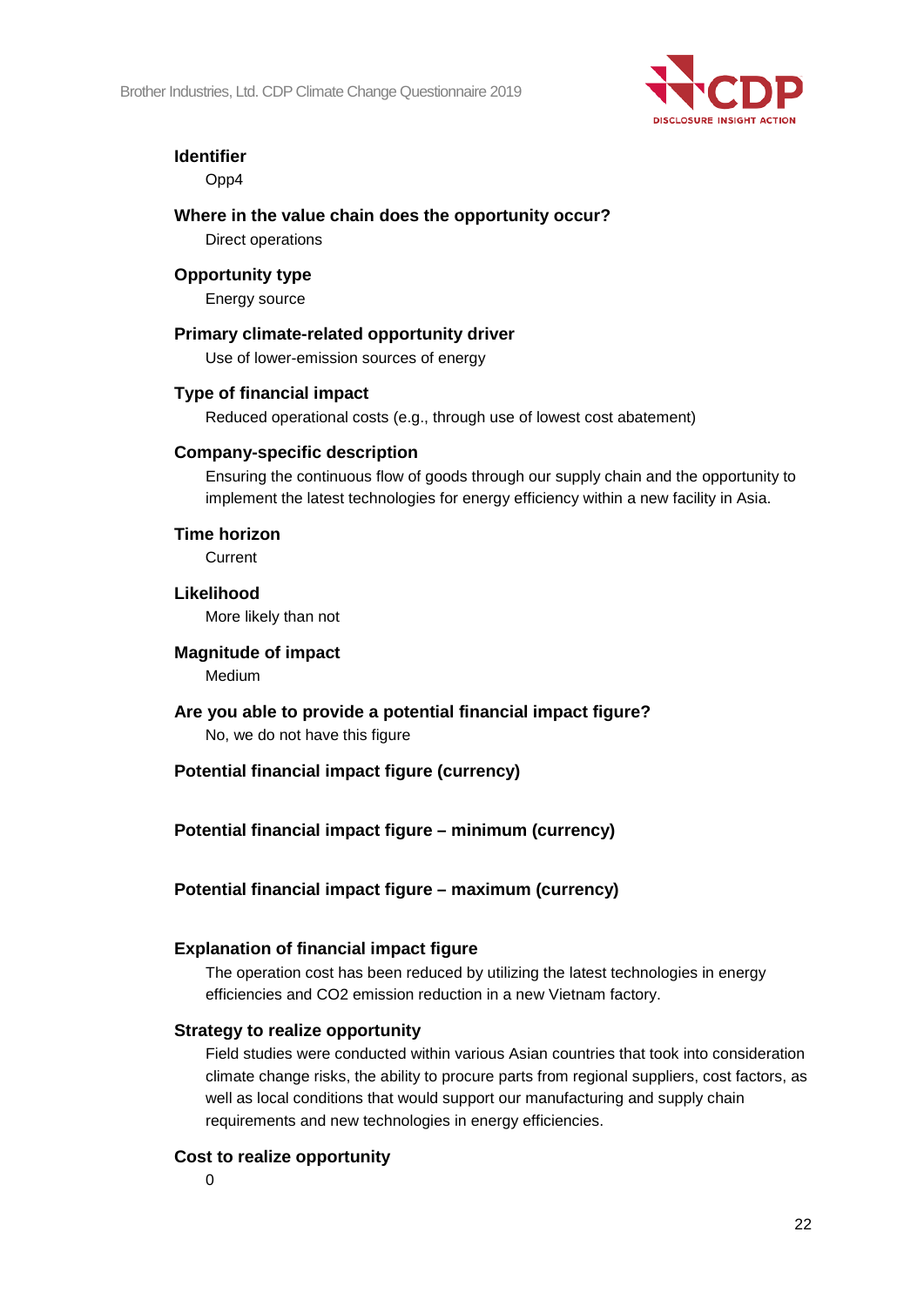**Identifier**

Opp4

**Where in the value chain does the opportunity occur?**

Direct operations

**Opportunity type**

Energy source

**Primary climate-related opportunity driver**

Use of lower-emission sources of energy

**Type of financial impact**

Reduced operational costs (e.g., through use of lowest cost abatement)

**Company-specific description**

Ensuring the continuous flow of goods through our supply chain and the opportunity to implement the latest technologies for energy efficiency within a new facility in Asia.

**Time horizon**

Current

**Likelihood**

More likely than not

**Magnitude of impact**

Medium

**Are you able to provide a potential financial impact figure?**

No, we do not have this figure

**Potential financial impact figure (currency)**

**Potential financial impact figure – minimum (currency)**

**Potential financial impact figure – maximum (currency)**

**Explanation of financial impact figure**

The operation cost has been reduced by utilizing the latest technologies in energy efficiencies and $CO_2$ emission reduction in a new Vietnam factory.

**Strategy to realize opportunity**

Field studies were conducted within various Asian countries that took into consideration climate change risks, the ability to procure parts from regional suppliers, cost factors, as well as local conditions that would support our manufacturing and supply chain requirements and new technologies in energy efficiencies.

**Cost to realize opportunity**

0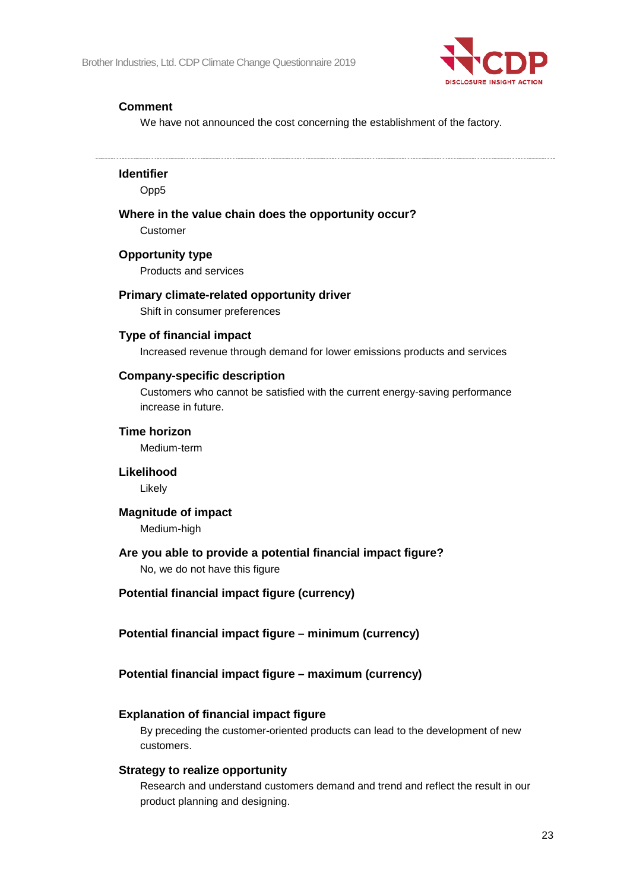**Comment**

We have not announced the cost concerning the establishment of the factory.

---

**Identifier**

Opp5

**Where in the value chain does the opportunity occur?**

Customer

**Opportunity type**

Products and services

**Primary climate-related opportunity driver**

Shift in consumer preferences

**Type of financial impact**

Increased revenue through demand for lower emissions products and services

**Company-specific description**

Customers who cannot be satisfied with the current energy-saving performance increase in future.

**Time horizon**

Medium-term

**Likelihood**

Likely

**Magnitude of impact**

Medium-high

**Are you able to provide a potential financial impact figure?**

No, we do not have this figure

**Potential financial impact figure (currency)**

**Potential financial impact figure – minimum (currency)**

**Potential financial impact figure – maximum (currency)**

**Explanation of financial impact figure**

By preceding the customer-oriented products can lead to the development of new customers.

**Strategy to realize opportunity**

Research and understand customers demand and trend and reflect the result in our product planning and designing.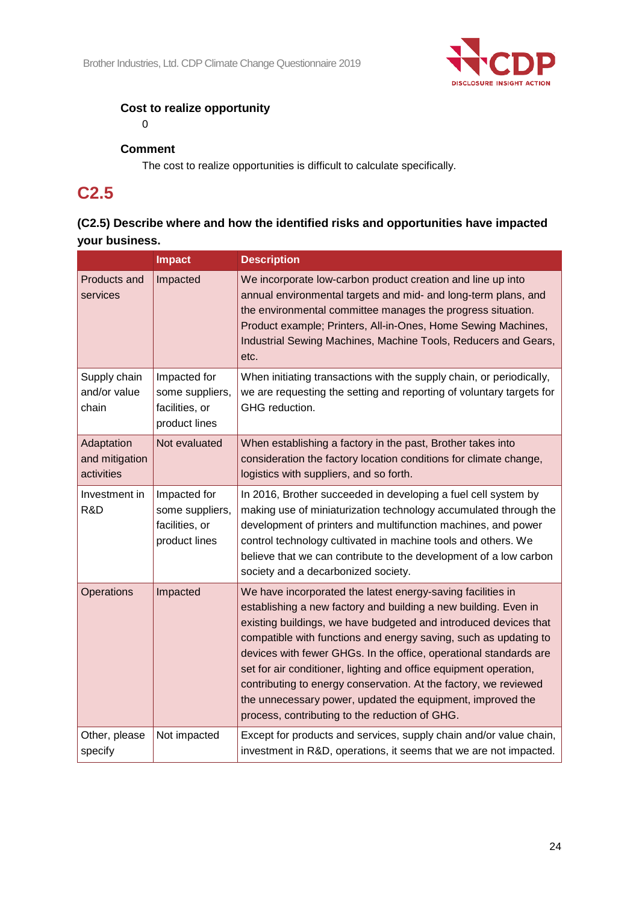**Cost to realize opportunity**

0

**Comment**

The cost to realize opportunities is difficult to calculate specifically.

# C2.5

**(C2.5) Describe where and how the identified risks and opportunities have impacted your business.**

| | Impact | Description |
|---|---|---|
| Products and services | Impacted | We incorporate low-carbon product creation and line up into annual environmental targets and mid- and long-term plans, and the environmental committee manages the progress situation. Product example; Printers, All-in-Ones, Home Sewing Machines, Industrial Sewing Machines, Machine Tools, Reducers and Gears, etc. |
| Supply chain and/or value chain | Impacted for some suppliers, facilities, or product lines | When initiating transactions with the supply chain, or periodically, we are requesting the setting and reporting of voluntary targets for GHG reduction. |
| Adaptation and mitigation activities | Not evaluated | When establishing a factory in the past, Brother takes into consideration the factory location conditions for climate change, logistics with suppliers, and so forth. |
| Investment in R&D | Impacted for some suppliers, facilities, or product lines | In 2016, Brother succeeded in developing a fuel cell system by making use of miniaturization technology accumulated through the development of printers and multifunction machines, and power control technology cultivated in machine tools and others. We believe that we can contribute to the development of a low carbon society and a decarbonized society. |
| Operations | Impacted | We have incorporated the latest energy-saving facilities in establishing a new factory and building a new building. Even in existing buildings, we have budgeted and introduced devices that compatible with functions and energy saving, such as updating to devices with fewer GHGs. In the office, operational standards are set for air conditioner, lighting and office equipment operation, contributing to energy conservation. At the factory, we reviewed the unnecessary power, updated the equipment, improved the process, contributing to the reduction of GHG. |
| Other, please specify | Not impacted | Except for products and services, supply chain and/or value chain, investment in R&D, operations, it seems that we are not impacted. |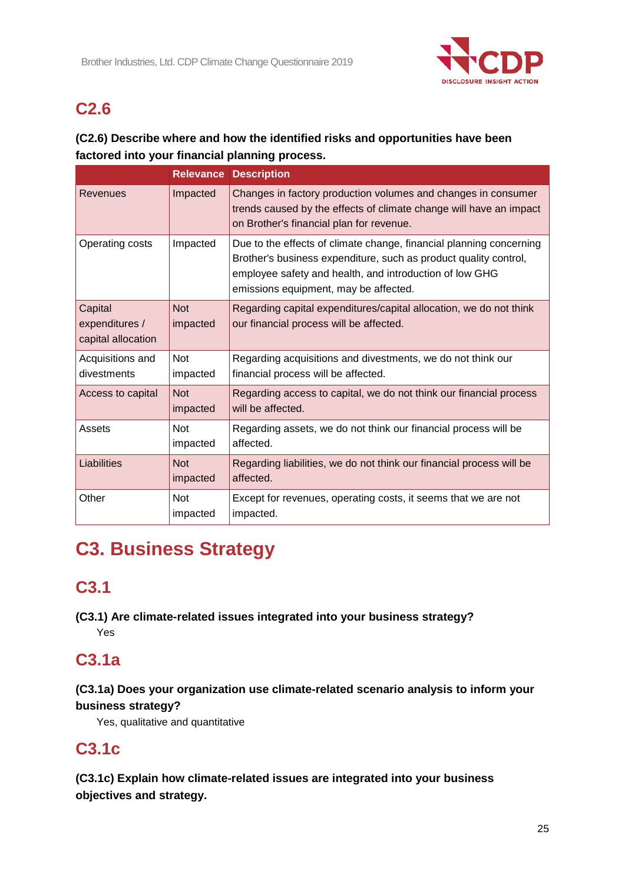## C2.6

**(C2.6) Describe where and how the identified risks and opportunities have been factored into your financial planning process.**

| | Relevance | Description |
|---|---|---|
| Revenues | Impacted | Changes in factory production volumes and changes in consumer trends caused by the effects of climate change will have an impact on Brother's financial plan for revenue. |
| Operating costs | Impacted | Due to the effects of climate change, financial planning concerning Brother's business expenditure, such as product quality control, employee safety and health, and introduction of low GHG emissions equipment, may be affected. |
| Capital expenditures / capital allocation | Not impacted | Regarding capital expenditures/capital allocation, we do not think our financial process will be affected. |
| Acquisitions and divestments | Not impacted | Regarding acquisitions and divestments, we do not think our financial process will be affected. |
| Access to capital | Not impacted | Regarding access to capital, we do not think our financial process will be affected. |
| Assets | Not impacted | Regarding assets, we do not think our financial process will be affected. |
| Liabilities | Not impacted | Regarding liabilities, we do not think our financial process will be affected. |
| Other | Not impacted | Except for revenues, operating costs, it seems that we are not impacted. |

# C3. Business Strategy

## C3.1

**(C3.1) Are climate-related issues integrated into your business strategy?**

Yes

## C3.1a

**(C3.1a) Does your organization use climate-related scenario analysis to inform your business strategy?**

Yes, qualitative and quantitative

## C3.1c

**(C3.1c) Explain how climate-related issues are integrated into your business objectives and strategy.**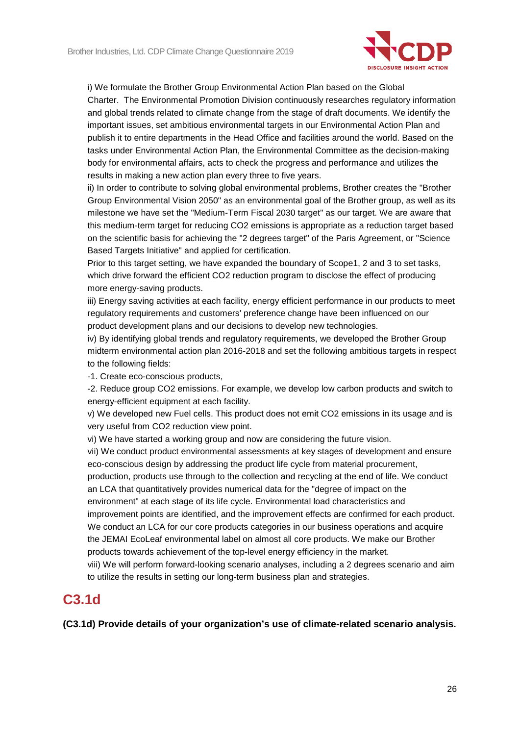i) We formulate the Brother Group Environmental Action Plan based on the Global Charter. The Environmental Promotion Division continuously researches regulatory information and global trends related to climate change from the stage of draft documents. We identify the important issues, set ambitious environmental targets in our Environmental Action Plan and publish it to entire departments in the Head Office and facilities around the world. Based on the tasks under Environmental Action Plan, the Environmental Committee as the decision-making body for environmental affairs, acts to check the progress and performance and utilizes the results in making a new action plan every three to five years.
ii) In order to contribute to solving global environmental problems, Brother creates the "Brother Group Environmental Vision 2050" as an environmental goal of the Brother group, as well as its milestone we have set the "Medium-Term Fiscal 2030 target" as our target. We are aware that this medium-term target for reducing $CO_2$ emissions is appropriate as a reduction target based on the scientific basis for achieving the "2 degrees target" of the Paris Agreement, or "Science Based Targets Initiative" and applied for certification.
Prior to this target setting, we have expanded the boundary of Scope1, 2 and 3 to set tasks, which drive forward the efficient $CO_2$ reduction program to disclose the effect of producing more energy-saving products.
iii) Energy saving activities at each facility, energy efficient performance in our products to meet regulatory requirements and customers' preference change have been influenced on our product development plans and our decisions to develop new technologies.
iv) By identifying global trends and regulatory requirements, we developed the Brother Group midterm environmental action plan 2016-2018 and set the following ambitious targets in respect to the following fields:
-1. Create eco-conscious products,
-2. Reduce group $CO_2$ emissions. For example, we develop low carbon products and switch to energy-efficient equipment at each facility.
v) We developed new Fuel cells. This product does not emit $CO_2$ emissions in its usage and is very useful from $CO_2$ reduction view point.
vi) We have started a working group and now are considering the future vision.
vii) We conduct product environmental assessments at key stages of development and ensure eco-conscious design by addressing the product life cycle from material procurement, production, products use through to the collection and recycling at the end of life. We conduct an LCA that quantitatively provides numerical data for the "degree of impact on the environment" at each stage of its life cycle. Environmental load characteristics and improvement points are identified, and the improvement effects are confirmed for each product. We conduct an LCA for our core products categories in our business operations and acquire the JEMAI EcoLeaf environmental label on almost all core products. We make our Brother products towards achievement of the top-level energy efficiency in the market.
viii) We will perform forward-looking scenario analyses, including a 2 degrees scenario and aim to utilize the results in setting our long-term business plan and strategies.

## C3.1d

**(C3.1d) Provide details of your organization's use of climate-related scenario analysis.**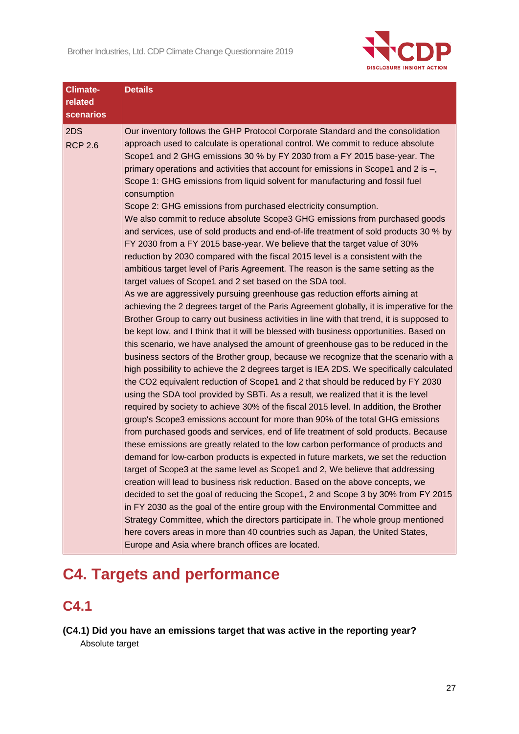| Climate-related scenarios | Details |
| --- | --- |
| 2DS<br>RCP 2.6 | Our inventory follows the GHP Protocol Corporate Standard and the consolidation approach used to calculate is operational control. We commit to reduce absolute Scope1 and 2 GHG emissions 30 % by FY 2030 from a FY 2015 base-year. The primary operations and activities that account for emissions in Scope1 and 2 is –,<br>Scope 1: GHG emissions from liquid solvent for manufacturing and fossil fuel consumption<br>Scope 2: GHG emissions from purchased electricity consumption.<br>We also commit to reduce absolute Scope3 GHG emissions from purchased goods and services, use of sold products and end-of-life treatment of sold products 30 % by FY 2030 from a FY 2015 base-year. We believe that the target value of 30% reduction by 2030 compared with the fiscal 2015 level is a consistent with the ambitious target level of Paris Agreement. The reason is the same setting as the target values of Scope1 and 2 set based on the SDA tool.<br>As we are aggressively pursuing greenhouse gas reduction efforts aiming at achieving the 2 degrees target of the Paris Agreement globally, it is imperative for the Brother Group to carry out business activities in line with that trend, it is supposed to be kept low, and I think that it will be blessed with business opportunities. Based on this scenario, we have analysed the amount of greenhouse gas to be reduced in the business sectors of the Brother group, because we recognize that the scenario with a high possibility to achieve the 2 degrees target is IEA 2DS. We specifically calculated the CO2 equivalent reduction of Scope1 and 2 that should be reduced by FY 2030 using the SDA tool provided by SBTi. As a result, we realized that it is the level required by society to achieve 30% of the fiscal 2015 level. In addition, the Brother group's Scope3 emissions account for more than 90% of the total GHG emissions from purchased goods and services, end of life treatment of sold products. Because these emissions are greatly related to the low carbon performance of products and demand for low-carbon products is expected in future markets, we set the reduction target of Scope3 at the same level as Scope1 and 2, We believe that addressing creation will lead to business risk reduction. Based on the above concepts, we decided to set the goal of reducing the Scope1, 2 and Scope 3 by 30% from FY 2015 in FY 2030 as the goal of the entire group with the Environmental Committee and Strategy Committee, which the directors participate in. The whole group mentioned here covers areas in more than 40 countries such as Japan, the United States, Europe and Asia where branch offices are located. |

# C4. Targets and performance

## C4.1

**(C4.1) Did you have an emissions target that was active in the reporting year?**

Absolute target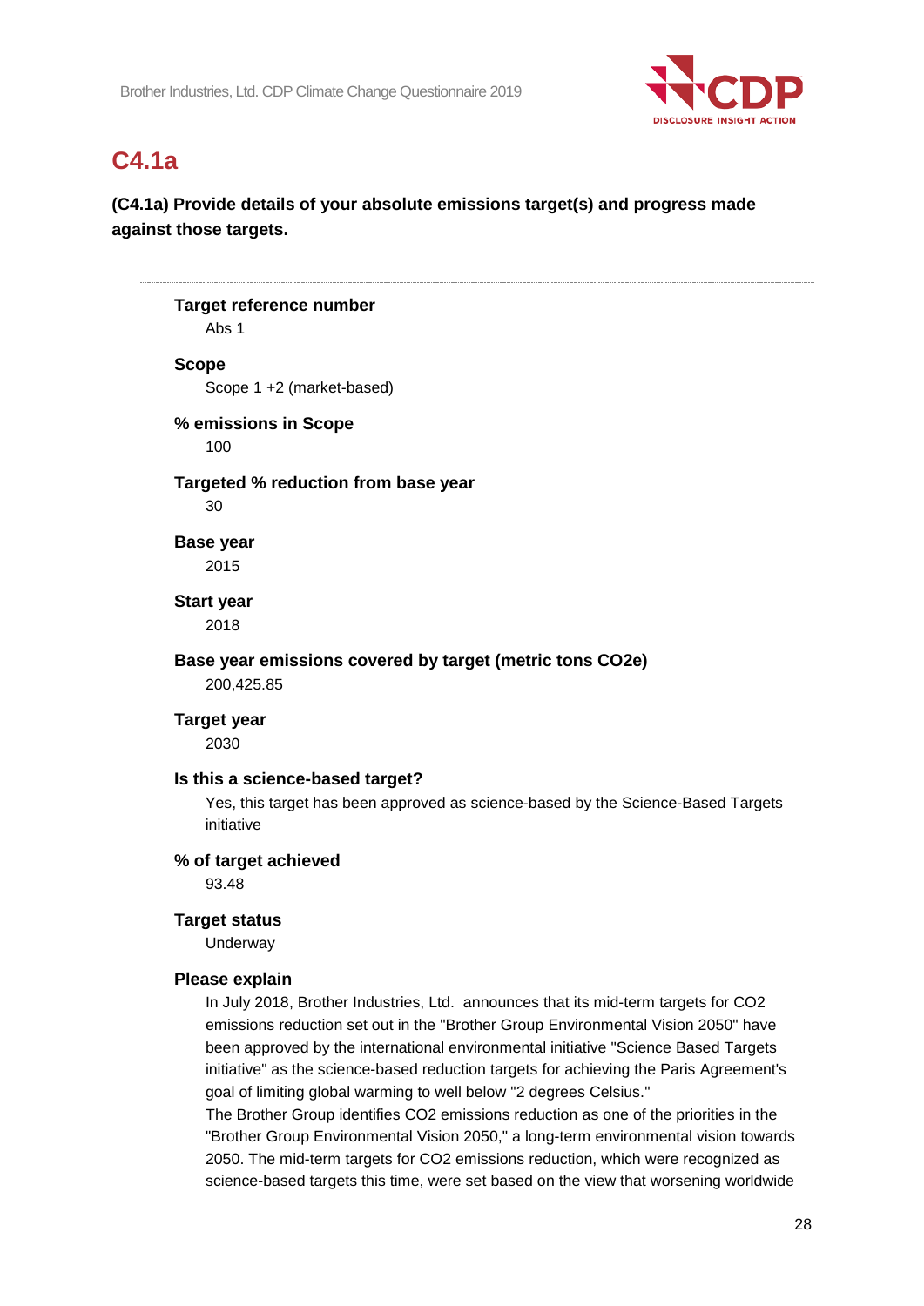## C4.1a

**(C4.1a) Provide details of your absolute emissions target(s) and progress made against those targets.**

---

**Target reference number**

Abs 1

**Scope**

Scope 1 +2 (market-based)

**% emissions in Scope**

100

**Targeted % reduction from base year**

30

**Base year**

2015

**Start year**

2018

**Base year emissions covered by target (metric tons CO2e)**

200,425.85

**Target year**

2030

**Is this a science-based target?**

Yes, this target has been approved as science-based by the Science-Based Targets initiative

**% of target achieved**

93.48

**Target status**

Underway

**Please explain**

In July 2018, Brother Industries, Ltd. announces that its mid-term targets for CO2 emissions reduction set out in the "Brother Group Environmental Vision 2050" have been approved by the international environmental initiative "Science Based Targets initiative" as the science-based reduction targets for achieving the Paris Agreement's goal of limiting global warming to well below "2 degrees Celsius."

The Brother Group identifies CO2 emissions reduction as one of the priorities in the "Brother Group Environmental Vision 2050," a long-term environmental vision towards 2050. The mid-term targets for CO2 emissions reduction, which were recognized as science-based targets this time, were set based on the view that worsening worldwide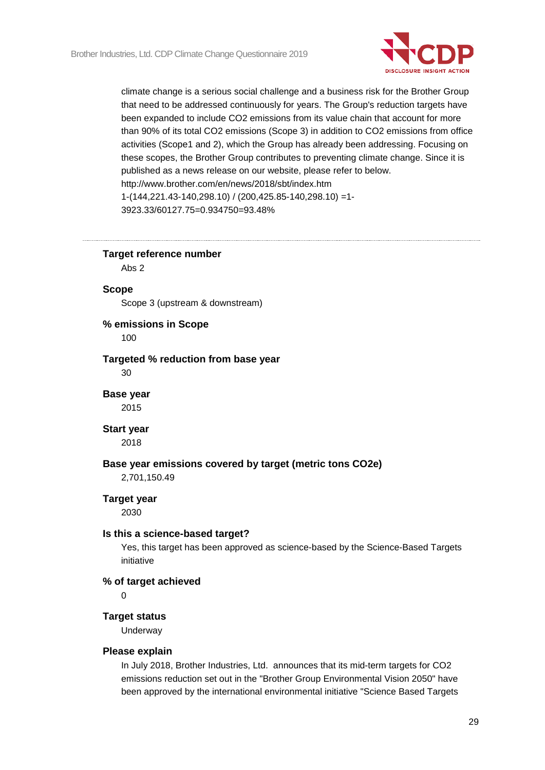climate change is a serious social challenge and a business risk for the Brother Group that need to be addressed continuously for years. The Group's reduction targets have been expanded to include $CO_2$ emissions from its value chain that account for more than 90% of its total $CO_2$ emissions (Scope 3) in addition to $CO_2$ emissions from office activities (Scope1 and 2), which the Group has already been addressing. Focusing on these scopes, the Brother Group contributes to preventing climate change. Since it is published as a news release on our website, please refer to below.
http://www.brother.com/en/news/2018/sbt/index.htm
1-(144,221.43-140,298.10) / (200,425.85-140,298.10) =1-3923.33/60127.75=0.934750=93.48%

---

**Target reference number**
Abs 2

**Scope**
Scope 3 (upstream & downstream)

**% emissions in Scope**
100

**Targeted % reduction from base year**
30

**Base year**
2015

**Start year**
2018

**Base year emissions covered by target (metric tons CO2e)**
2,701,150.49

**Target year**
2030

**Is this a science-based target?**
Yes, this target has been approved as science-based by the Science-Based Targets initiative

**% of target achieved**
0

**Target status**
Underway

**Please explain**
In July 2018, Brother Industries, Ltd. announces that its mid-term targets for $CO_2$ emissions reduction set out in the "Brother Group Environmental Vision 2050" have been approved by the international environmental initiative "Science Based Targets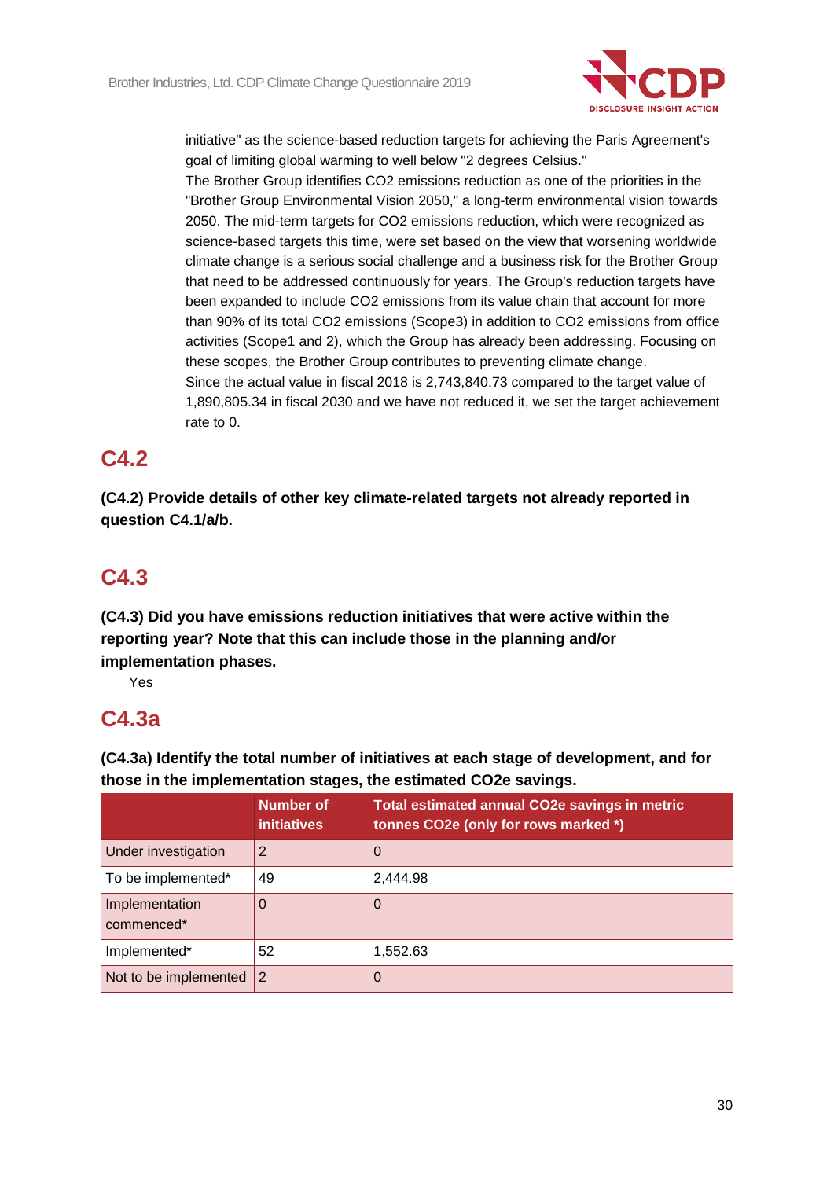initiative" as the science-based reduction targets for achieving the Paris Agreement's goal of limiting global warming to well below "2 degrees Celsius."
The Brother Group identifies CO2 emissions reduction as one of the priorities in the "Brother Group Environmental Vision 2050," a long-term environmental vision towards 2050. The mid-term targets for CO2 emissions reduction, which were recognized as science-based targets this time, were set based on the view that worsening worldwide climate change is a serious social challenge and a business risk for the Brother Group that need to be addressed continuously for years. The Group's reduction targets have been expanded to include CO2 emissions from its value chain that account for more than 90% of its total CO2 emissions (Scope3) in addition to CO2 emissions from office activities (Scope1 and 2), which the Group has already been addressing. Focusing on these scopes, the Brother Group contributes to preventing climate change.
Since the actual value in fiscal 2018 is 2,743,840.73 compared to the target value of 1,890,805.34 in fiscal 2030 and we have not reduced it, we set the target achievement rate to 0.

## C4.2

**(C4.2) Provide details of other key climate-related targets not already reported in question C4.1/a/b.**

## C4.3

**(C4.3) Did you have emissions reduction initiatives that were active within the reporting year? Note that this can include those in the planning and/or implementation phases.**

Yes

## C4.3a

**(C4.3a) Identify the total number of initiatives at each stage of development, and for those in the implementation stages, the estimated CO2e savings.**

| | Number of initiatives | Total estimated annual CO2e savings in metric tonnes CO2e (only for rows marked *) |
|---|---|---|
| Under investigation | 2 | 0 |
| To be implemented* | 49 | 2,444.98 |
| Implementation commenced* | 0 | 0 |
| Implemented* | 52 | 1,552.63 |
| Not to be implemented | 2 | 0 |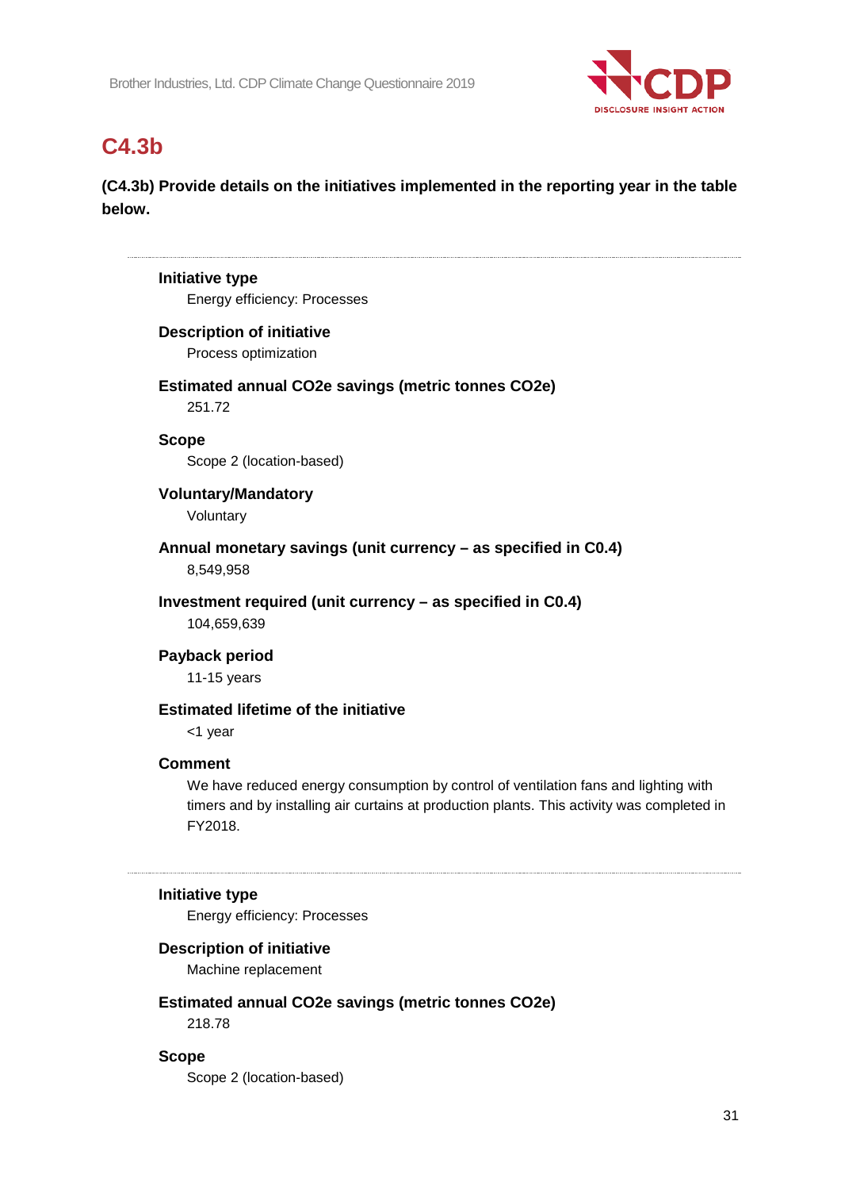## C4.3b

**(C4.3b) Provide details on the initiatives implemented in the reporting year in the table below.**

---

**Initiative type**

Energy efficiency: Processes

**Description of initiative**

Process optimization

**Estimated annual CO2e savings (metric tonnes CO2e)**

251.72

**Scope**

Scope 2 (location-based)

**Voluntary/Mandatory**

Voluntary

**Annual monetary savings (unit currency – as specified in C0.4)**

8,549,958

**Investment required (unit currency – as specified in C0.4)**

104,659,639

**Payback period**

11-15 years

**Estimated lifetime of the initiative**

<1 year

**Comment**

We have reduced energy consumption by control of ventilation fans and lighting with timers and by installing air curtains at production plants. This activity was completed in FY2018.

---

**Initiative type**

Energy efficiency: Processes

**Description of initiative**

Machine replacement

**Estimated annual CO2e savings (metric tonnes CO2e)**

218.78

**Scope**

Scope 2 (location-based)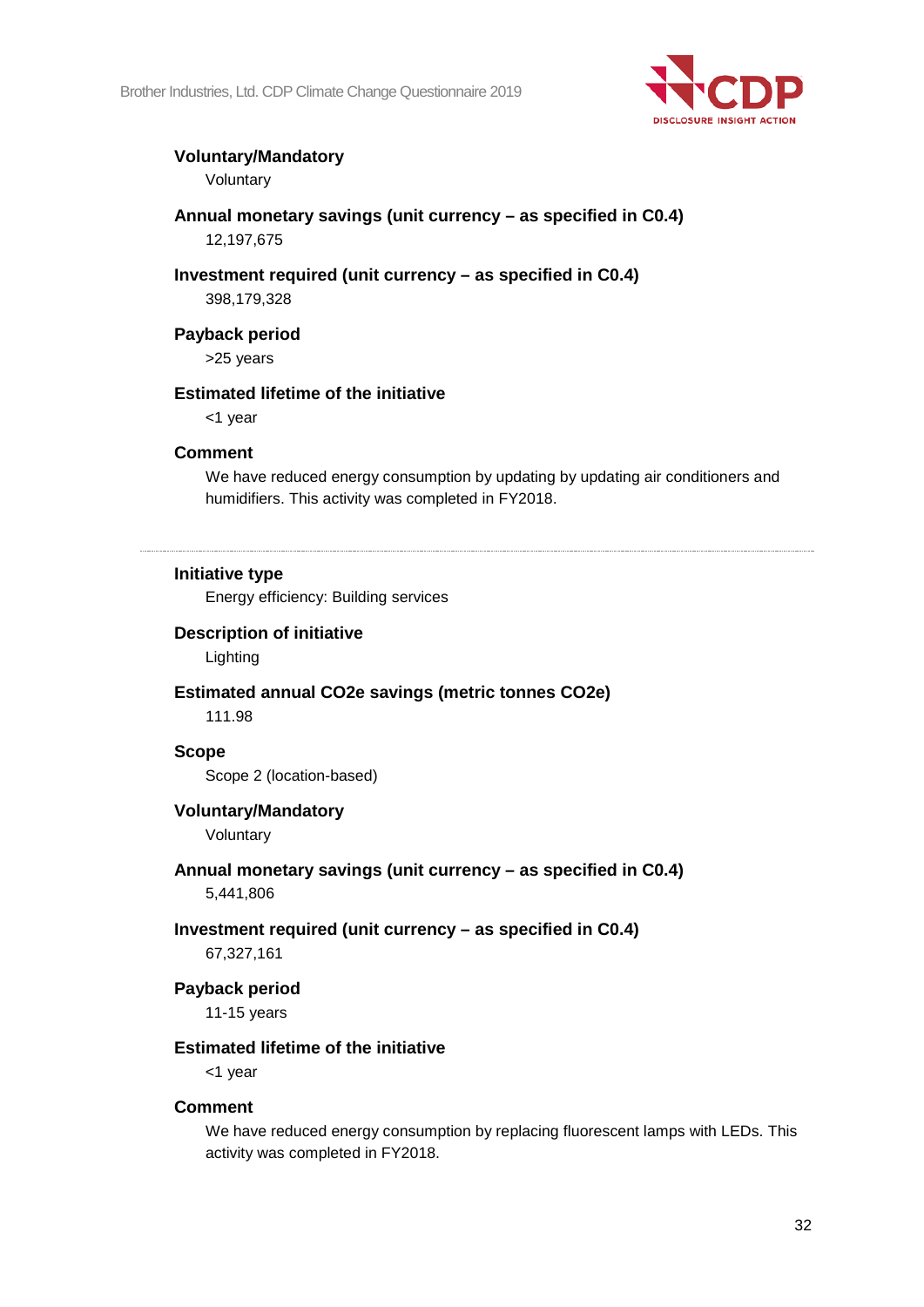**Voluntary/Mandatory**

Voluntary

**Annual monetary savings (unit currency – as specified in C0.4)**

12,197,675

**Investment required (unit currency – as specified in C0.4)**

398,179,328

**Payback period**

>25 years

**Estimated lifetime of the initiative**

<1 year

**Comment**

We have reduced energy consumption by updating by updating air conditioners and humidifiers. This activity was completed in FY2018.

---

**Initiative type**

Energy efficiency: Building services

**Description of initiative**

Lighting

**Estimated annual CO2e savings (metric tonnes CO2e)**

111.98

**Scope**

Scope 2 (location-based)

**Voluntary/Mandatory**

Voluntary

**Annual monetary savings (unit currency – as specified in C0.4)**

5,441,806

**Investment required (unit currency – as specified in C0.4)**

67,327,161

**Payback period**

11-15 years

**Estimated lifetime of the initiative**

<1 year

**Comment**

We have reduced energy consumption by replacing fluorescent lamps with LEDs. This activity was completed in FY2018.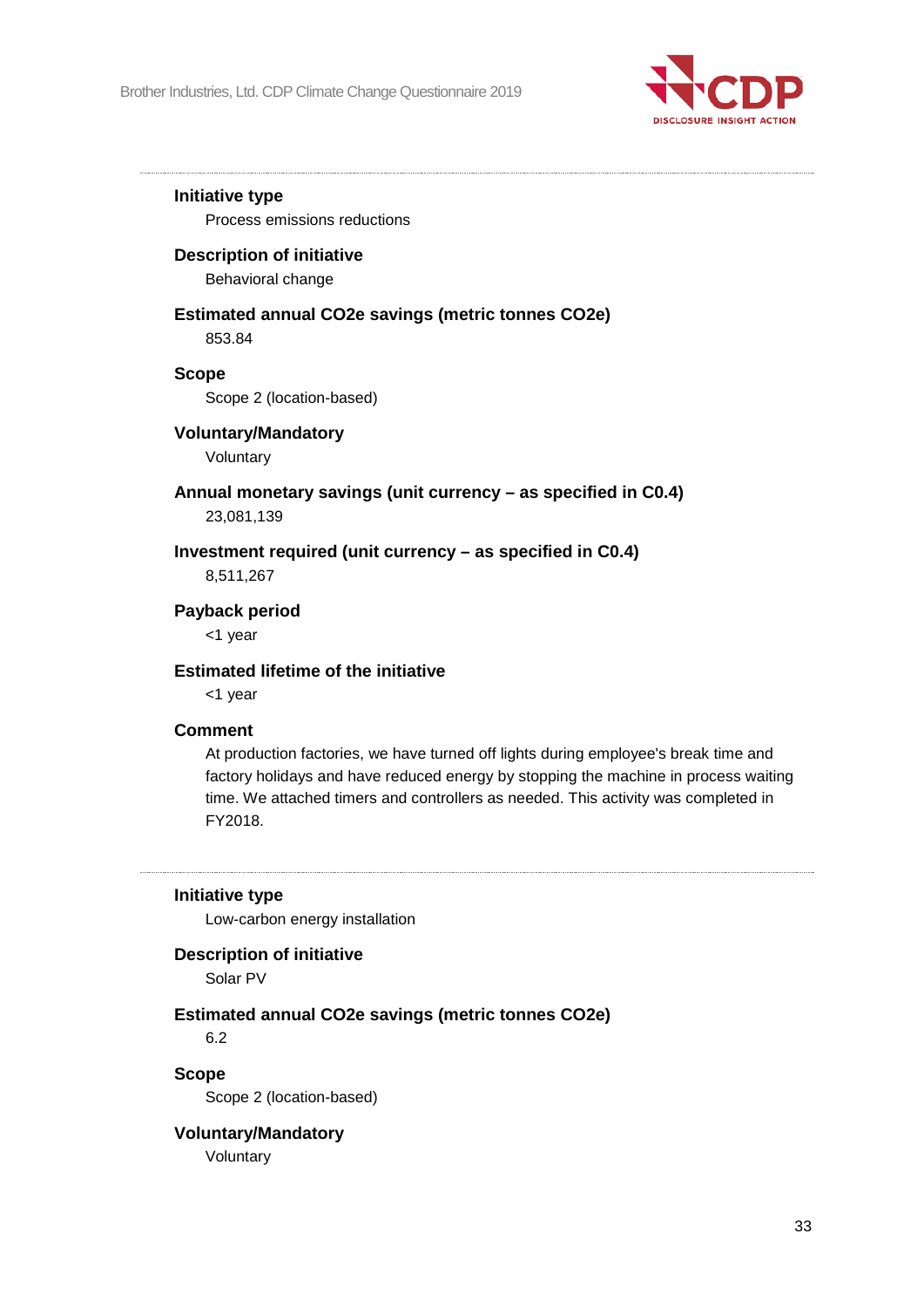---

**Initiative type**

Process emissions reductions

**Description of initiative**

Behavioral change

**Estimated annual CO2e savings (metric tonnes CO2e)**

853.84

**Scope**

Scope 2 (location-based)

**Voluntary/Mandatory**

Voluntary

**Annual monetary savings (unit currency – as specified in C0.4)**

23,081,139

**Investment required (unit currency – as specified in C0.4)**

8,511,267

**Payback period**

<1 year

**Estimated lifetime of the initiative**

<1 year

**Comment**

At production factories, we have turned off lights during employee's break time and factory holidays and have reduced energy by stopping the machine in process waiting time. We attached timers and controllers as needed. This activity was completed in FY2018.

---

**Initiative type**

Low-carbon energy installation

**Description of initiative**

Solar PV

**Estimated annual CO2e savings (metric tonnes CO2e)**

6.2

**Scope**

Scope 2 (location-based)

**Voluntary/Mandatory**

Voluntary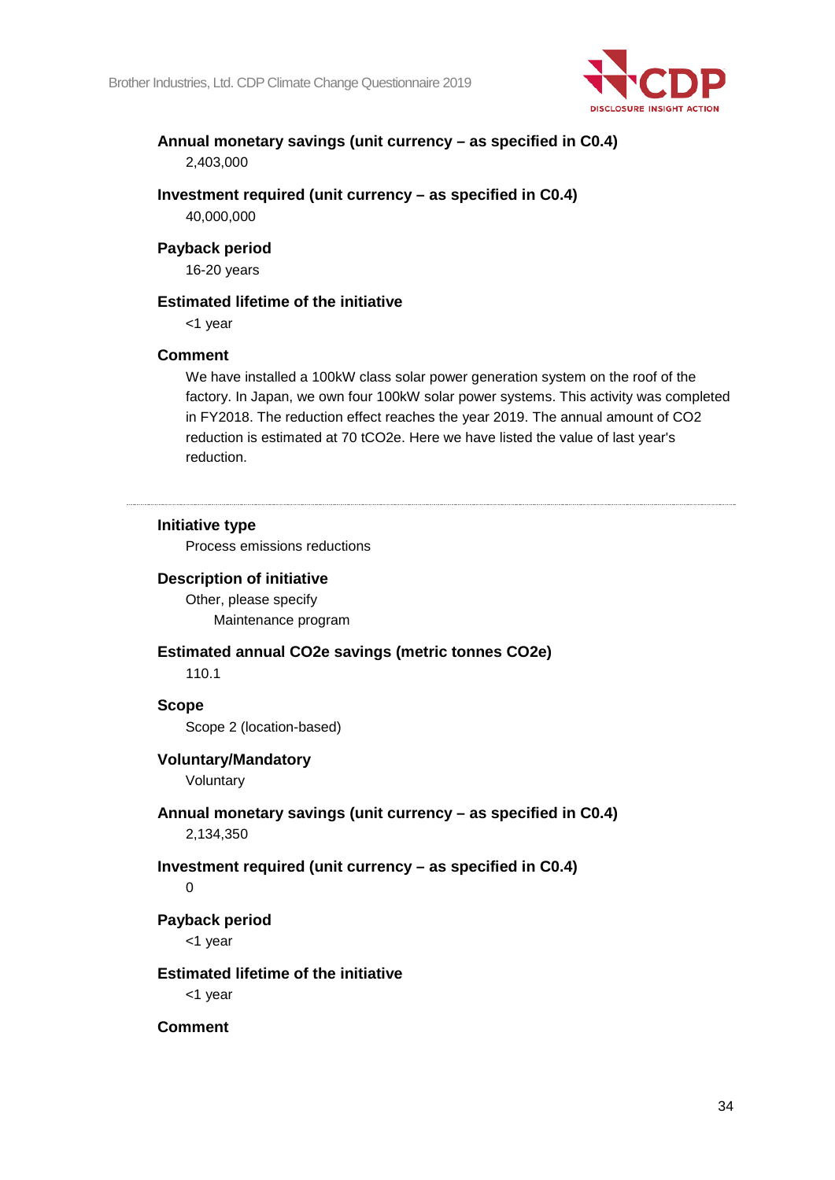**Annual monetary savings (unit currency – as specified in C0.4)**

2,403,000

**Investment required (unit currency – as specified in C0.4)**

40,000,000

**Payback period**

16-20 years

**Estimated lifetime of the initiative**

<1 year

**Comment**

We have installed a 100kW class solar power generation system on the roof of the factory. In Japan, we own four 100kW solar power systems. This activity was completed in FY2018. The reduction effect reaches the year 2019. The annual amount of CO2 reduction is estimated at 70 tCO2e. Here we have listed the value of last year's reduction.

---

**Initiative type**

Process emissions reductions

**Description of initiative**

Other, please specify

Maintenance program

**Estimated annual CO2e savings (metric tonnes CO2e)**

110.1

**Scope**

Scope 2 (location-based)

**Voluntary/Mandatory**

Voluntary

**Annual monetary savings (unit currency – as specified in C0.4)**

2,134,350

**Investment required (unit currency – as specified in C0.4)**

0

**Payback period**

<1 year

**Estimated lifetime of the initiative**

<1 year

**Comment**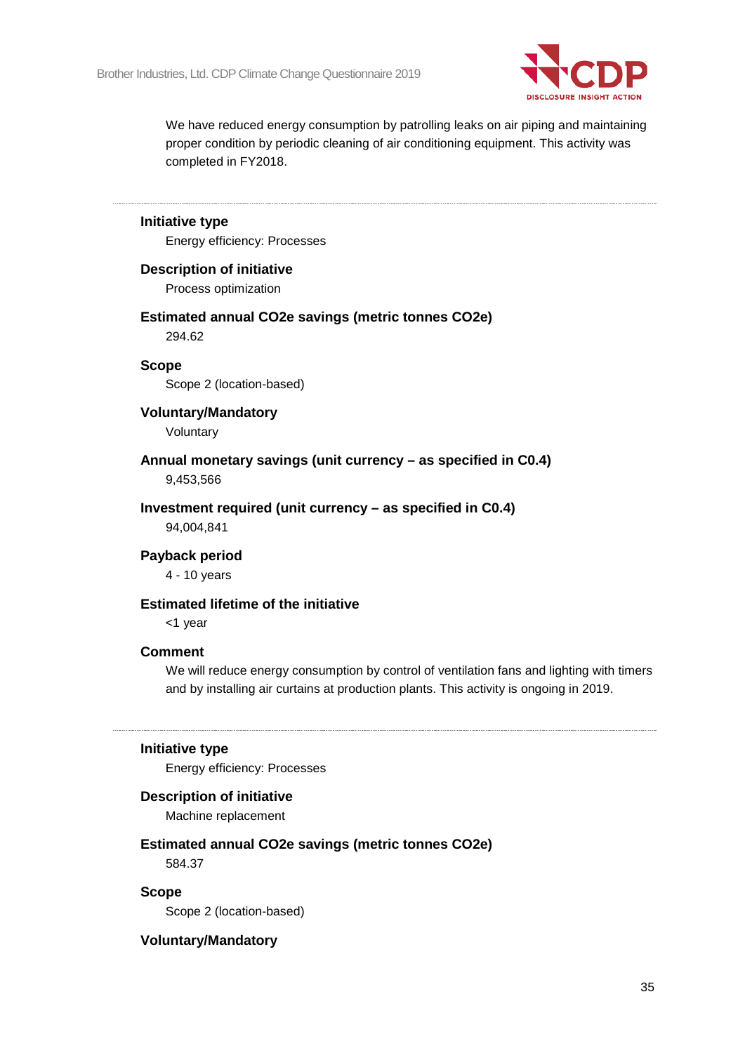We have reduced energy consumption by patrolling leaks on air piping and maintaining proper condition by periodic cleaning of air conditioning equipment. This activity was completed in FY2018.

---

**Initiative type**

Energy efficiency: Processes

**Description of initiative**

Process optimization

**Estimated annual CO2e savings (metric tonnes CO2e)**

294.62

**Scope**

Scope 2 (location-based)

**Voluntary/Mandatory**

Voluntary

**Annual monetary savings (unit currency – as specified in C0.4)**

9,453,566

**Investment required (unit currency – as specified in C0.4)**

94,004,841

**Payback period**

4 - 10 years

**Estimated lifetime of the initiative**

<1 year

**Comment**

We will reduce energy consumption by control of ventilation fans and lighting with timers and by installing air curtains at production plants. This activity is ongoing in 2019.

---

**Initiative type**

Energy efficiency: Processes

**Description of initiative**

Machine replacement

**Estimated annual CO2e savings (metric tonnes CO2e)**

584.37

**Scope**

Scope 2 (location-based)

**Voluntary/Mandatory**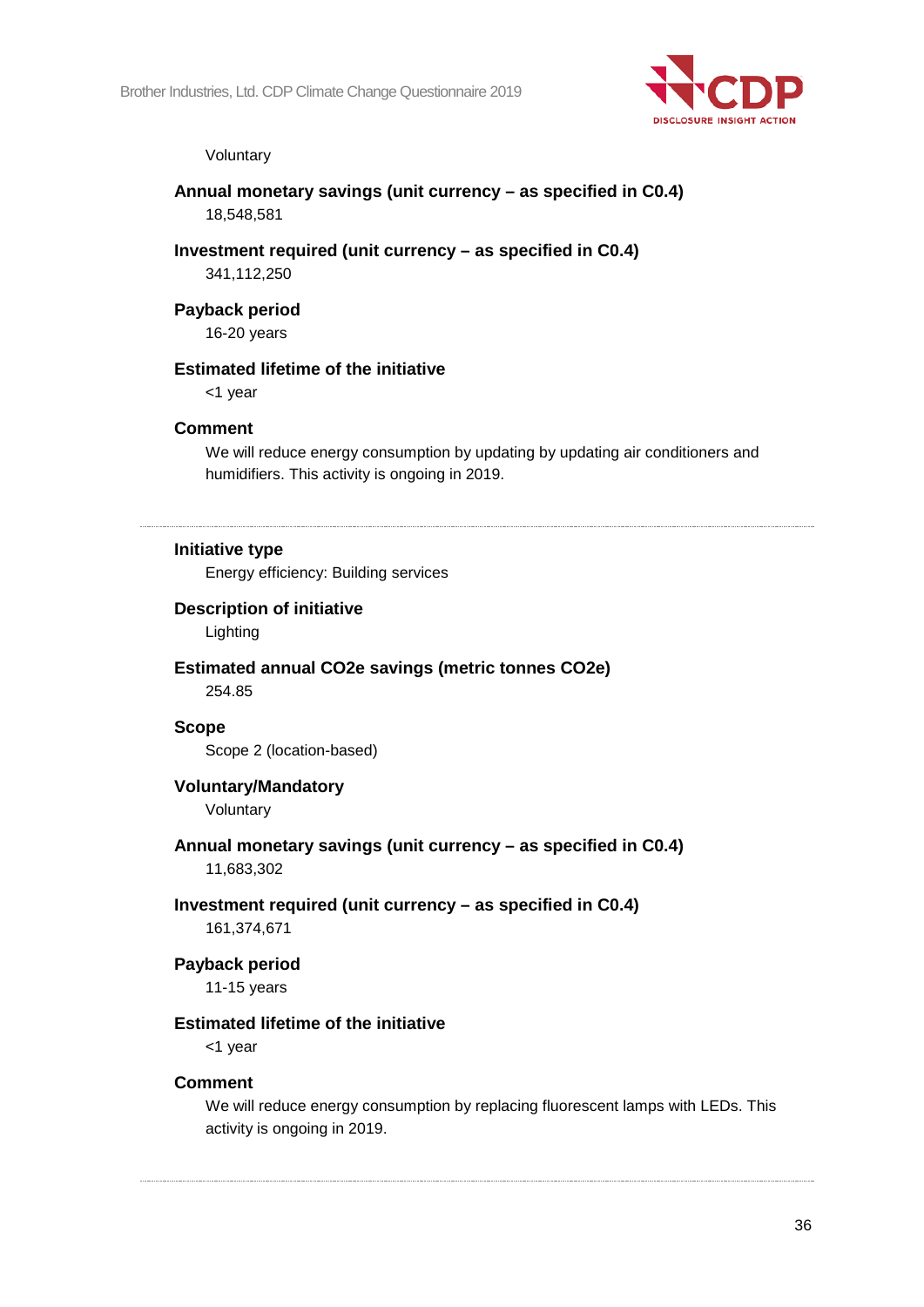Voluntary

**Annual monetary savings (unit currency – as specified in C0.4)**

18,548,581

**Investment required (unit currency – as specified in C0.4)**

341,112,250

**Payback period**

16-20 years

**Estimated lifetime of the initiative**

<1 year

**Comment**

We will reduce energy consumption by updating by updating air conditioners and humidifiers. This activity is ongoing in 2019.

---

**Initiative type**

Energy efficiency: Building services

**Description of initiative**

Lighting

**Estimated annual CO2e savings (metric tonnes CO2e)**

254.85

**Scope**

Scope 2 (location-based)

**Voluntary/Mandatory**

Voluntary

**Annual monetary savings (unit currency – as specified in C0.4)**

11,683,302

**Investment required (unit currency – as specified in C0.4)**

161,374,671

**Payback period**

11-15 years

**Estimated lifetime of the initiative**

<1 year

**Comment**

We will reduce energy consumption by replacing fluorescent lamps with LEDs. This activity is ongoing in 2019.

---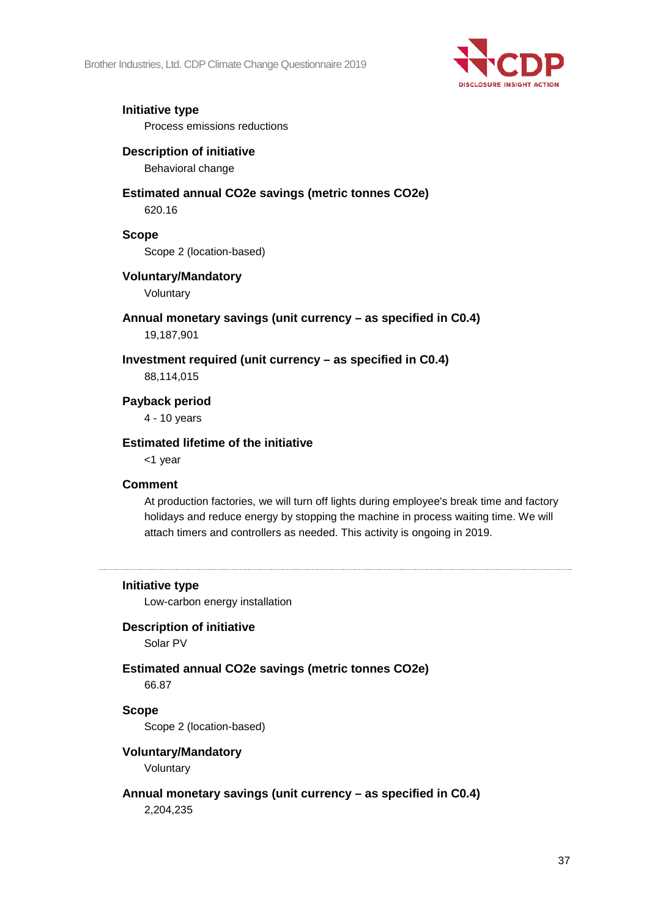**Initiative type**

Process emissions reductions

**Description of initiative**

Behavioral change

**Estimated annual CO2e savings (metric tonnes CO2e)**

620.16

**Scope**

Scope 2 (location-based)

**Voluntary/Mandatory**

Voluntary

**Annual monetary savings (unit currency – as specified in C0.4)**

19,187,901

**Investment required (unit currency – as specified in C0.4)**

88,114,015

**Payback period**

4 - 10 years

**Estimated lifetime of the initiative**

<1 year

**Comment**

At production factories, we will turn off lights during employee's break time and factory holidays and reduce energy by stopping the machine in process waiting time. We will attach timers and controllers as needed. This activity is ongoing in 2019.

---

**Initiative type**

Low-carbon energy installation

**Description of initiative**

Solar PV

**Estimated annual CO2e savings (metric tonnes CO2e)**

66.87

**Scope**

Scope 2 (location-based)

**Voluntary/Mandatory**

Voluntary

**Annual monetary savings (unit currency – as specified in C0.4)**

2,204,235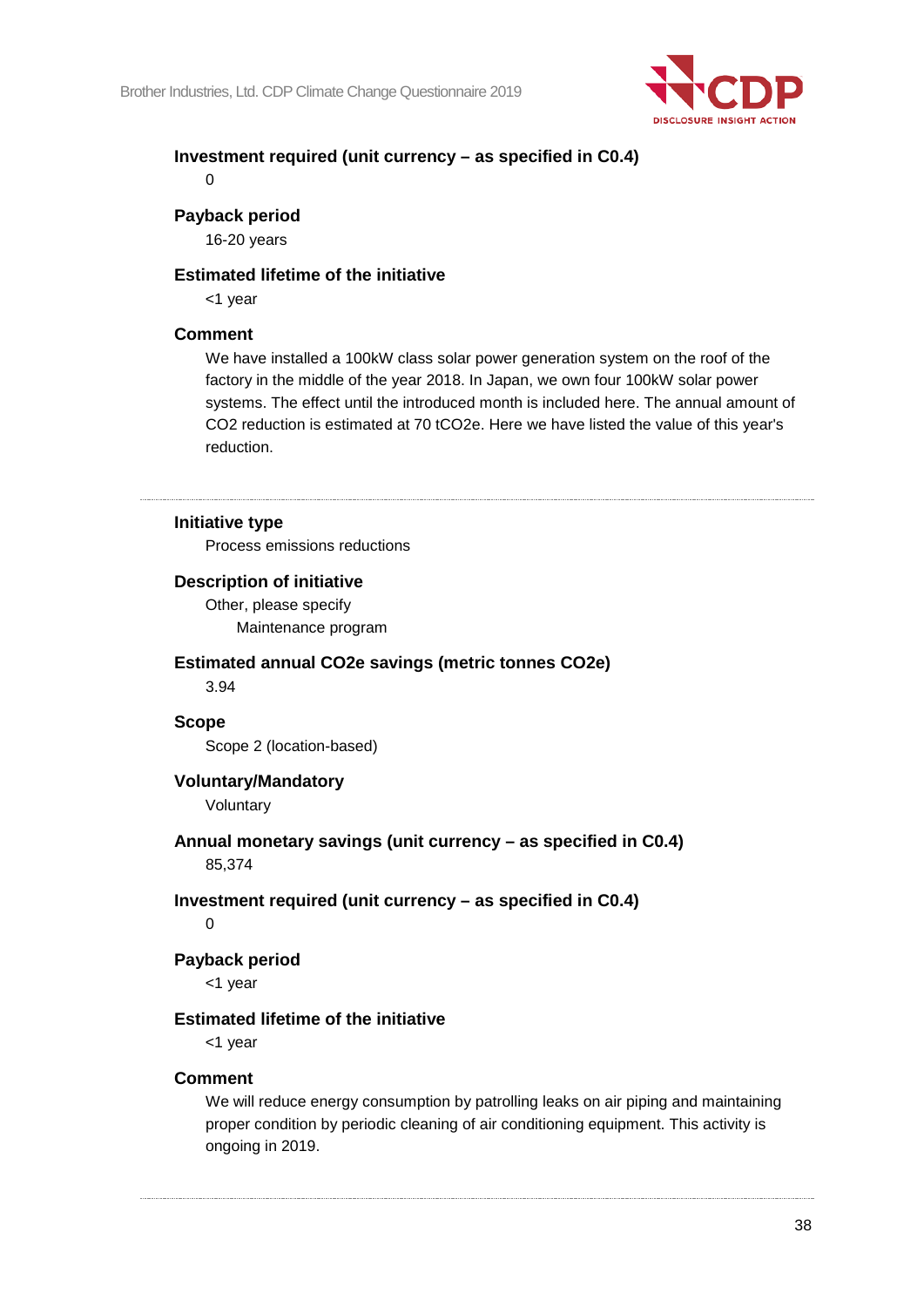**Investment required (unit currency – as specified in C0.4)**

0

**Payback period**

16-20 years

**Estimated lifetime of the initiative**

<1 year

**Comment**

We have installed a 100kW class solar power generation system on the roof of the factory in the middle of the year 2018. In Japan, we own four 100kW solar power systems. The effect until the introduced month is included here. The annual amount of CO2 reduction is estimated at 70 tCO2e. Here we have listed the value of this year's reduction.

---

**Initiative type**

Process emissions reductions

**Description of initiative**

Other, please specify

Maintenance program

**Estimated annual CO2e savings (metric tonnes CO2e)**

3.94

**Scope**

Scope 2 (location-based)

**Voluntary/Mandatory**

Voluntary

**Annual monetary savings (unit currency – as specified in C0.4)**

85,374

**Investment required (unit currency – as specified in C0.4)**

0

**Payback period**

<1 year

**Estimated lifetime of the initiative**

<1 year

**Comment**

We will reduce energy consumption by patrolling leaks on air piping and maintaining proper condition by periodic cleaning of air conditioning equipment. This activity is ongoing in 2019.

---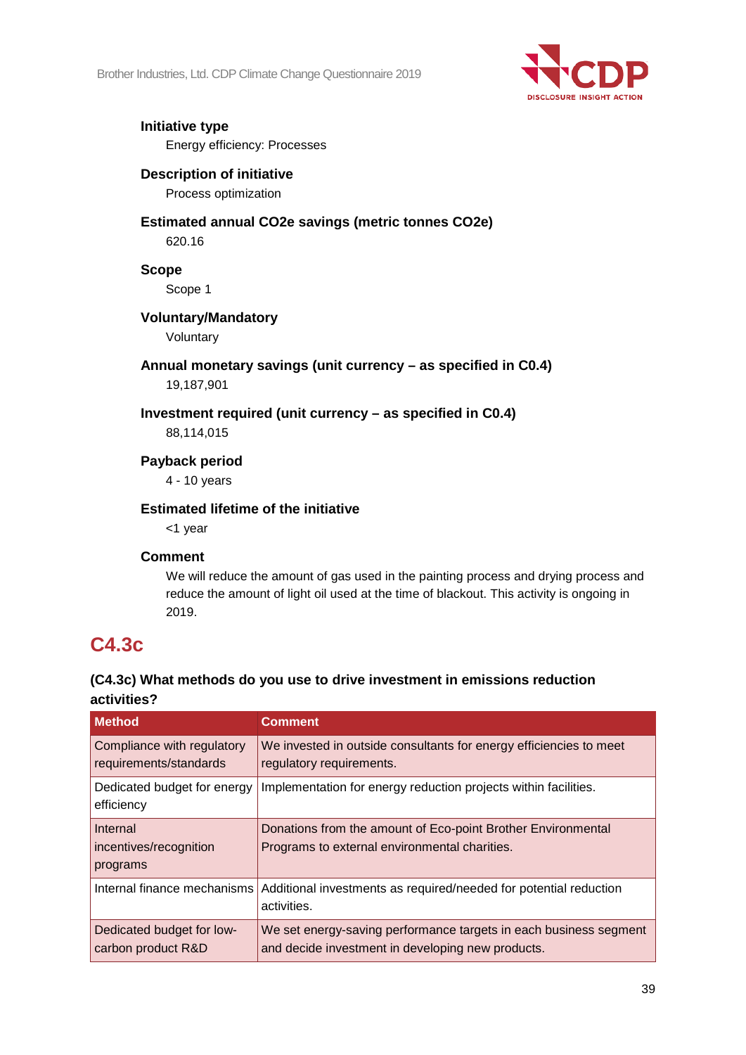**Initiative type**

Energy efficiency: Processes

**Description of initiative**

Process optimization

**Estimated annual CO2e savings (metric tonnes CO2e)**

620.16

**Scope**

Scope 1

**Voluntary/Mandatory**

Voluntary

**Annual monetary savings (unit currency – as specified in C0.4)**

19,187,901

**Investment required (unit currency – as specified in C0.4)**

88,114,015

**Payback period**

4 - 10 years

**Estimated lifetime of the initiative**

<1 year

**Comment**

We will reduce the amount of gas used in the painting process and drying process and reduce the amount of light oil used at the time of blackout. This activity is ongoing in 2019.

## C4.3c

### (C4.3c) What methods do you use to drive investment in emissions reduction activities?

| Method | Comment |
| --- | --- |
| Compliance with regulatory requirements/standards | We invested in outside consultants for energy efficiencies to meet regulatory requirements. |
| Dedicated budget for energy efficiency | Implementation for energy reduction projects within facilities. |
| Internal incentives/recognition programs | Donations from the amount of Eco-point Brother Environmental Programs to external environmental charities. |
| Internal finance mechanisms | Additional investments as required/needed for potential reduction activities. |
| Dedicated budget for low-carbon product R&D | We set energy-saving performance targets in each business segment and decide investment in developing new products. |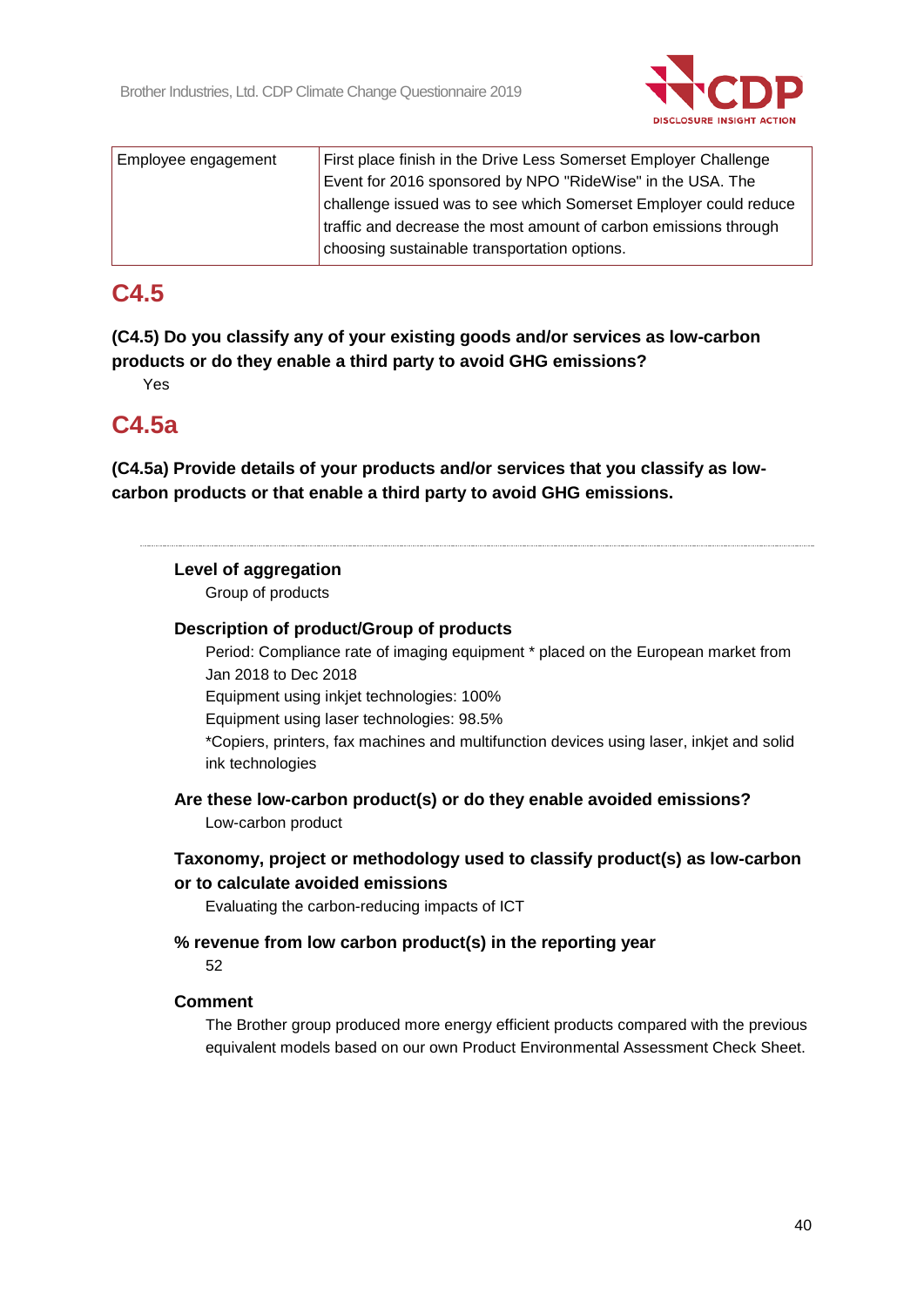| Employee engagement | First place finish in the Drive Less Somerset Employer Challenge Event for 2016 sponsored by NPO "RideWise" in the USA. The challenge issued was to see which Somerset Employer could reduce traffic and decrease the most amount of carbon emissions through choosing sustainable transportation options. |
|---|---|

## C4.5

**(C4.5) Do you classify any of your existing goods and/or services as low-carbon products or do they enable a third party to avoid GHG emissions?**

Yes

## C4.5a

**(C4.5a) Provide details of your products and/or services that you classify as low-carbon products or that enable a third party to avoid GHG emissions.**

---

**Level of aggregation**

Group of products

**Description of product/Group of products**

Period: Compliance rate of imaging equipment * placed on the European market from Jan 2018 to Dec 2018

Equipment using inkjet technologies: 100%

Equipment using laser technologies: 98.5%

*Copiers, printers, fax machines and multifunction devices using laser, inkjet and solid ink technologies

**Are these low-carbon product(s) or do they enable avoided emissions?**

Low-carbon product

**Taxonomy, project or methodology used to classify product(s) as low-carbon or to calculate avoided emissions**

Evaluating the carbon-reducing impacts of ICT

**% revenue from low carbon product(s) in the reporting year**

52

**Comment**

The Brother group produced more energy efficient products compared with the previous equivalent models based on our own Product Environmental Assessment Check Sheet.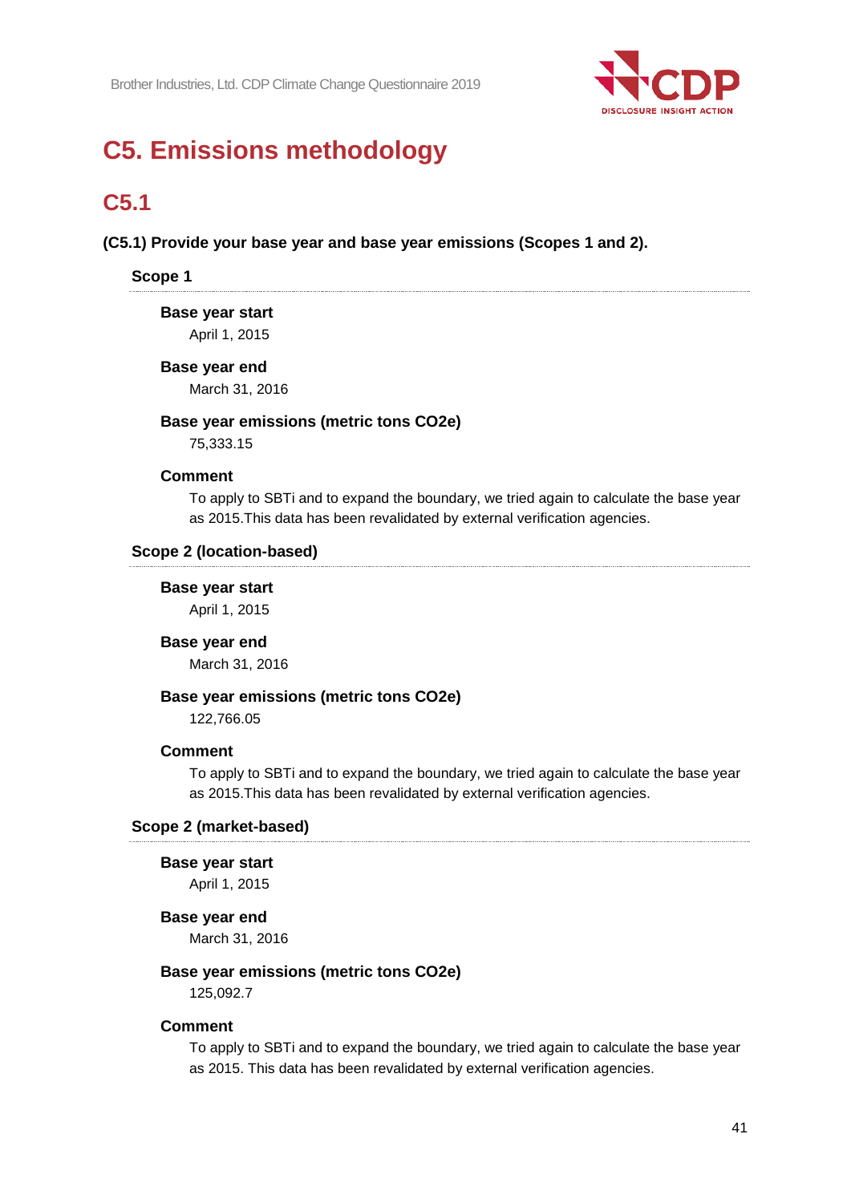# C5. Emissions methodology

## C5.1

**(C5.1) Provide your base year and base year emissions (Scopes 1 and 2).**

### Scope 1

**Base year start**

April 1, 2015

**Base year end**

March 31, 2016

**Base year emissions (metric tons CO2e)**

75,333.15

**Comment**

To apply to SBTi and to expand the boundary, we tried again to calculate the base year as 2015.This data has been revalidated by external verification agencies.

### Scope 2 (location-based)

**Base year start**

April 1, 2015

**Base year end**

March 31, 2016

**Base year emissions (metric tons CO2e)**

122,766.05

**Comment**

To apply to SBTi and to expand the boundary, we tried again to calculate the base year as 2015.This data has been revalidated by external verification agencies.

### Scope 2 (market-based)

**Base year start**

April 1, 2015

**Base year end**

March 31, 2016

**Base year emissions (metric tons CO2e)**

125,092.7

**Comment**

To apply to SBTi and to expand the boundary, we tried again to calculate the base year as 2015. This data has been revalidated by external verification agencies.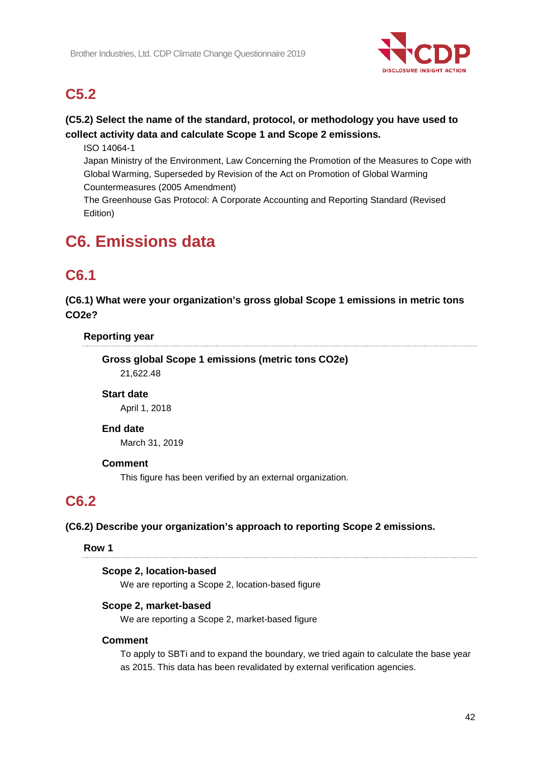## C5.2

**(C5.2) Select the name of the standard, protocol, or methodology you have used to collect activity data and calculate Scope 1 and Scope 2 emissions.**

ISO 14064-1

Japan Ministry of the Environment, Law Concerning the Promotion of the Measures to Cope with Global Warming, Superseded by Revision of the Act on Promotion of Global Warming Countermeasures (2005 Amendment)

The Greenhouse Gas Protocol: A Corporate Accounting and Reporting Standard (Revised Edition)

# C6. Emissions data

## C6.1

**(C6.1) What were your organization's gross global Scope 1 emissions in metric tons CO2e?**

**Reporting year**

**Gross global Scope 1 emissions (metric tons CO2e)**

21,622.48

**Start date**

April 1, 2018

**End date**

March 31, 2019

**Comment**

This figure has been verified by an external organization.

## C6.2

**(C6.2) Describe your organization's approach to reporting Scope 2 emissions.**

**Row 1**

**Scope 2, location-based**

We are reporting a Scope 2, location-based figure

**Scope 2, market-based**

We are reporting a Scope 2, market-based figure

**Comment**

To apply to SBTi and to expand the boundary, we tried again to calculate the base year as 2015. This data has been revalidated by external verification agencies.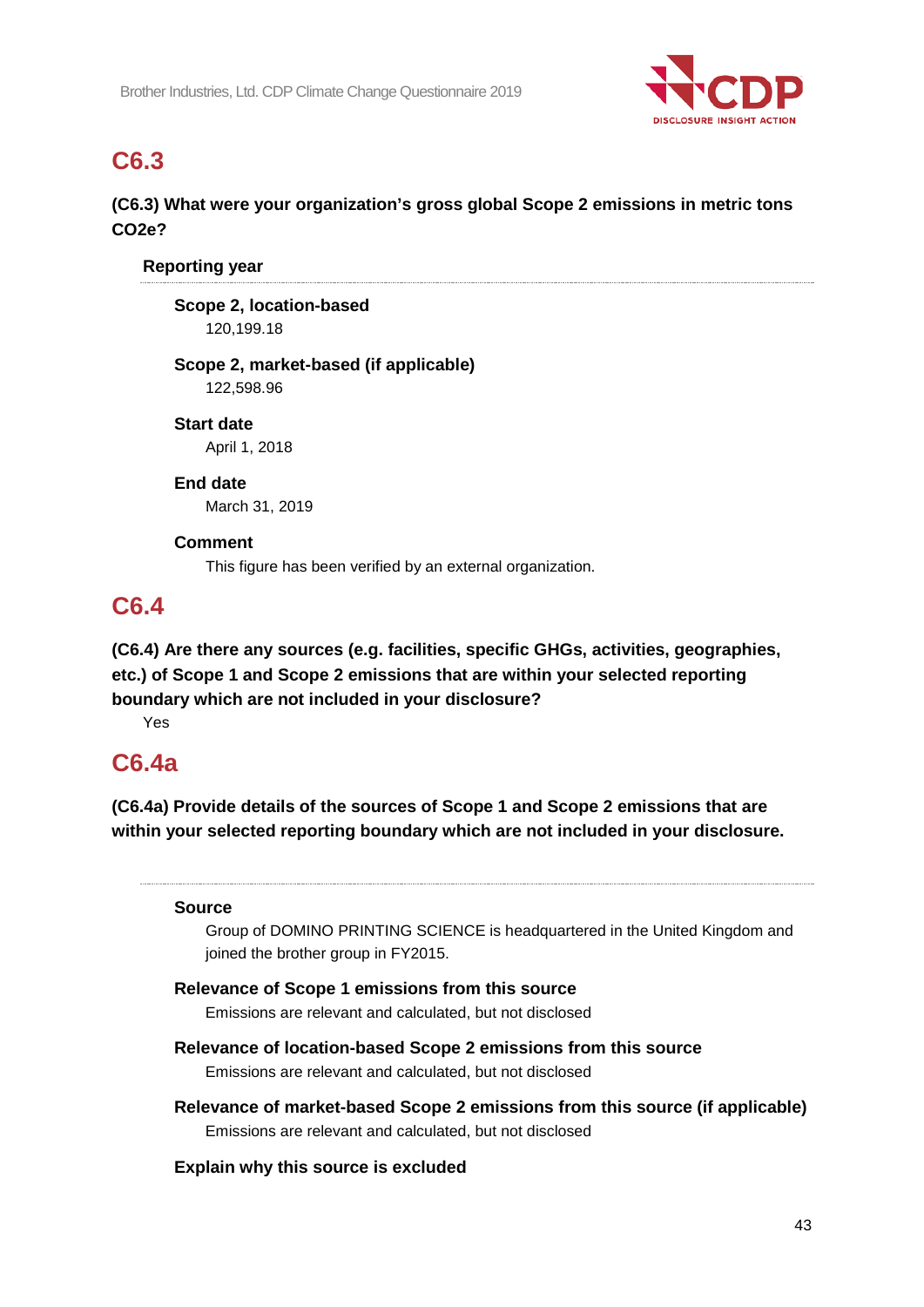## C6.3

**(C6.3) What were your organization's gross global Scope 2 emissions in metric tons CO2e?**

**Reporting year**

**Scope 2, location-based**
120,199.18

**Scope 2, market-based (if applicable)**
122,598.96

**Start date**
April 1, 2018

**End date**
March 31, 2019

**Comment**
This figure has been verified by an external organization.

## C6.4

**(C6.4) Are there any sources (e.g. facilities, specific GHGs, activities, geographies, etc.) of Scope 1 and Scope 2 emissions that are within your selected reporting boundary which are not included in your disclosure?**

Yes

## C6.4a

**(C6.4a) Provide details of the sources of Scope 1 and Scope 2 emissions that are within your selected reporting boundary which are not included in your disclosure.**

**Source**
Group of DOMINO PRINTING SCIENCE is headquartered in the United Kingdom and joined the brother group in FY2015.

**Relevance of Scope 1 emissions from this source**
Emissions are relevant and calculated, but not disclosed

**Relevance of location-based Scope 2 emissions from this source**
Emissions are relevant and calculated, but not disclosed

**Relevance of market-based Scope 2 emissions from this source (if applicable)**
Emissions are relevant and calculated, but not disclosed

**Explain why this source is excluded**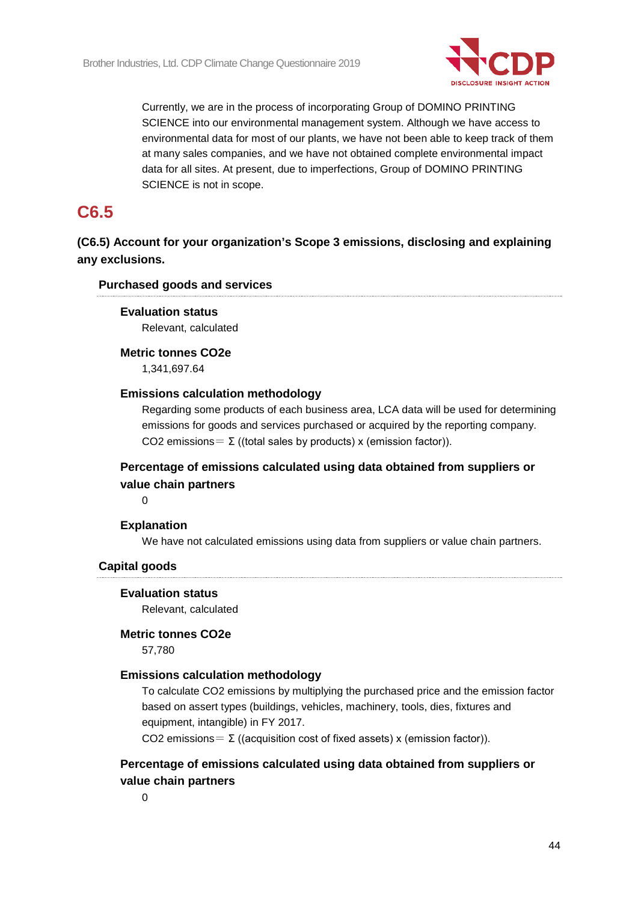Currently, we are in the process of incorporating Group of DOMINO PRINTING SCIENCE into our environmental management system. Although we have access to environmental data for most of our plants, we have not been able to keep track of them at many sales companies, and we have not obtained complete environmental impact data for all sites. At present, due to imperfections, Group of DOMINO PRINTING SCIENCE is not in scope.

## C6.5

### (C6.5) Account for your organization's Scope 3 emissions, disclosing and explaining any exclusions.

#### Purchased goods and services

**Evaluation status**

Relevant, calculated

**Metric tonnes CO2e**

1,341,697.64

**Emissions calculation methodology**

Regarding some products of each business area, LCA data will be used for determining emissions for goods and services purchased or acquired by the reporting company.
CO2 emissions＝ Σ ((total sales by products) x (emission factor)).

**Percentage of emissions calculated using data obtained from suppliers or value chain partners**

0

**Explanation**

We have not calculated emissions using data from suppliers or value chain partners.

#### Capital goods

**Evaluation status**

Relevant, calculated

**Metric tonnes CO2e**

57,780

**Emissions calculation methodology**

To calculate CO2 emissions by multiplying the purchased price and the emission factor based on assert types (buildings, vehicles, machinery, tools, dies, fixtures and equipment, intangible) in FY 2017.
CO2 emissions＝ Σ ((acquisition cost of fixed assets) x (emission factor)).

**Percentage of emissions calculated using data obtained from suppliers or value chain partners**

0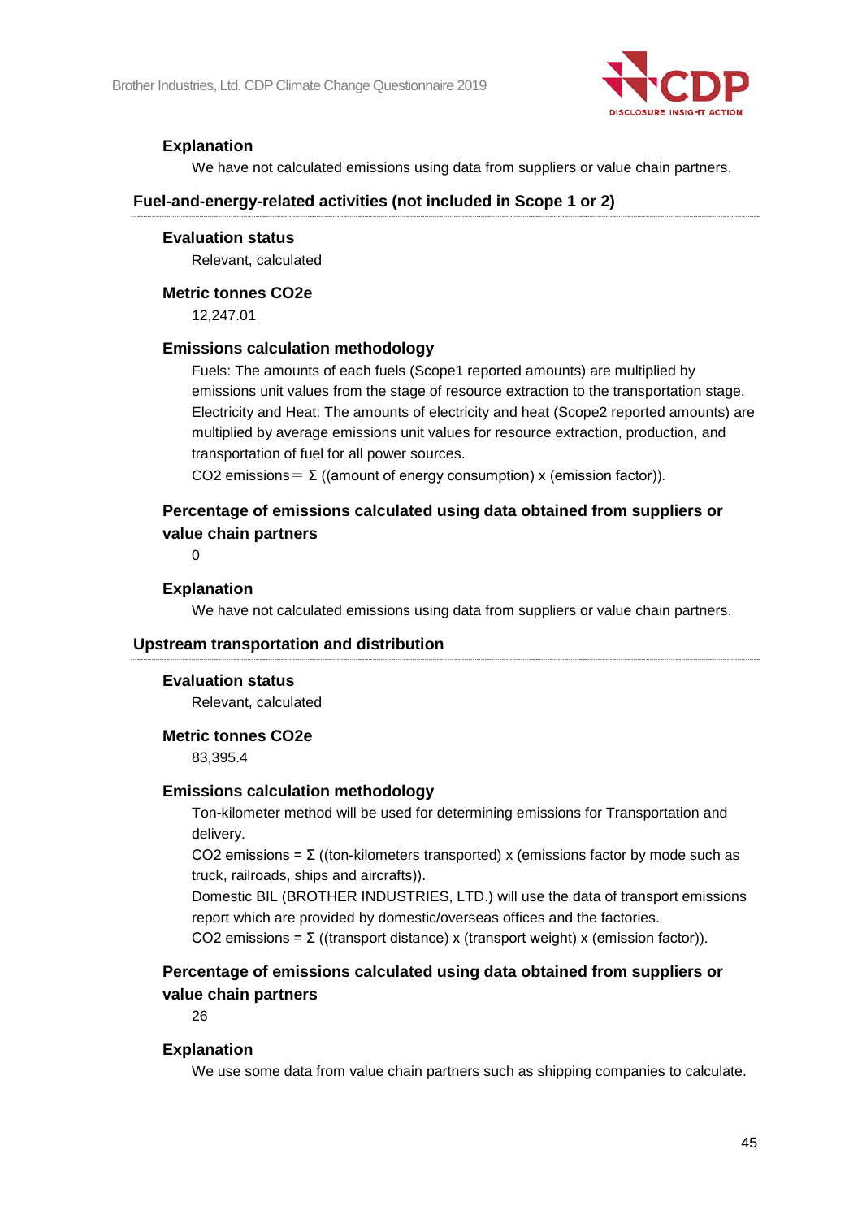#### Explanation

We have not calculated emissions using data from suppliers or value chain partners.

### Fuel-and-energy-related activities (not included in Scope 1 or 2)

#### Evaluation status

Relevant, calculated

#### Metric tonnes CO2e

12,247.01

#### Emissions calculation methodology

Fuels: The amounts of each fuels (Scope1 reported amounts) are multiplied by emissions unit values from the stage of resource extraction to the transportation stage.
Electricity and Heat: The amounts of electricity and heat (Scope2 reported amounts) are multiplied by average emissions unit values for resource extraction, production, and transportation of fuel for all power sources.
CO2 emissions＝ Σ ((amount of energy consumption) x (emission factor)).

#### Percentage of emissions calculated using data obtained from suppliers or value chain partners

0

#### Explanation

We have not calculated emissions using data from suppliers or value chain partners.

### Upstream transportation and distribution

#### Evaluation status

Relevant, calculated

#### Metric tonnes CO2e

83,395.4

#### Emissions calculation methodology

Ton-kilometer method will be used for determining emissions for Transportation and delivery.
CO2 emissions = Σ ((ton-kilometers transported) x (emissions factor by mode such as truck, railroads, ships and aircrafts)).
Domestic BIL (BROTHER INDUSTRIES, LTD.) will use the data of transport emissions report which are provided by domestic/overseas offices and the factories.
CO2 emissions = Σ ((transport distance) x (transport weight) x (emission factor)).

#### Percentage of emissions calculated using data obtained from suppliers or value chain partners

26

#### Explanation

We use some data from value chain partners such as shipping companies to calculate.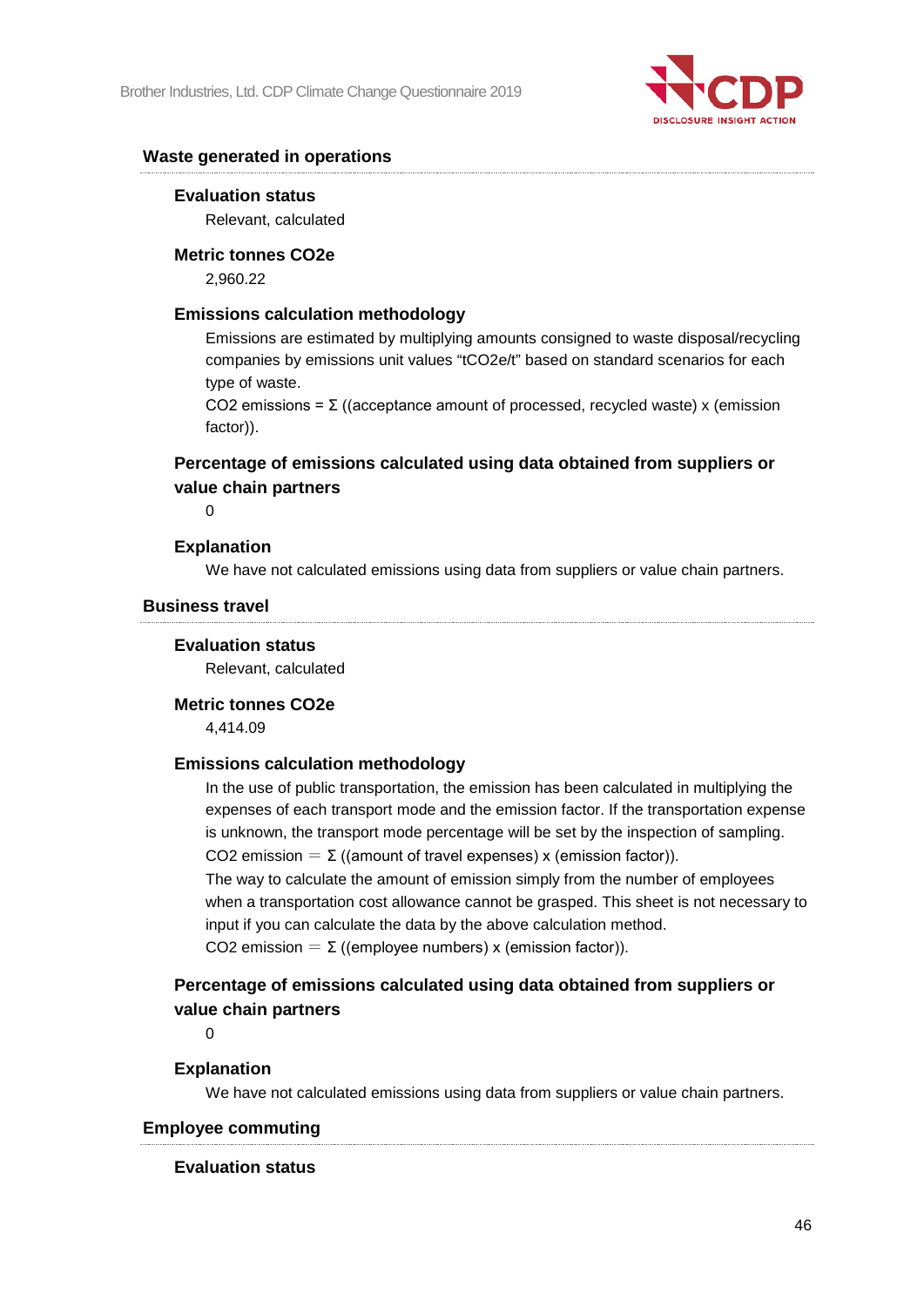### Waste generated in operations

**Evaluation status**

Relevant, calculated

**Metric tonnes CO2e**

2,960.22

**Emissions calculation methodology**

Emissions are estimated by multiplying amounts consigned to waste disposal/recycling companies by emissions unit values “tCO2e/t” based on standard scenarios for each type of waste.
CO2 emissions = Σ ((acceptance amount of processed, recycled waste) x (emission factor)).

**Percentage of emissions calculated using data obtained from suppliers or value chain partners**

0

**Explanation**

We have not calculated emissions using data from suppliers or value chain partners.

### Business travel

**Evaluation status**

Relevant, calculated

**Metric tonnes CO2e**

4,414.09

**Emissions calculation methodology**

In the use of public transportation, the emission has been calculated in multiplying the expenses of each transport mode and the emission factor. If the transportation expense is unknown, the transport mode percentage will be set by the inspection of sampling.
CO2 emission ＝ Σ ((amount of travel expenses) x (emission factor)).
The way to calculate the amount of emission simply from the number of employees when a transportation cost allowance cannot be grasped. This sheet is not necessary to input if you can calculate the data by the above calculation method.
CO2 emission ＝ Σ ((employee numbers) x (emission factor)).

**Percentage of emissions calculated using data obtained from suppliers or value chain partners**

0

**Explanation**

We have not calculated emissions using data from suppliers or value chain partners.

### Employee commuting

**Evaluation status**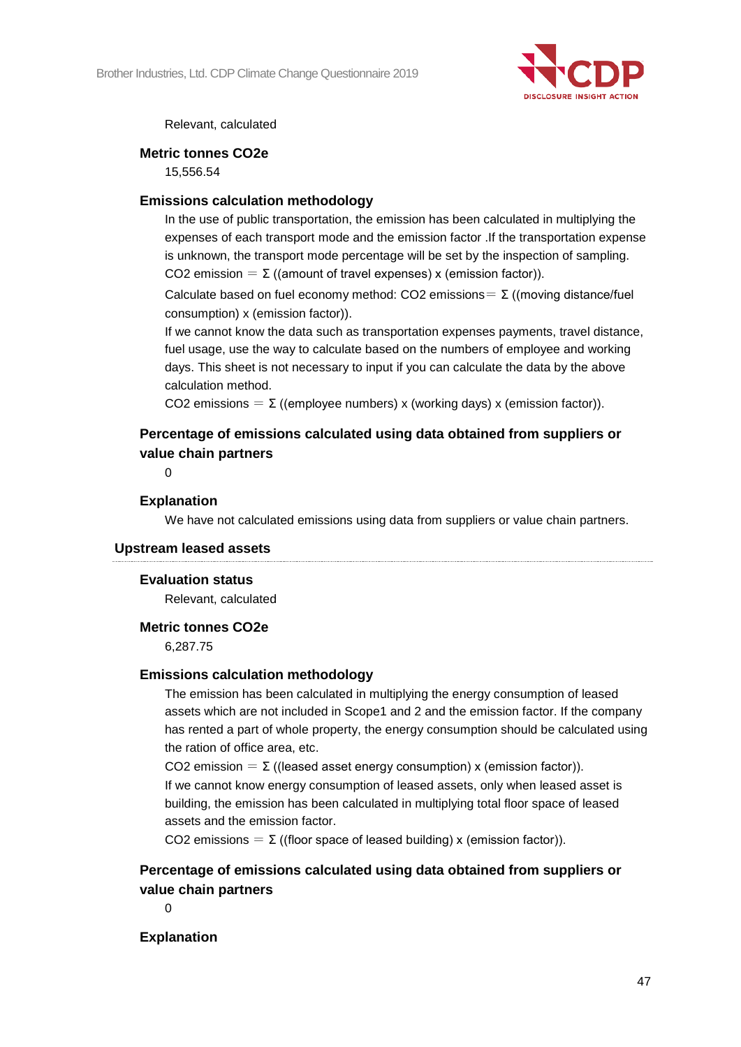Relevant, calculated

**Metric tonnes CO2e**

15,556.54

**Emissions calculation methodology**

In the use of public transportation, the emission has been calculated in multiplying the expenses of each transport mode and the emission factor .If the transportation expense is unknown, the transport mode percentage will be set by the inspection of sampling. CO2 emission ＝ Σ ((amount of travel expenses) x (emission factor)).

Calculate based on fuel economy method: CO2 emissions＝ Σ ((moving distance/fuel consumption) x (emission factor)).

If we cannot know the data such as transportation expenses payments, travel distance, fuel usage, use the way to calculate based on the numbers of employee and working days. This sheet is not necessary to input if you can calculate the data by the above calculation method.

CO2 emissions ＝ Σ ((employee numbers) x (working days) x (emission factor)).

**Percentage of emissions calculated using data obtained from suppliers or value chain partners**

0

**Explanation**

We have not calculated emissions using data from suppliers or value chain partners.

### Upstream leased assets

**Evaluation status**

Relevant, calculated

**Metric tonnes CO2e**

6,287.75

**Emissions calculation methodology**

The emission has been calculated in multiplying the energy consumption of leased assets which are not included in Scope1 and 2 and the emission factor. If the company has rented a part of whole property, the energy consumption should be calculated using the ration of office area, etc.

CO2 emission ＝ Σ ((leased asset energy consumption) x (emission factor)).

If we cannot know energy consumption of leased assets, only when leased asset is building, the emission has been calculated in multiplying total floor space of leased assets and the emission factor.

CO2 emissions ＝ Σ ((floor space of leased building) x (emission factor)).

**Percentage of emissions calculated using data obtained from suppliers or value chain partners**

0

**Explanation**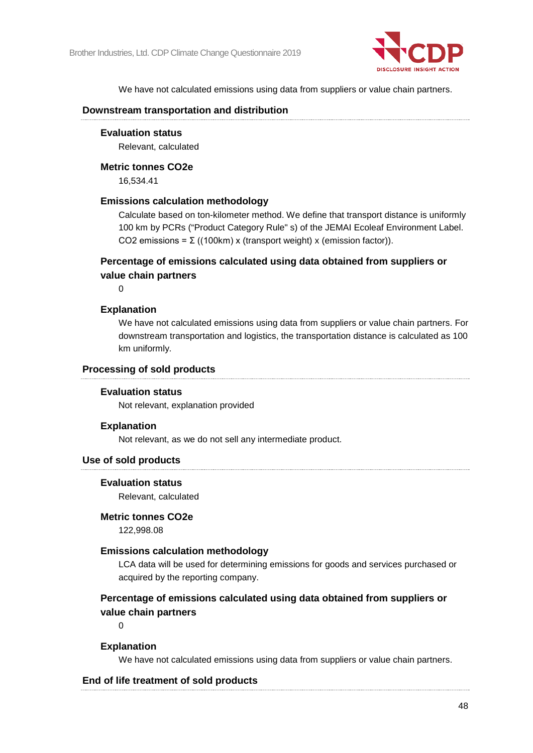We have not calculated emissions using data from suppliers or value chain partners.

### Downstream transportation and distribution

#### Evaluation status

Relevant, calculated

#### Metric tonnes CO2e

16,534.41

#### Emissions calculation methodology

Calculate based on ton-kilometer method. We define that transport distance is uniformly 100 km by PCRs ("Product Category Rule" s) of the JEMAI Ecoleaf Environment Label. CO2 emissions = Σ ((100km) x (transport weight) x (emission factor)).

#### Percentage of emissions calculated using data obtained from suppliers or value chain partners

0

#### Explanation

We have not calculated emissions using data from suppliers or value chain partners. For downstream transportation and logistics, the transportation distance is calculated as 100 km uniformly.

### Processing of sold products

#### Evaluation status

Not relevant, explanation provided

#### Explanation

Not relevant, as we do not sell any intermediate product.

### Use of sold products

#### Evaluation status

Relevant, calculated

#### Metric tonnes CO2e

122,998.08

#### Emissions calculation methodology

LCA data will be used for determining emissions for goods and services purchased or acquired by the reporting company.

#### Percentage of emissions calculated using data obtained from suppliers or value chain partners

0

#### Explanation

We have not calculated emissions using data from suppliers or value chain partners.

### End of life treatment of sold products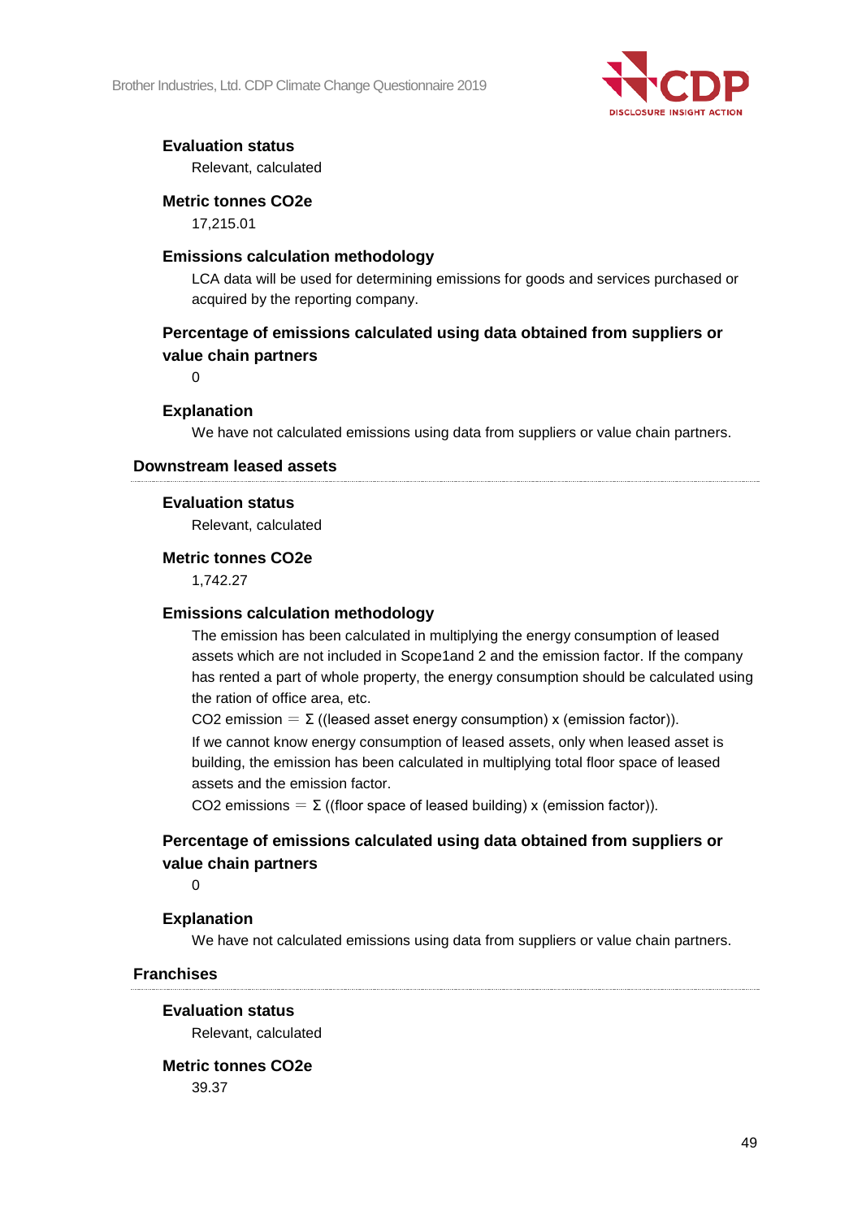**Evaluation status**

Relevant, calculated

**Metric tonnes CO2e**

17,215.01

**Emissions calculation methodology**

LCA data will be used for determining emissions for goods and services purchased or acquired by the reporting company.

**Percentage of emissions calculated using data obtained from suppliers or value chain partners**

0

**Explanation**

We have not calculated emissions using data from suppliers or value chain partners.

### Downstream leased assets

**Evaluation status**

Relevant, calculated

**Metric tonnes CO2e**

1,742.27

**Emissions calculation methodology**

The emission has been calculated in multiplying the energy consumption of leased assets which are not included in Scope1and 2 and the emission factor. If the company has rented a part of whole property, the energy consumption should be calculated using the ration of office area, etc.

CO2 emission ＝ Σ ((leased asset energy consumption) x (emission factor)).

If we cannot know energy consumption of leased assets, only when leased asset is building, the emission has been calculated in multiplying total floor space of leased assets and the emission factor.

CO2 emissions ＝ Σ ((floor space of leased building) x (emission factor)).

**Percentage of emissions calculated using data obtained from suppliers or value chain partners**

0

**Explanation**

We have not calculated emissions using data from suppliers or value chain partners.

### Franchises

**Evaluation status**

Relevant, calculated

**Metric tonnes CO2e**

39.37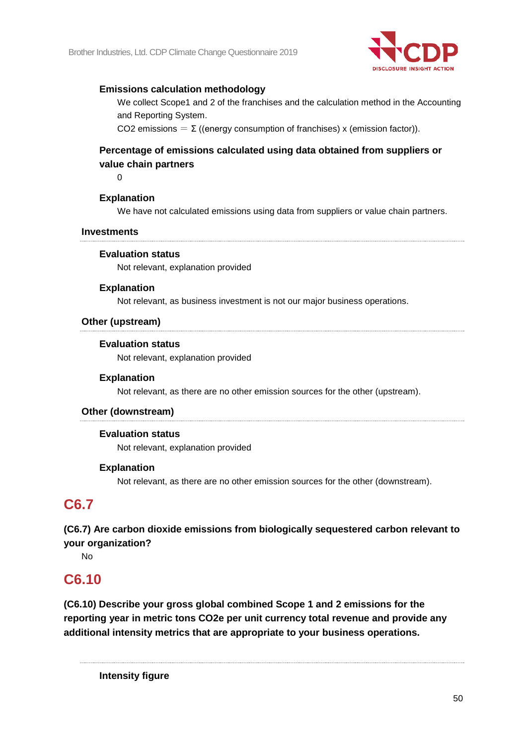**Emissions calculation methodology**

We collect Scope1 and 2 of the franchises and the calculation method in the Accounting and Reporting System.

$CO_2$ emissions ＝ Σ ((energy consumption of franchises) x (emission factor)).

**Percentage of emissions calculated using data obtained from suppliers or value chain partners**

0

**Explanation**

We have not calculated emissions using data from suppliers or value chain partners.

### Investments

**Evaluation status**

Not relevant, explanation provided

**Explanation**

Not relevant, as business investment is not our major business operations.

### Other (upstream)

**Evaluation status**

Not relevant, explanation provided

**Explanation**

Not relevant, as there are no other emission sources for the other (upstream).

### Other (downstream)

**Evaluation status**

Not relevant, explanation provided

**Explanation**

Not relevant, as there are no other emission sources for the other (downstream).

## C6.7

**(C6.7) Are carbon dioxide emissions from biologically sequestered carbon relevant to your organization?**

No

## C6.10

**(C6.10) Describe your gross global combined Scope 1 and 2 emissions for the reporting year in metric tons CO2e per unit currency total revenue and provide any additional intensity metrics that are appropriate to your business operations.**

**Intensity figure**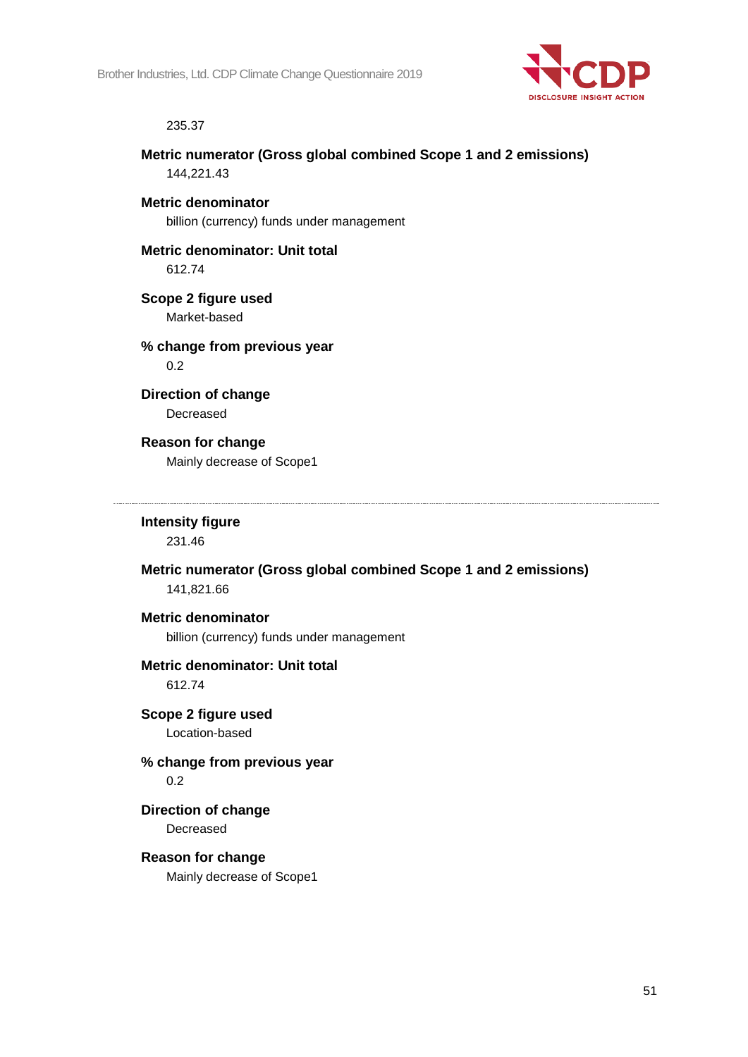235.37

**Metric numerator (Gross global combined Scope 1 and 2 emissions)**
144,221.43

**Metric denominator**
billion (currency) funds under management

**Metric denominator: Unit total**
612.74

**Scope 2 figure used**
Market-based

**% change from previous year**
0.2

**Direction of change**
Decreased

**Reason for change**
Mainly decrease of Scope1

---

**Intensity figure**
231.46

**Metric numerator (Gross global combined Scope 1 and 2 emissions)**
141,821.66

**Metric denominator**
billion (currency) funds under management

**Metric denominator: Unit total**
612.74

**Scope 2 figure used**
Location-based

**% change from previous year**
0.2

**Direction of change**
Decreased

**Reason for change**
Mainly decrease of Scope1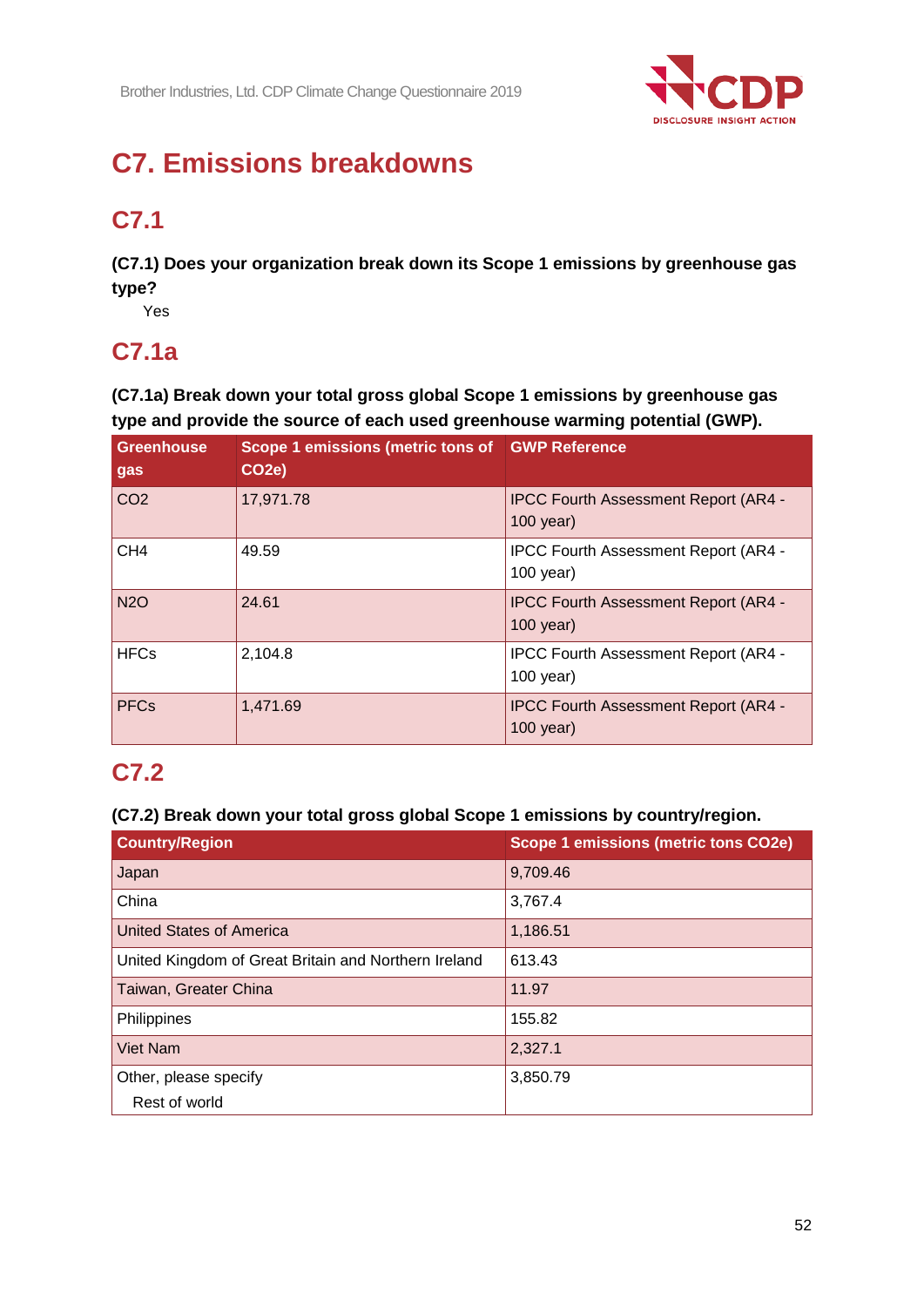# C7. Emissions breakdowns

## C7.1

**(C7.1) Does your organization break down its Scope 1 emissions by greenhouse gas type?**

Yes

## C7.1a

**(C7.1a) Break down your total gross global Scope 1 emissions by greenhouse gas type and provide the source of each used greenhouse warming potential (GWP).**

| Greenhouse gas | Scope 1 emissions (metric tons of $CO_2e$) | GWP Reference |
|---|---|---|
| $CO_2$ | 17,971.78 | IPCC Fourth Assessment Report (AR4 - 100 year) |
| $CH_4$ | 49.59 | IPCC Fourth Assessment Report (AR4 - 100 year) |
| $N_2O$ | 24.61 | IPCC Fourth Assessment Report (AR4 - 100 year) |
| HFCs | 2,104.8 | IPCC Fourth Assessment Report (AR4 - 100 year) |
| PFCs | 1,471.69 | IPCC Fourth Assessment Report (AR4 - 100 year) |

## C7.2

**(C7.2) Break down your total gross global Scope 1 emissions by country/region.**

| Country/Region | Scope 1 emissions (metric tons $CO_2e$) |
|---|---|
| Japan | 9,709.46 |
| China | 3,767.4 |
| United States of America | 1,186.51 |
| United Kingdom of Great Britain and Northern Ireland | 613.43 |
| Taiwan, Greater China | 11.97 |
| Philippines | 155.82 |
| Viet Nam | 2,327.1 |
| Other, please specify<br>Rest of world | 3,850.79 |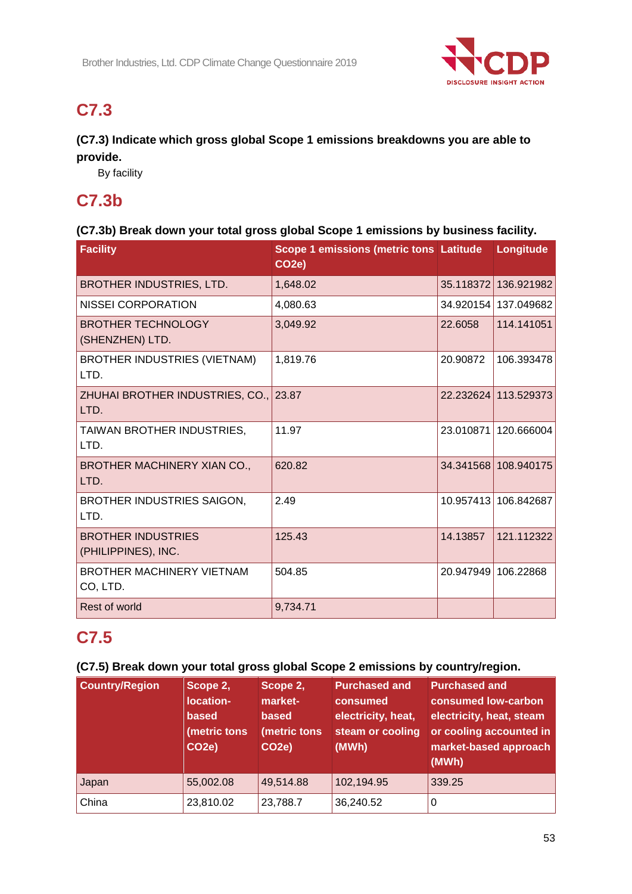## C7.3

**(C7.3) Indicate which gross global Scope 1 emissions breakdowns you are able to provide.**

By facility

## C7.3b

**(C7.3b) Break down your total gross global Scope 1 emissions by business facility.**

| Facility | Scope 1 emissions (metric tons CO2e) | Latitude | Longitude |
|---|---|---|---|
| BROTHER INDUSTRIES, LTD. | 1,648.02 | 35.118372 | 136.921982 |
| NISSEI CORPORATION | 4,080.63 | 34.920154 | 137.049682 |
| BROTHER TECHNOLOGY (SHENZHEN) LTD. | 3,049.92 | 22.6058 | 114.141051 |
| BROTHER INDUSTRIES (VIETNAM) LTD. | 1,819.76 | 20.90872 | 106.393478 |
| ZHUHAI BROTHER INDUSTRIES, CO., LTD. | 23.87 | 22.232624 | 113.529373 |
| TAIWAN BROTHER INDUSTRIES, LTD. | 11.97 | 23.010871 | 120.666004 |
| BROTHER MACHINERY XIAN CO., LTD. | 620.82 | 34.341568 | 108.940175 |
| BROTHER INDUSTRIES SAIGON, LTD. | 2.49 | 10.957413 | 106.842687 |
| BROTHER INDUSTRIES (PHILIPPINES), INC. | 125.43 | 14.13857 | 121.112322 |
| BROTHER MACHINERY VIETNAM CO, LTD. | 504.85 | 20.947949 | 106.22868 |
| Rest of world | 9,734.71 | | |

## C7.5

**(C7.5) Break down your total gross global Scope 2 emissions by country/region.**

| Country/Region | Scope 2, location-based (metric tons CO2e) | Scope 2, market-based (metric tons CO2e) | Purchased and consumed electricity, heat, steam or cooling (MWh) | Purchased and consumed low-carbon electricity, heat, steam or cooling accounted in market-based approach (MWh) |
|---|---|---|---|---|
| Japan | 55,002.08 | 49,514.88 | 102,194.95 | 339.25 |
| China | 23,810.02 | 23,788.7 | 36,240.52 | 0 |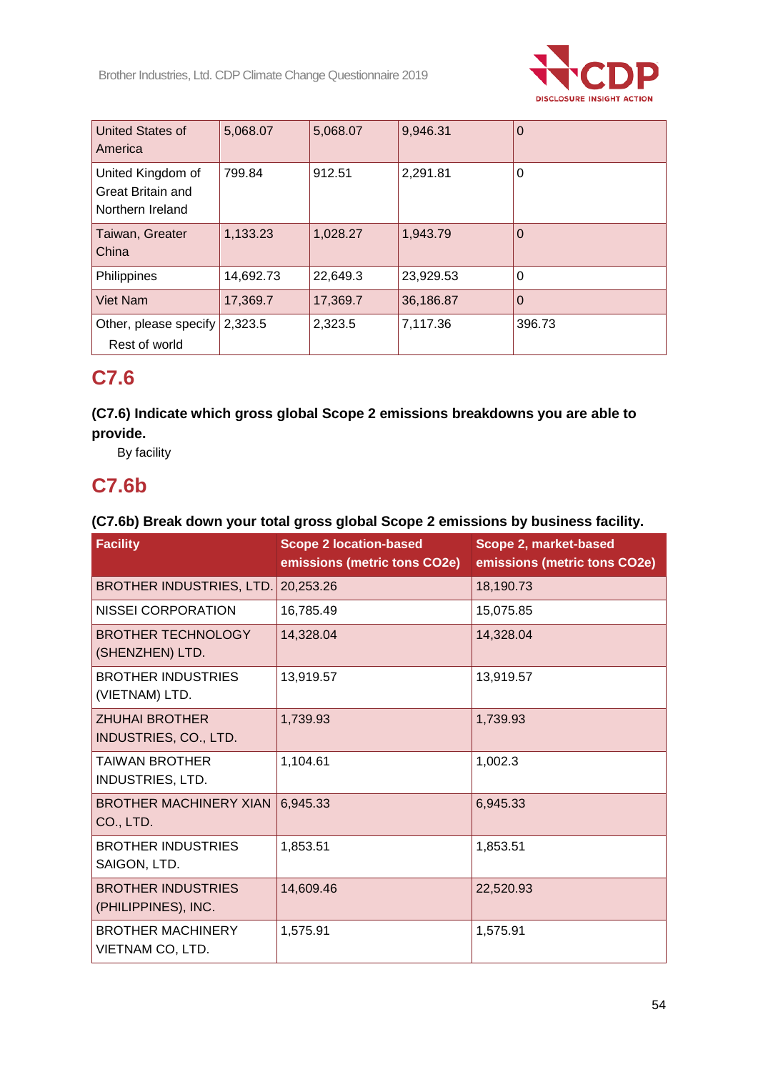| | | | | |
|---|---|---|---|---|
| United States of America | 5,068.07 | 5,068.07 | 9,946.31 | 0 |
| United Kingdom of Great Britain and Northern Ireland | 799.84 | 912.51 | 2,291.81 | 0 |
| Taiwan, Greater China | 1,133.23 | 1,028.27 | 1,943.79 | 0 |
| Philippines | 14,692.73 | 22,649.3 | 23,929.53 | 0 |
| Viet Nam | 17,369.7 | 17,369.7 | 36,186.87 | 0 |
| Other, please specify<br>Rest of world | 2,323.5 | 2,323.5 | 7,117.36 | 396.73 |

## C7.6

**(C7.6) Indicate which gross global Scope 2 emissions breakdowns you are able to provide.**

By facility

## C7.6b

**(C7.6b) Break down your total gross global Scope 2 emissions by business facility.**

| Facility | Scope 2 location-based emissions (metric tons CO2e) | Scope 2, market-based emissions (metric tons CO2e) |
|---|---|---|
| BROTHER INDUSTRIES, LTD. | 20,253.26 | 18,190.73 |
| NISSEI CORPORATION | 16,785.49 | 15,075.85 |
| BROTHER TECHNOLOGY (SHENZHEN) LTD. | 14,328.04 | 14,328.04 |
| BROTHER INDUSTRIES (VIETNAM) LTD. | 13,919.57 | 13,919.57 |
| ZHUHAI BROTHER INDUSTRIES, CO., LTD. | 1,739.93 | 1,739.93 |
| TAIWAN BROTHER INDUSTRIES, LTD. | 1,104.61 | 1,002.3 |
| BROTHER MACHINERY XIAN CO., LTD. | 6,945.33 | 6,945.33 |
| BROTHER INDUSTRIES SAIGON, LTD. | 1,853.51 | 1,853.51 |
| BROTHER INDUSTRIES (PHILIPPINES), INC. | 14,609.46 | 22,520.93 |
| BROTHER MACHINERY VIETNAM CO, LTD. | 1,575.91 | 1,575.91 |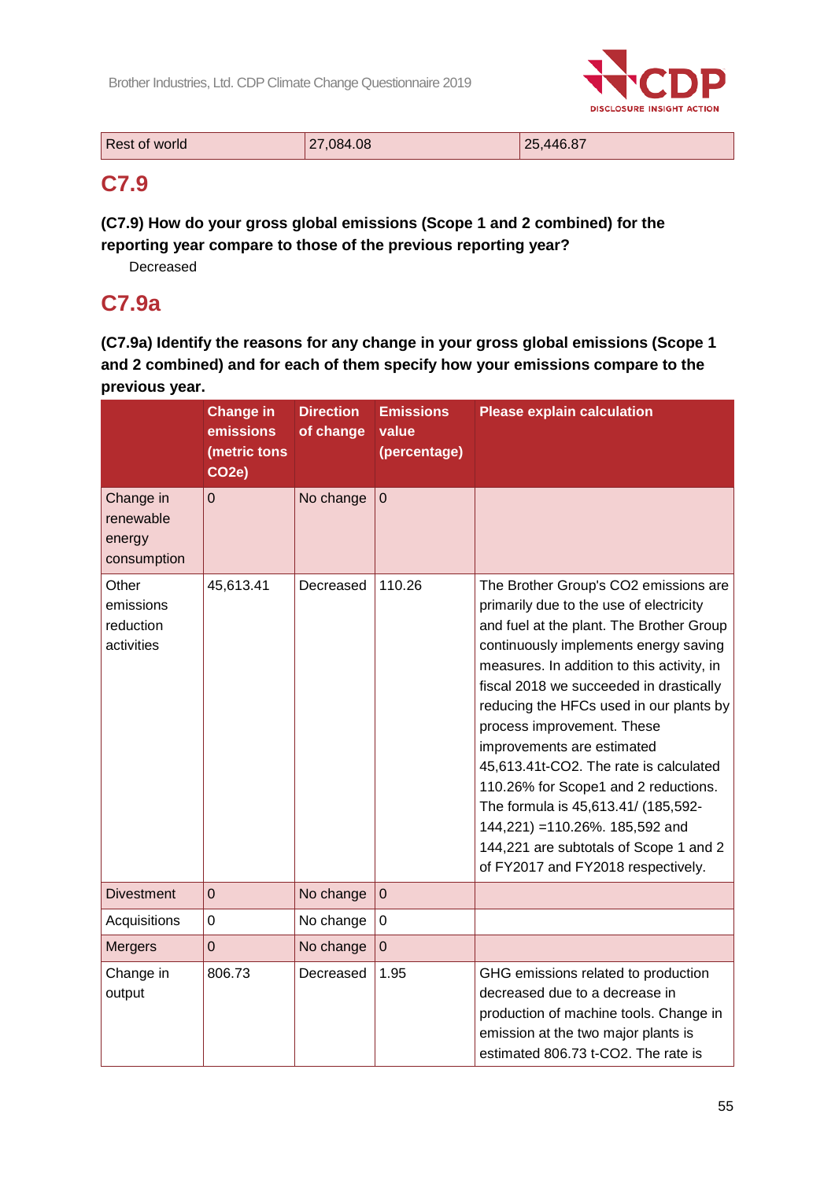| Rest of world | 27,084.08 | 25,446.87 |
|---|---|---|

## C7.9

**(C7.9) How do your gross global emissions (Scope 1 and 2 combined) for the reporting year compare to those of the previous reporting year?**

Decreased

## C7.9a

**(C7.9a) Identify the reasons for any change in your gross global emissions (Scope 1 and 2 combined) and for each of them specify how your emissions compare to the previous year.**

| | Change in emissions (metric tons CO2e) | Direction of change | Emissions value (percentage) | Please explain calculation |
|---|---|---|---|---|
| Change in renewable energy consumption | 0 | No change | 0 | |
| Other emissions reduction activities | 45,613.41 | Decreased | 110.26 | The Brother Group's CO2 emissions are primarily due to the use of electricity and fuel at the plant. The Brother Group continuously implements energy saving measures. In addition to this activity, in fiscal 2018 we succeeded in drastically reducing the HFCs used in our plants by process improvement. These improvements are estimated 45,613.41t-CO2. The rate is calculated 110.26% for Scope1 and 2 reductions. The formula is 45,613.41/ (185,592-144,221) =110.26%. 185,592 and 144,221 are subtotals of Scope 1 and 2 of FY2017 and FY2018 respectively. |
| Divestment | 0 | No change | 0 | |
| Acquisitions | 0 | No change | 0 | |
| Mergers | 0 | No change | 0 | |
| Change in output | 806.73 | Decreased | 1.95 | GHG emissions related to production decreased due to a decrease in production of machine tools. Change in emission at the two major plants is estimated 806.73 t-CO2. The rate is |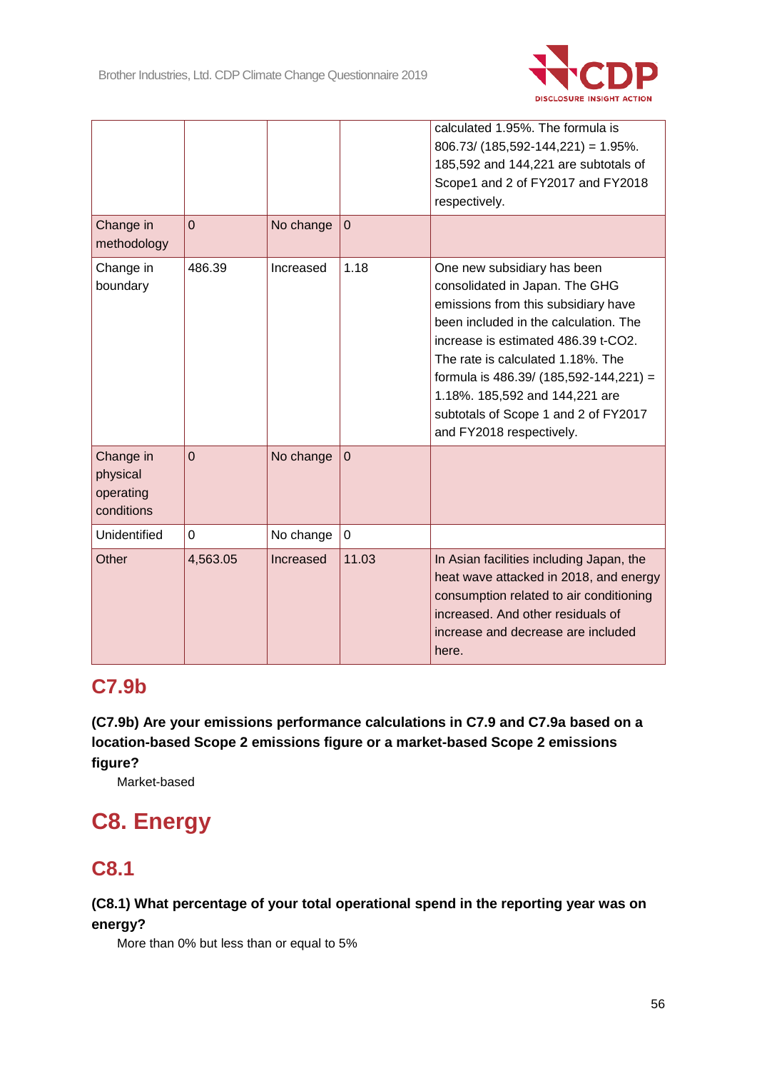| | | | | calculated 1.95%. The formula is 806.73/ (185,592-144,221) = 1.95%. 185,592 and 144,221 are subtotals of Scope1 and 2 of FY2017 and FY2018 respectively. |
|---|---|---|---|---|
| Change in methodology | 0 | No change | 0 | |
| Change in boundary | 486.39 | Increased | 1.18 | One new subsidiary has been consolidated in Japan. The GHG emissions from this subsidiary have been included in the calculation. The increase is estimated 486.39 t-CO2. The rate is calculated 1.18%. The formula is 486.39/ (185,592-144,221) = 1.18%. 185,592 and 144,221 are subtotals of Scope 1 and 2 of FY2017 and FY2018 respectively. |
| Change in physical operating conditions | 0 | No change | 0 | |
| Unidentified | 0 | No change | 0 | |
| Other | 4,563.05 | Increased | 11.03 | In Asian facilities including Japan, the heat wave attacked in 2018, and energy consumption related to air conditioning increased. And other residuals of increase and decrease are included here. |

## C7.9b

**(C7.9b) Are your emissions performance calculations in C7.9 and C7.9a based on a location-based Scope 2 emissions figure or a market-based Scope 2 emissions figure?**

Market-based

# C8. Energy

## C8.1

**(C8.1) What percentage of your total operational spend in the reporting year was on energy?**

More than 0% but less than or equal to 5%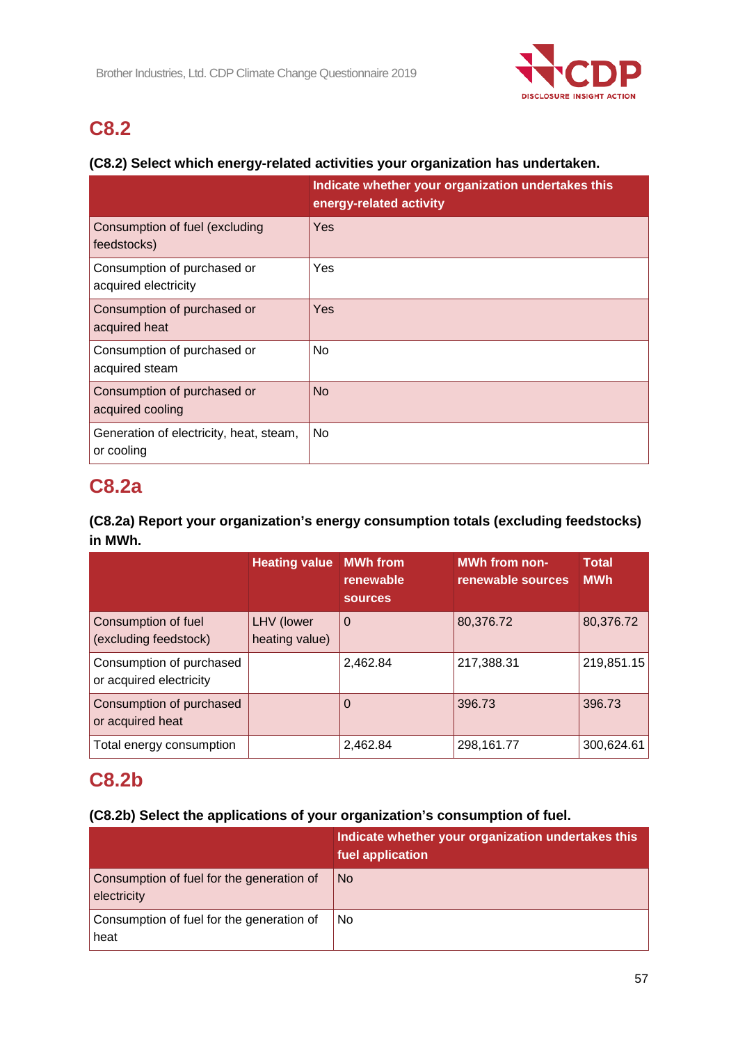## C8.2

**(C8.2) Select which energy-related activities your organization has undertaken.**

| | Indicate whether your organization undertakes this energy-related activity |
|---|---|
| Consumption of fuel (excluding feedstocks) | Yes |
| Consumption of purchased or acquired electricity | Yes |
| Consumption of purchased or acquired heat | Yes |
| Consumption of purchased or acquired steam | No |
| Consumption of purchased or acquired cooling | No |
| Generation of electricity, heat, steam, or cooling | No |

## C8.2a

**(C8.2a) Report your organization's energy consumption totals (excluding feedstocks) in MWh.**

| | Heating value | MWh from renewable sources | MWh from non-renewable sources | Total MWh |
|---|---|---|---|---|
| Consumption of fuel (excluding feedstock) | LHV (lower heating value) | 0 | 80,376.72 | 80,376.72 |
| Consumption of purchased or acquired electricity | | 2,462.84 | 217,388.31 | 219,851.15 |
| Consumption of purchased or acquired heat | | 0 | 396.73 | 396.73 |
| Total energy consumption | | 2,462.84 | 298,161.77 | 300,624.61 |

## C8.2b

**(C8.2b) Select the applications of your organization's consumption of fuel.**

| | Indicate whether your organization undertakes this fuel application |
|---|---|
| Consumption of fuel for the generation of electricity | No |
| Consumption of fuel for the generation of heat | No |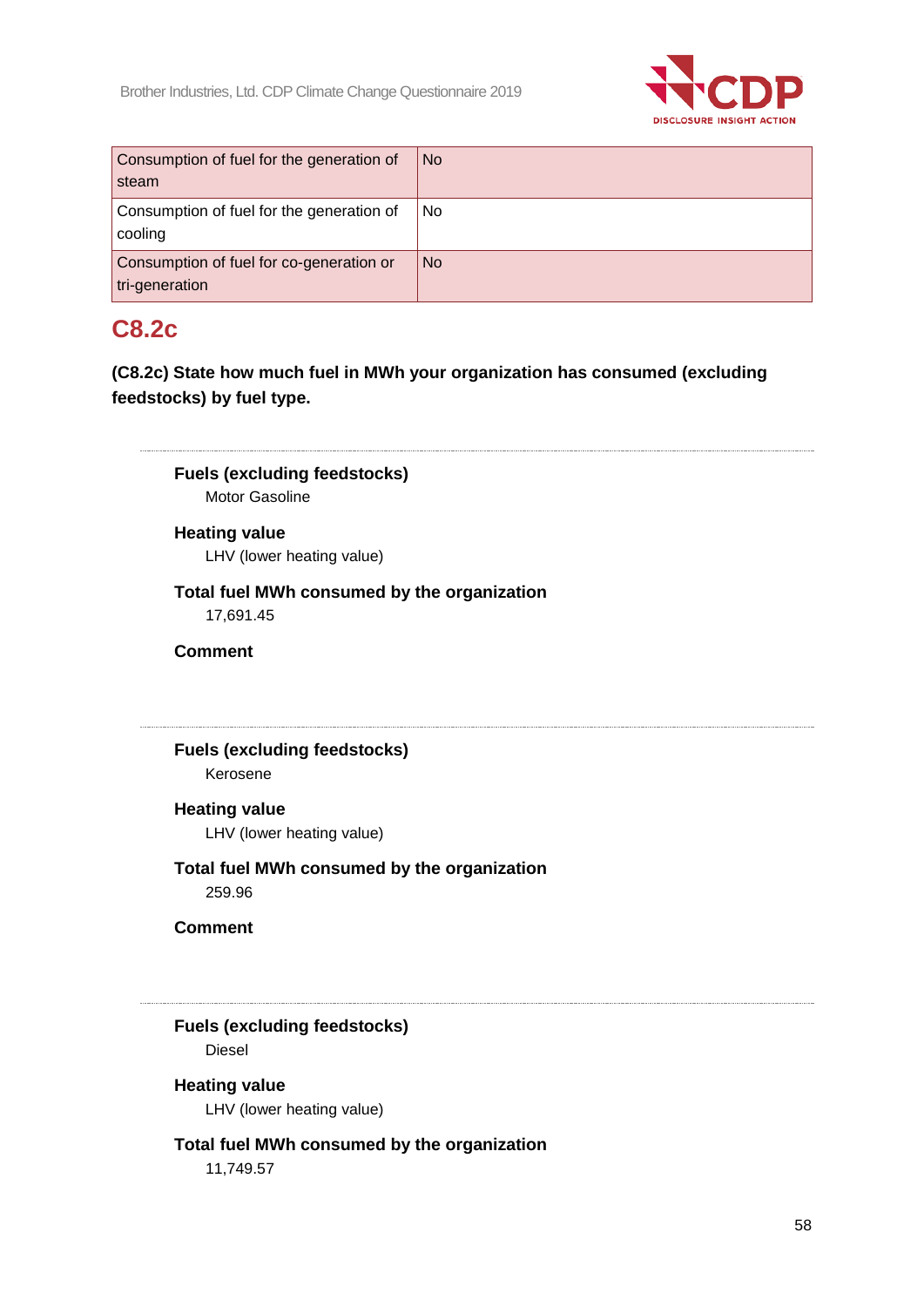| Consumption of fuel for the generation of steam | No |
|---|---|
| Consumption of fuel for the generation of cooling | No |
| Consumption of fuel for co-generation or tri-generation | No |

## C8.2c

**(C8.2c) State how much fuel in MWh your organization has consumed (excluding feedstocks) by fuel type.**

---

**Fuels (excluding feedstocks)**
Motor Gasoline

**Heating value**
LHV (lower heating value)

**Total fuel MWh consumed by the organization**
17,691.45

**Comment**

---

**Fuels (excluding feedstocks)**
Kerosene

**Heating value**
LHV (lower heating value)

**Total fuel MWh consumed by the organization**
259.96

**Comment**

---

**Fuels (excluding feedstocks)**
Diesel

**Heating value**
LHV (lower heating value)

**Total fuel MWh consumed by the organization**
11,749.57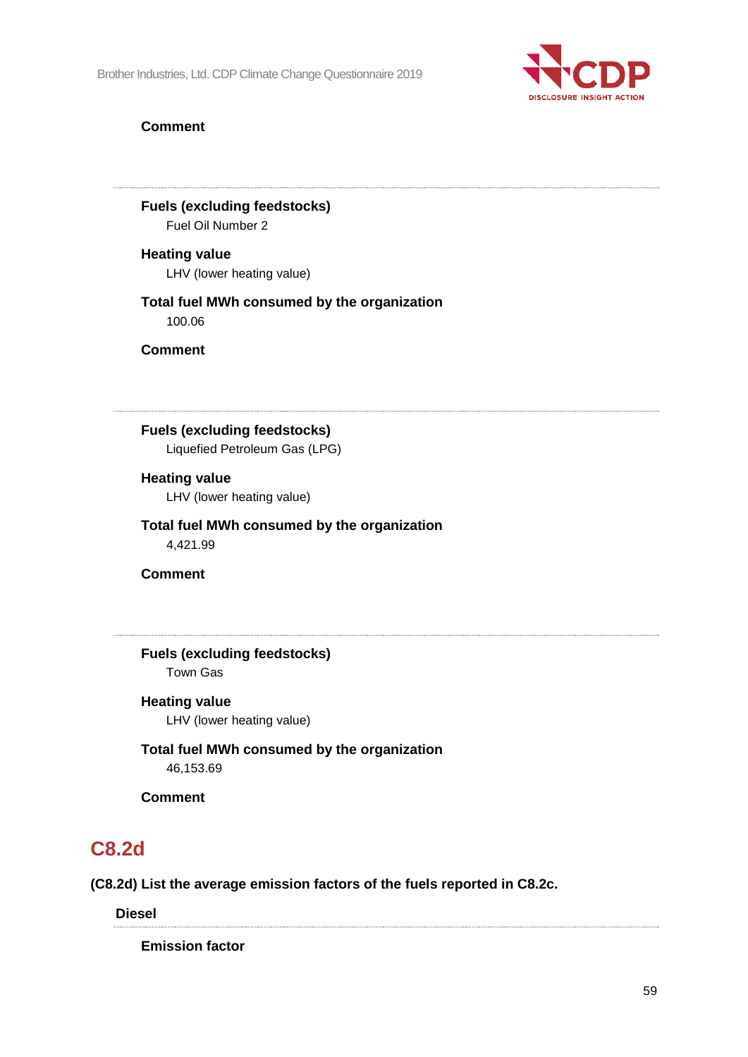**Comment**

---

**Fuels (excluding feedstocks)**

Fuel Oil Number 2

**Heating value**

LHV (lower heating value)

**Total fuel MWh consumed by the organization**

100.06

**Comment**

---

**Fuels (excluding feedstocks)**

Liquefied Petroleum Gas (LPG)

**Heating value**

LHV (lower heating value)

**Total fuel MWh consumed by the organization**

4,421.99

**Comment**

---

**Fuels (excluding feedstocks)**

Town Gas

**Heating value**

LHV (lower heating value)

**Total fuel MWh consumed by the organization**

46,153.69

**Comment**

## C8.2d

**(C8.2d) List the average emission factors of the fuels reported in C8.2c.**

**Diesel**

---

**Emission factor**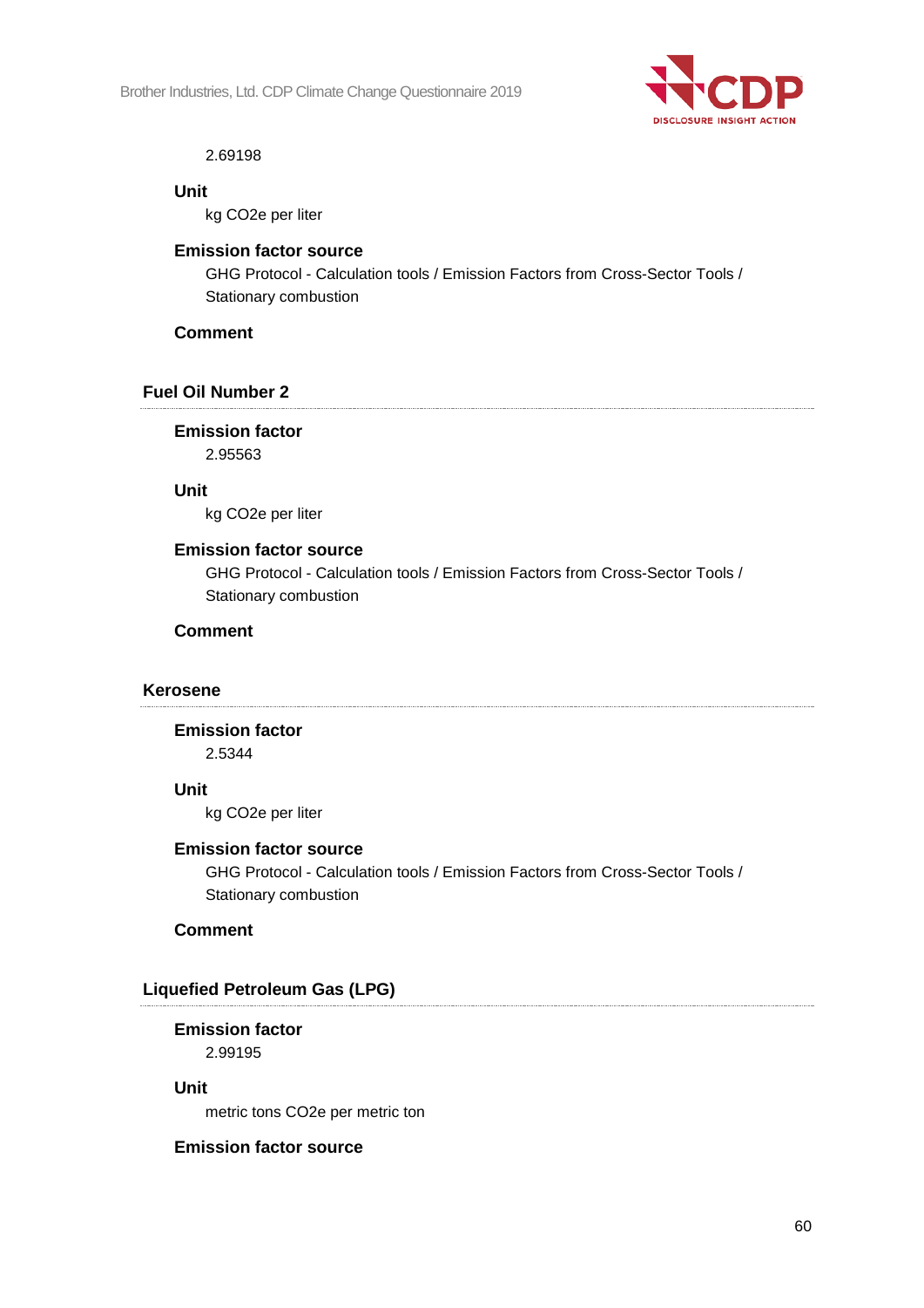2.69198

**Unit**

kg CO2e per liter

**Emission factor source**

GHG Protocol - Calculation tools / Emission Factors from Cross-Sector Tools / Stationary combustion

**Comment**

### Fuel Oil Number 2

**Emission factor**

2.95563

**Unit**

kg CO2e per liter

**Emission factor source**

GHG Protocol - Calculation tools / Emission Factors from Cross-Sector Tools / Stationary combustion

**Comment**

### Kerosene

**Emission factor**

2.5344

**Unit**

kg CO2e per liter

**Emission factor source**

GHG Protocol - Calculation tools / Emission Factors from Cross-Sector Tools / Stationary combustion

**Comment**

### Liquefied Petroleum Gas (LPG)

**Emission factor**

2.99195

**Unit**

metric tons CO2e per metric ton

**Emission factor source**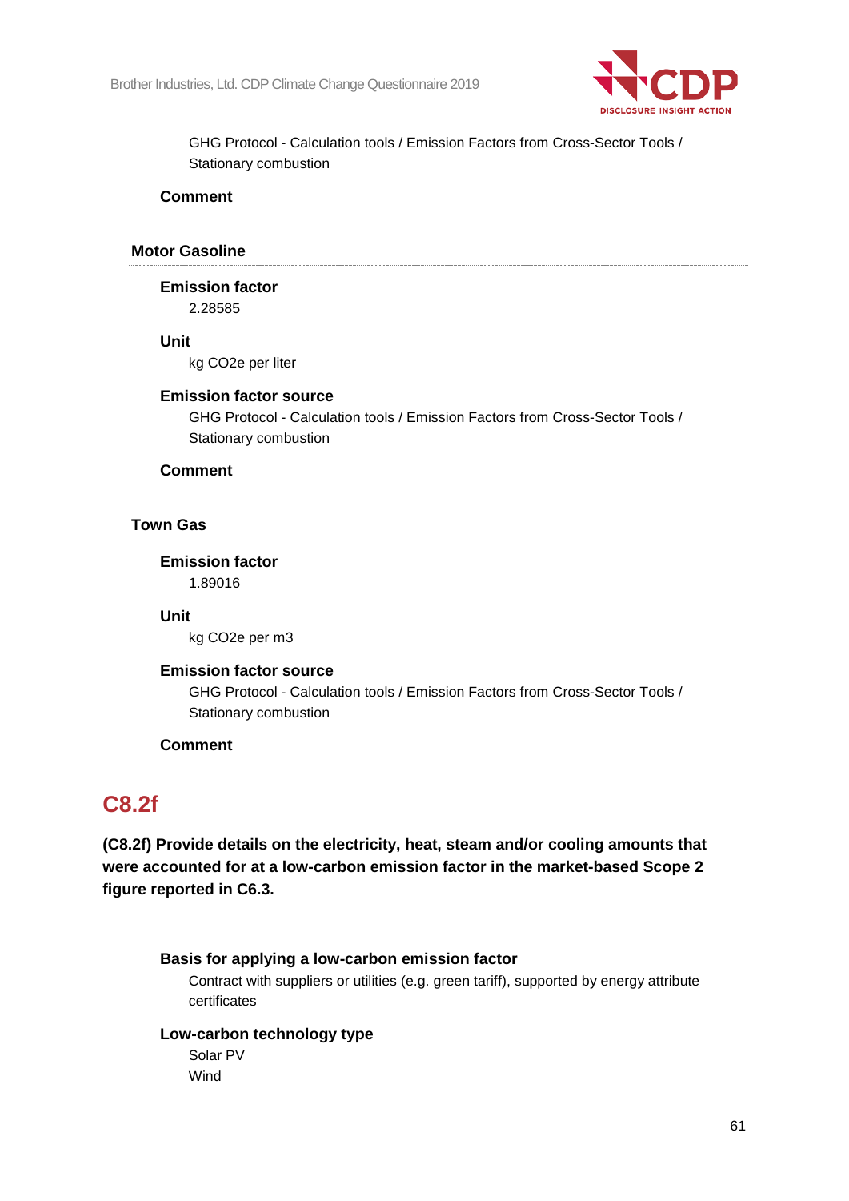GHG Protocol - Calculation tools / Emission Factors from Cross-Sector Tools / Stationary combustion

**Comment**

### Motor Gasoline

**Emission factor**

2.28585

**Unit**

kg CO2e per liter

**Emission factor source**

GHG Protocol - Calculation tools / Emission Factors from Cross-Sector Tools / Stationary combustion

**Comment**

### Town Gas

**Emission factor**

1.89016

**Unit**

kg CO2e per m3

**Emission factor source**

GHG Protocol - Calculation tools / Emission Factors from Cross-Sector Tools / Stationary combustion

**Comment**

## C8.2f

**(C8.2f) Provide details on the electricity, heat, steam and/or cooling amounts that were accounted for at a low-carbon emission factor in the market-based Scope 2 figure reported in C6.3.**

**Basis for applying a low-carbon emission factor**

Contract with suppliers or utilities (e.g. green tariff), supported by energy attribute certificates

**Low-carbon technology type**

Solar PV
Wind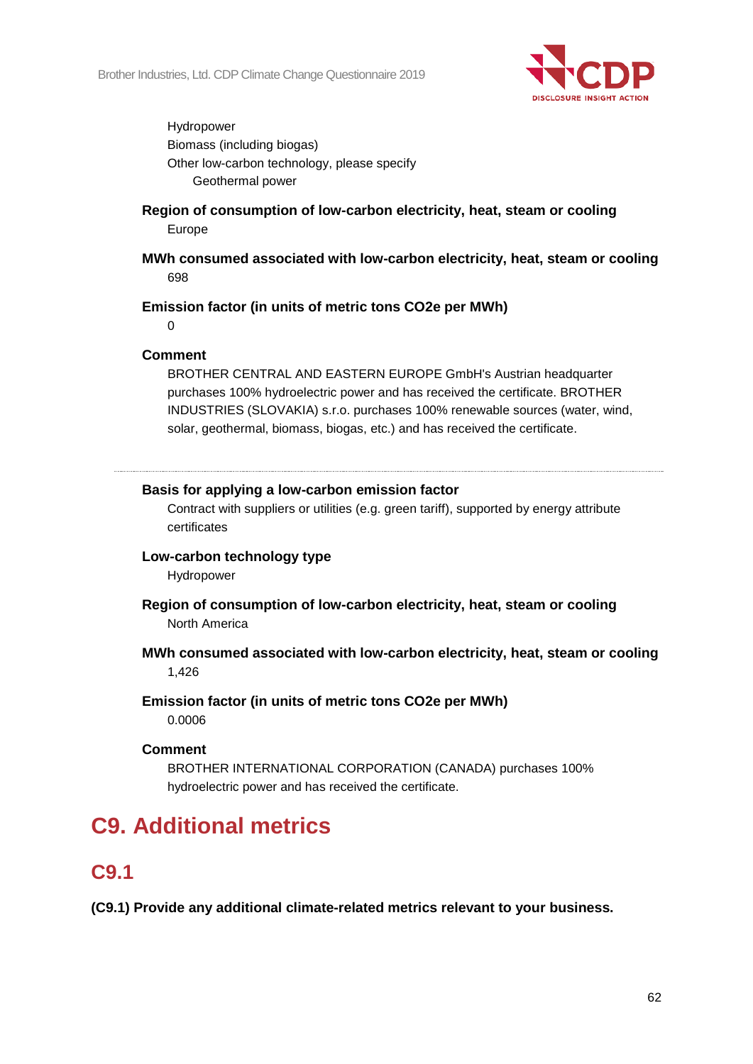Hydropower
Biomass (including biogas)
Other low-carbon technology, please specify
Geothermal power

**Region of consumption of low-carbon electricity, heat, steam or cooling**

Europe

**MWh consumed associated with low-carbon electricity, heat, steam or cooling**

698

**Emission factor (in units of metric tons CO2e per MWh)**

0

**Comment**

BROTHER CENTRAL AND EASTERN EUROPE GmbH's Austrian headquarter purchases 100% hydroelectric power and has received the certificate. BROTHER INDUSTRIES (SLOVAKIA) s.r.o. purchases 100% renewable sources (water, wind, solar, geothermal, biomass, biogas, etc.) and has received the certificate.

---

**Basis for applying a low-carbon emission factor**

Contract with suppliers or utilities (e.g. green tariff), supported by energy attribute certificates

**Low-carbon technology type**

Hydropower

**Region of consumption of low-carbon electricity, heat, steam or cooling**

North America

**MWh consumed associated with low-carbon electricity, heat, steam or cooling**

1,426

**Emission factor (in units of metric tons CO2e per MWh)**

0.0006

**Comment**

BROTHER INTERNATIONAL CORPORATION (CANADA) purchases 100% hydroelectric power and has received the certificate.

# C9. Additional metrics

## C9.1

**(C9.1) Provide any additional climate-related metrics relevant to your business.**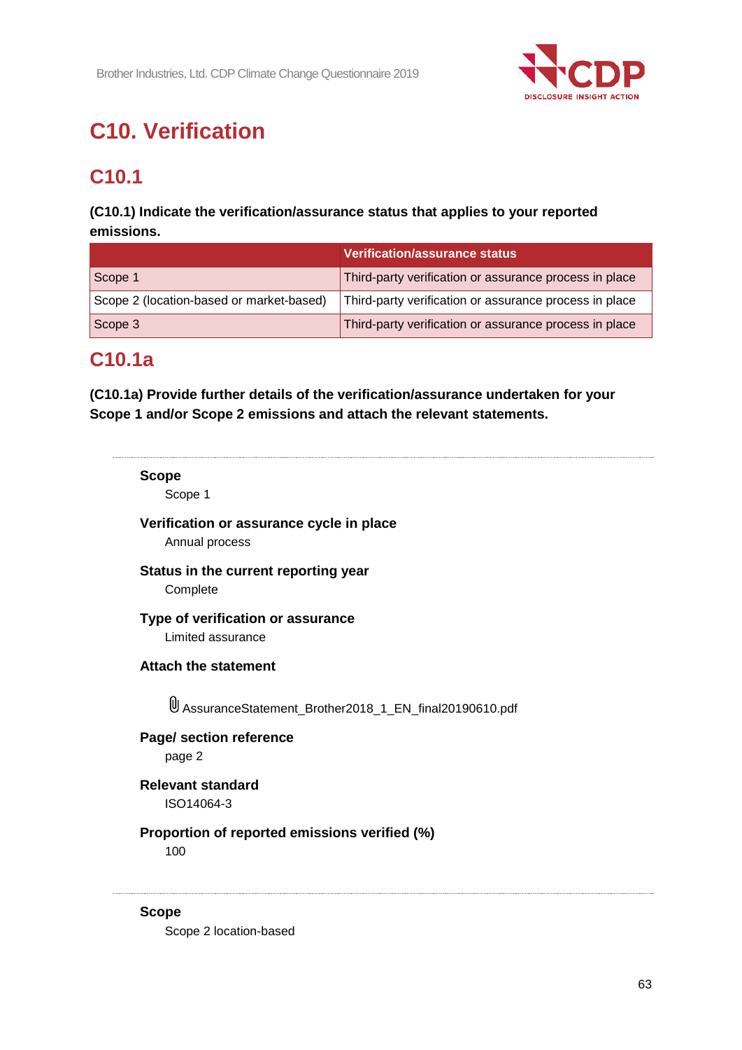# C10. Verification

## C10.1

**(C10.1) Indicate the verification/assurance status that applies to your reported emissions.**

| | Verification/assurance status |
|---|---|
| Scope 1 | Third-party verification or assurance process in place |
| Scope 2 (location-based or market-based) | Third-party verification or assurance process in place |
| Scope 3 | Third-party verification or assurance process in place |

## C10.1a

**(C10.1a) Provide further details of the verification/assurance undertaken for your Scope 1 and/or Scope 2 emissions and attach the relevant statements.**

---

**Scope**

Scope 1

**Verification or assurance cycle in place**

Annual process

**Status in the current reporting year**

Complete

**Type of verification or assurance**

Limited assurance

**Attach the statement**

AssuranceStatement_Brother2018_1_EN_final20190610.pdf

**Page/ section reference**

page 2

**Relevant standard**

ISO14064-3

**Proportion of reported emissions verified (%)**

100

---

**Scope**

Scope 2 location-based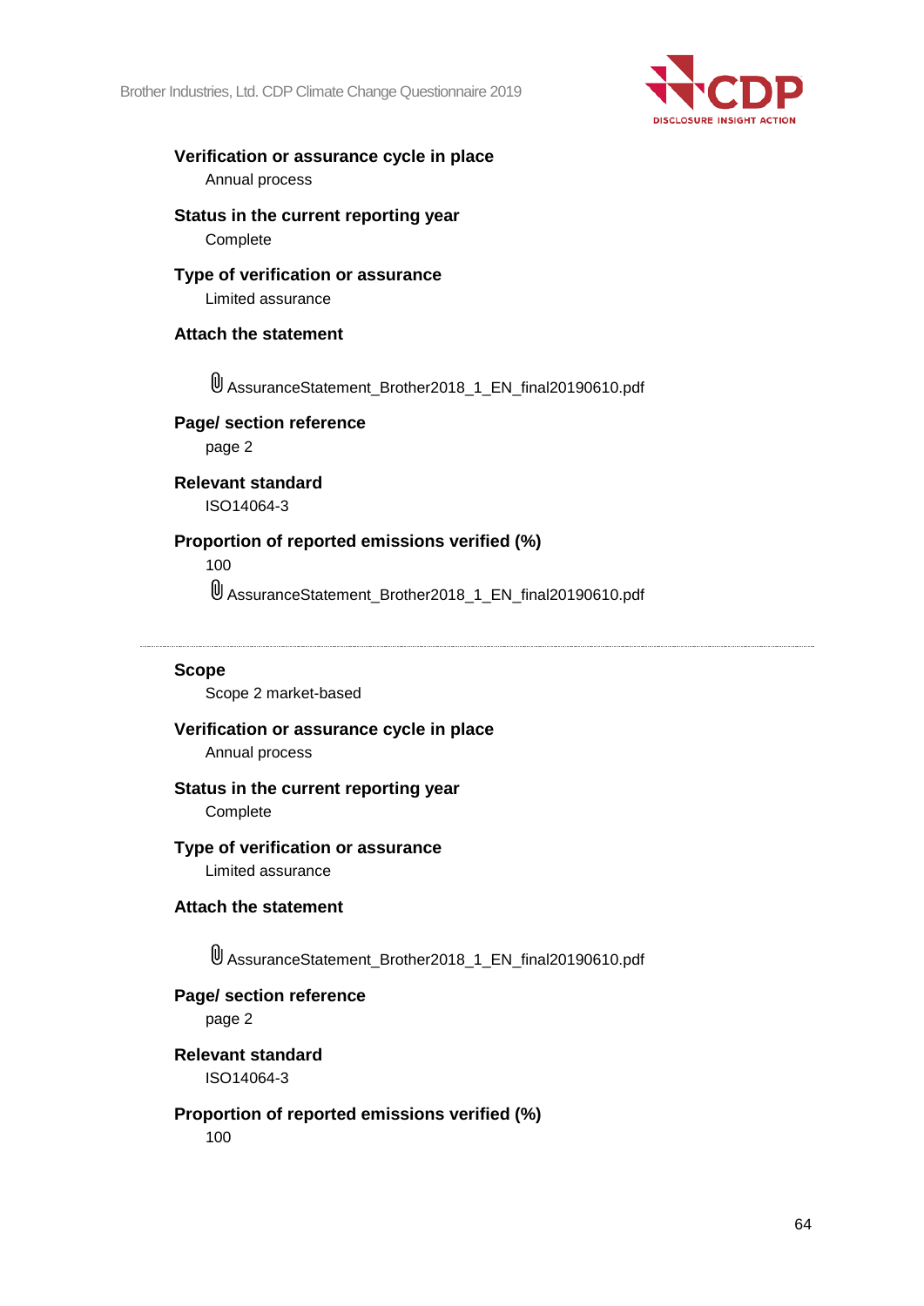**Verification or assurance cycle in place**

Annual process

**Status in the current reporting year**

Complete

**Type of verification or assurance**

Limited assurance

**Attach the statement**

AssuranceStatement_Brother2018_1_EN_final20190610.pdf

**Page/ section reference**

page 2

**Relevant standard**

ISO14064-3

**Proportion of reported emissions verified (%)**

100

AssuranceStatement_Brother2018_1_EN_final20190610.pdf

---

**Scope**

Scope 2 market-based

**Verification or assurance cycle in place**

Annual process

**Status in the current reporting year**

Complete

**Type of verification or assurance**

Limited assurance

**Attach the statement**

AssuranceStatement_Brother2018_1_EN_final20190610.pdf

**Page/ section reference**

page 2

**Relevant standard**

ISO14064-3

**Proportion of reported emissions verified (%)**

100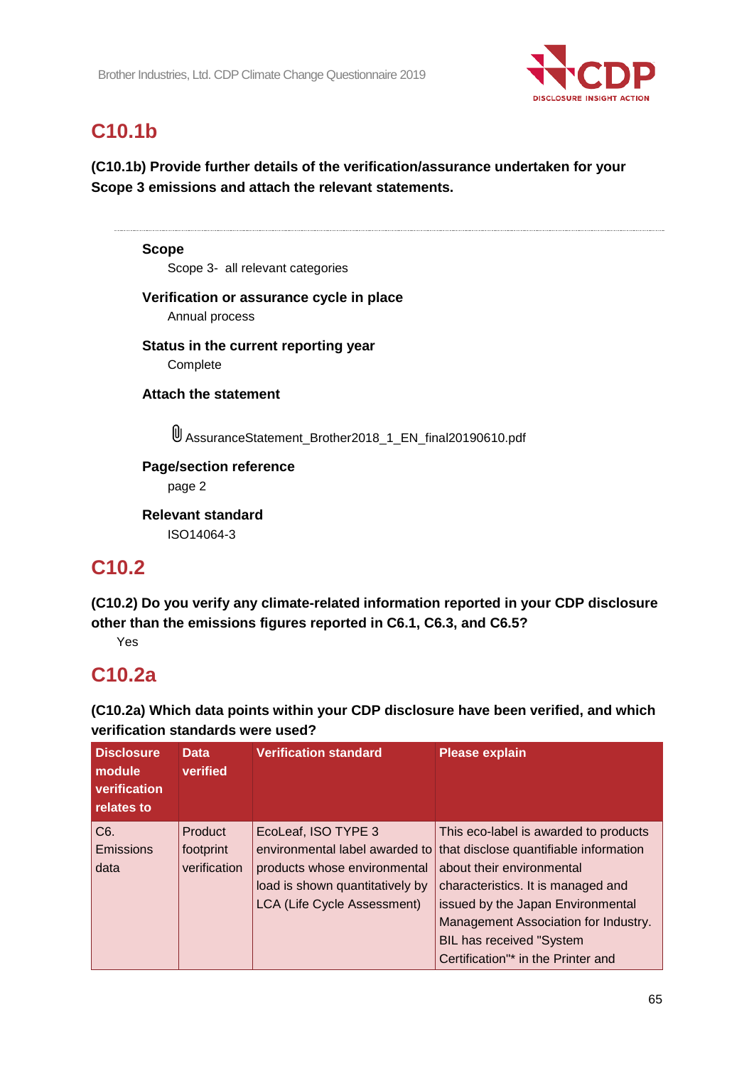## C10.1b

**(C10.1b) Provide further details of the verification/assurance undertaken for your Scope 3 emissions and attach the relevant statements.**

**Scope**

Scope 3- all relevant categories

**Verification or assurance cycle in place**

Annual process

**Status in the current reporting year**

Complete

**Attach the statement**

AssuranceStatement_Brother2018_1_EN_final20190610.pdf

**Page/section reference**

page 2

**Relevant standard**

ISO14064-3

## C10.2

**(C10.2) Do you verify any climate-related information reported in your CDP disclosure other than the emissions figures reported in C6.1, C6.3, and C6.5?**

Yes

## C10.2a

**(C10.2a) Which data points within your CDP disclosure have been verified, and which verification standards were used?**

| Disclosure module verification relates to | Data verified | Verification standard | Please explain |
|---|---|---|---|
| C6. Emissions data | Product footprint verification | EcoLeaf, ISO TYPE 3 environmental label awarded to products whose environmental load is shown quantitatively by LCA (Life Cycle Assessment) | This eco-label is awarded to products that disclose quantifiable information about their environmental characteristics. It is managed and issued by the Japan Environmental Management Association for Industry. BIL has received "System Certification"* in the Printer and |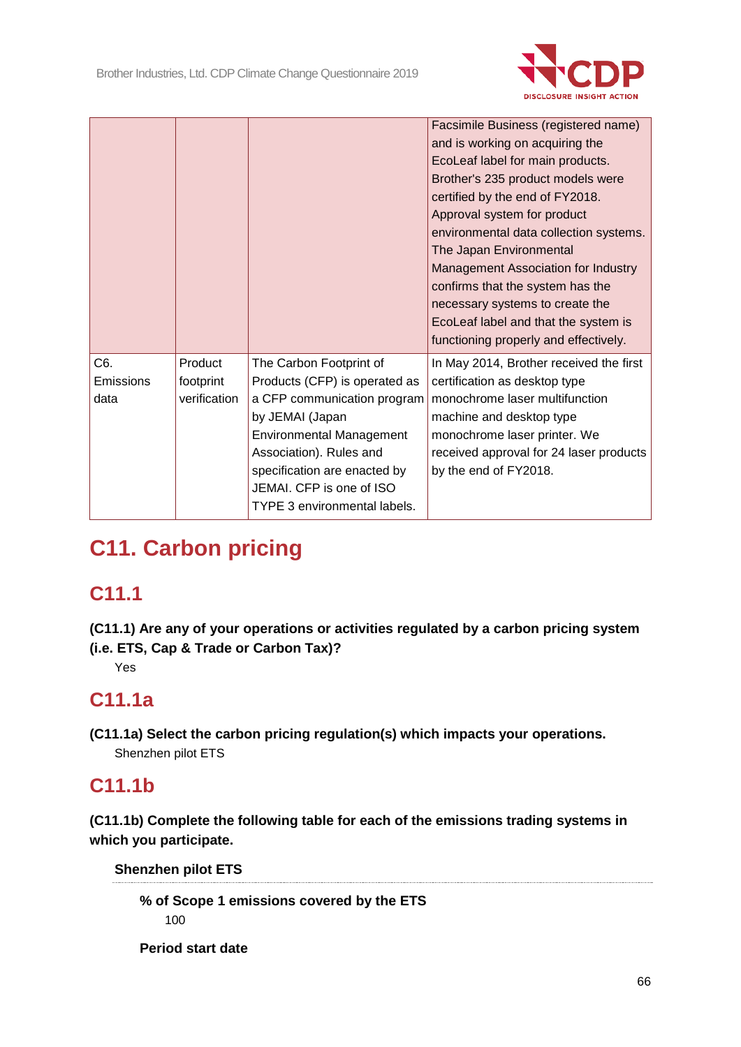| | | | |
|---|---|---|---|
| | | | Facsimile Business (registered name) and is working on acquiring the EcoLeaf label for main products. Brother's 235 product models were certified by the end of FY2018. Approval system for product environmental data collection systems. The Japan Environmental Management Association for Industry confirms that the system has the necessary systems to create the EcoLeaf label and that the system is functioning properly and effectively. |
| C6. Emissions data | Product footprint verification | The Carbon Footprint of Products (CFP) is operated as a CFP communication program by JEMAI (Japan Environmental Management Association). Rules and specification are enacted by JEMAI. CFP is one of ISO TYPE 3 environmental labels. | In May 2014, Brother received the first certification as desktop type monochrome laser multifunction machine and desktop type monochrome laser printer. We received approval for 24 laser products by the end of FY2018. |

# C11. Carbon pricing

## C11.1

**(C11.1) Are any of your operations or activities regulated by a carbon pricing system (i.e. ETS, Cap & Trade or Carbon Tax)?**

Yes

## C11.1a

**(C11.1a) Select the carbon pricing regulation(s) which impacts your operations.**

Shenzhen pilot ETS

## C11.1b

**(C11.1b) Complete the following table for each of the emissions trading systems in which you participate.**

**Shenzhen pilot ETS**

**% of Scope 1 emissions covered by the ETS**

100

**Period start date**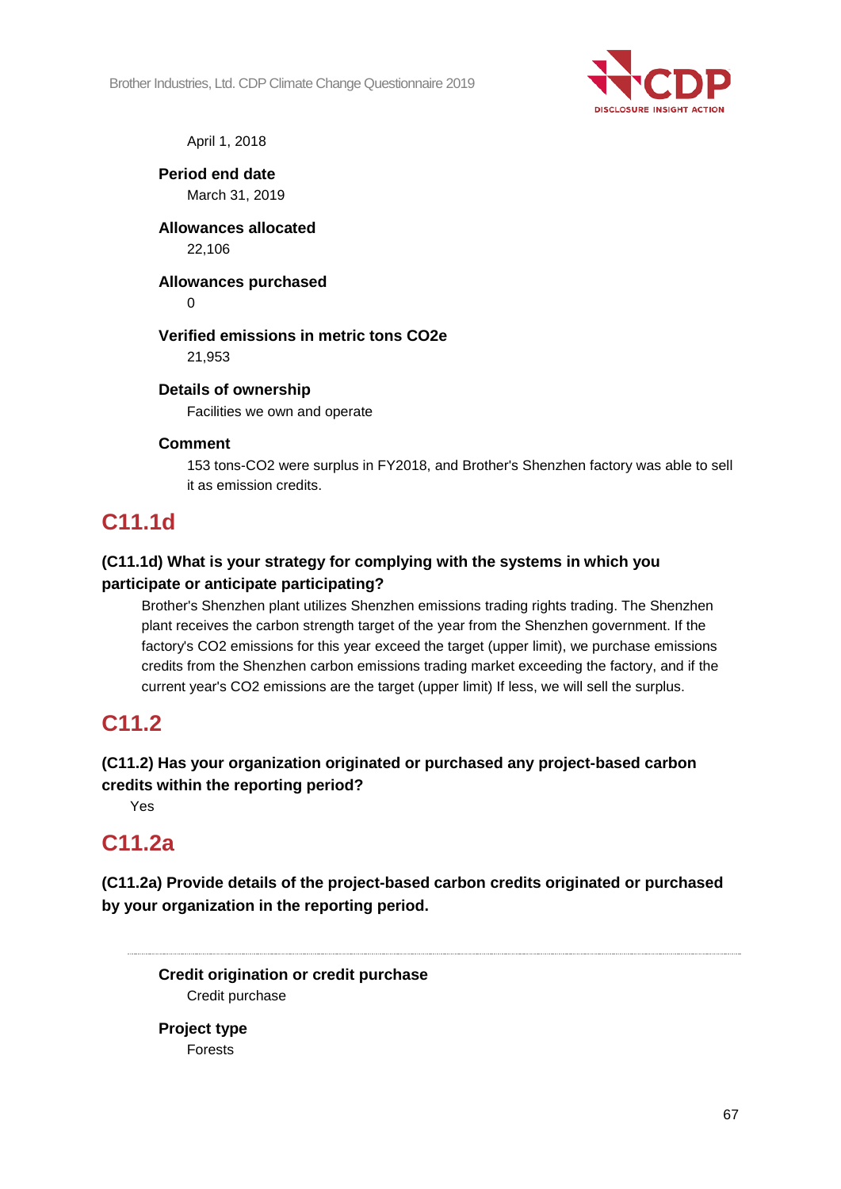April 1, 2018

**Period end date**

March 31, 2019

**Allowances allocated**

22,106

**Allowances purchased**

0

**Verified emissions in metric tons CO2e**

21,953

**Details of ownership**

Facilities we own and operate

**Comment**

153 tons-CO2 were surplus in FY2018, and Brother's Shenzhen factory was able to sell it as emission credits.

## C11.1d

**(C11.1d) What is your strategy for complying with the systems in which you participate or anticipate participating?**

Brother's Shenzhen plant utilizes Shenzhen emissions trading rights trading. The Shenzhen plant receives the carbon strength target of the year from the Shenzhen government. If the factory's CO2 emissions for this year exceed the target (upper limit), we purchase emissions credits from the Shenzhen carbon emissions trading market exceeding the factory, and if the current year's CO2 emissions are the target (upper limit) If less, we will sell the surplus.

## C11.2

**(C11.2) Has your organization originated or purchased any project-based carbon credits within the reporting period?**

Yes

## C11.2a

**(C11.2a) Provide details of the project-based carbon credits originated or purchased by your organization in the reporting period.**

**Credit origination or credit purchase**

Credit purchase

**Project type**

Forests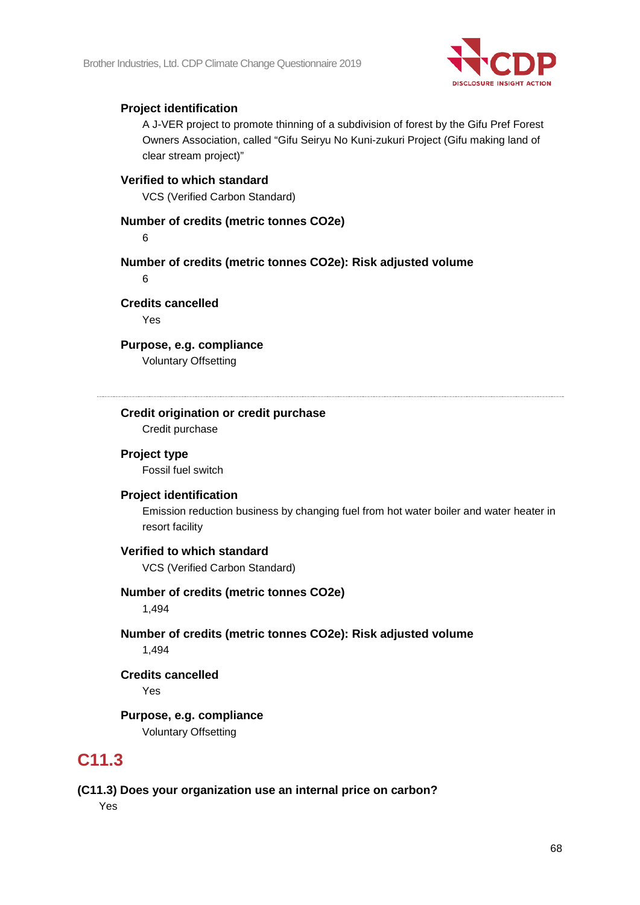**Project identification**

A J-VER project to promote thinning of a subdivision of forest by the Gifu Pref Forest Owners Association, called “Gifu Seiryu No Kuni-zukuri Project (Gifu making land of clear stream project)”

**Verified to which standard**

VCS (Verified Carbon Standard)

**Number of credits (metric tonnes CO2e)**

6

**Number of credits (metric tonnes CO2e): Risk adjusted volume**

6

**Credits cancelled**

Yes

**Purpose, e.g. compliance**

Voluntary Offsetting

---

**Credit origination or credit purchase**

Credit purchase

**Project type**

Fossil fuel switch

**Project identification**

Emission reduction business by changing fuel from hot water boiler and water heater in resort facility

**Verified to which standard**

VCS (Verified Carbon Standard)

**Number of credits (metric tonnes CO2e)**

1,494

**Number of credits (metric tonnes CO2e): Risk adjusted volume**

1,494

**Credits cancelled**

Yes

**Purpose, e.g. compliance**

Voluntary Offsetting

## C11.3

**(C11.3) Does your organization use an internal price on carbon?**

Yes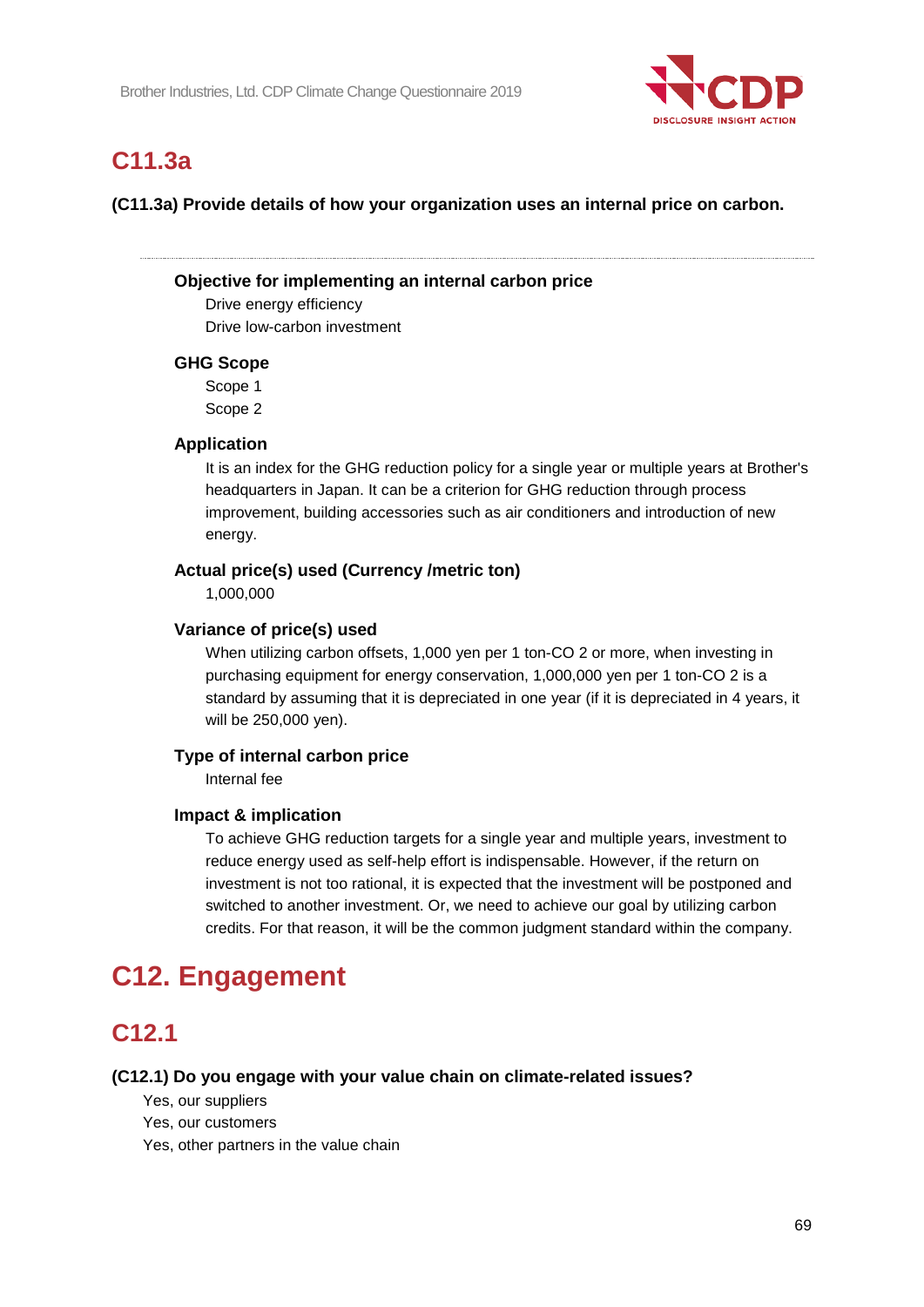## C11.3a

**(C11.3a) Provide details of how your organization uses an internal price on carbon.**

---

**Objective for implementing an internal carbon price**

Drive energy efficiency
Drive low-carbon investment

**GHG Scope**

Scope 1
Scope 2

**Application**

It is an index for the GHG reduction policy for a single year or multiple years at Brother's headquarters in Japan. It can be a criterion for GHG reduction through process improvement, building accessories such as air conditioners and introduction of new energy.

**Actual price(s) used (Currency /metric ton)**

1,000,000

**Variance of price(s) used**

When utilizing carbon offsets, 1,000 yen per 1 ton-CO 2 or more, when investing in purchasing equipment for energy conservation, 1,000,000 yen per 1 ton-CO 2 is a standard by assuming that it is depreciated in one year (if it is depreciated in 4 years, it will be 250,000 yen).

**Type of internal carbon price**

Internal fee

**Impact & implication**

To achieve GHG reduction targets for a single year and multiple years, investment to reduce energy used as self-help effort is indispensable. However, if the return on investment is not too rational, it is expected that the investment will be postponed and switched to another investment. Or, we need to achieve our goal by utilizing carbon credits. For that reason, it will be the common judgment standard within the company.

# C12. Engagement

## C12.1

**(C12.1) Do you engage with your value chain on climate-related issues?**

Yes, our suppliers
Yes, our customers
Yes, other partners in the value chain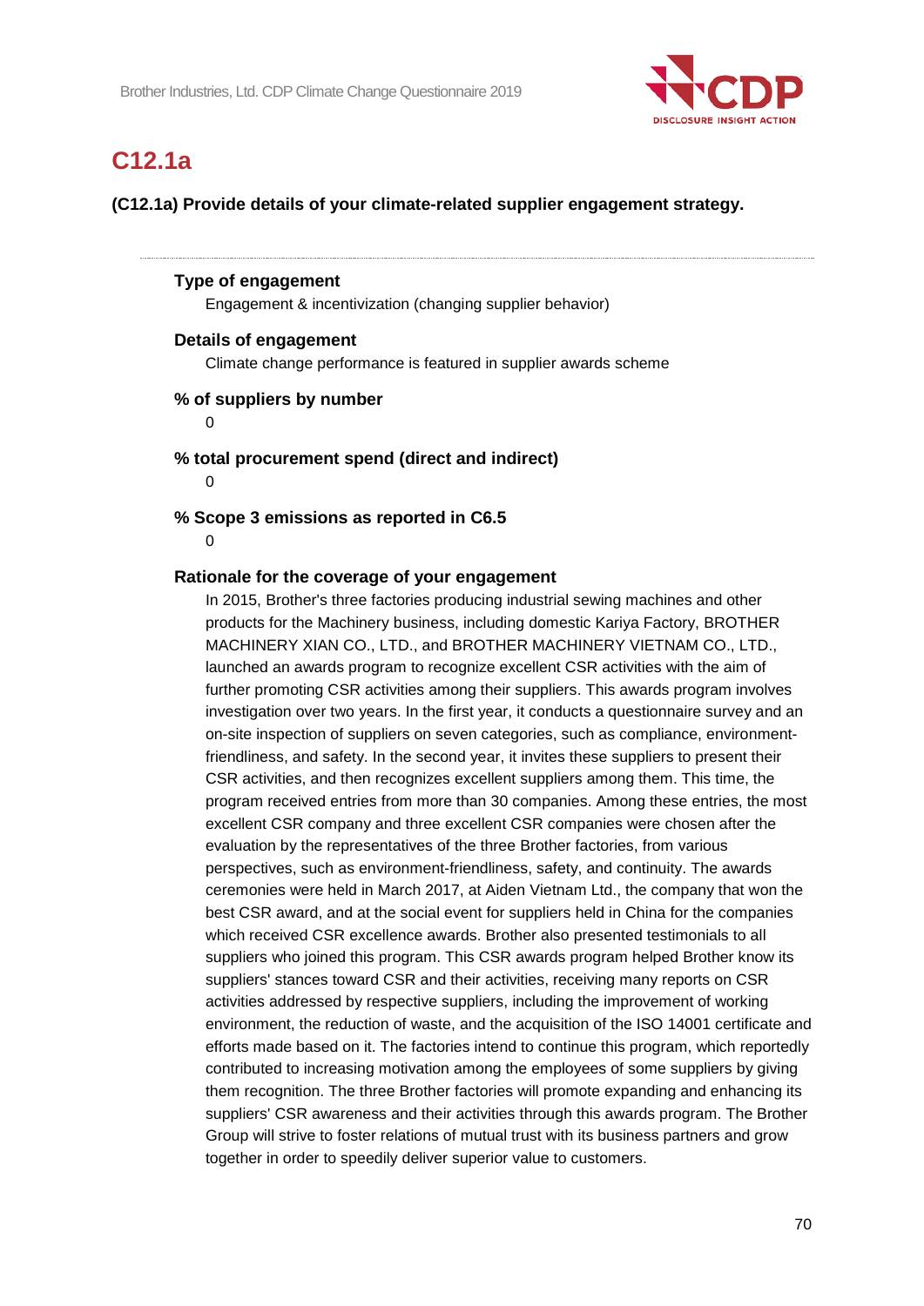## C12.1a

**(C12.1a) Provide details of your climate-related supplier engagement strategy.**

---

**Type of engagement**

Engagement & incentivization (changing supplier behavior)

**Details of engagement**

Climate change performance is featured in supplier awards scheme

**% of suppliers by number**

0

**% total procurement spend (direct and indirect)**

0

**% Scope 3 emissions as reported in C6.5**

0

**Rationale for the coverage of your engagement**

In 2015, Brother's three factories producing industrial sewing machines and other products for the Machinery business, including domestic Kariya Factory, BROTHER MACHINERY XIAN CO., LTD., and BROTHER MACHINERY VIETNAM CO., LTD., launched an awards program to recognize excellent CSR activities with the aim of further promoting CSR activities among their suppliers. This awards program involves investigation over two years. In the first year, it conducts a questionnaire survey and an on-site inspection of suppliers on seven categories, such as compliance, environment-friendliness, and safety. In the second year, it invites these suppliers to present their CSR activities, and then recognizes excellent suppliers among them. This time, the program received entries from more than 30 companies. Among these entries, the most excellent CSR company and three excellent CSR companies were chosen after the evaluation by the representatives of the three Brother factories, from various perspectives, such as environment-friendliness, safety, and continuity. The awards ceremonies were held in March 2017, at Aiden Vietnam Ltd., the company that won the best CSR award, and at the social event for suppliers held in China for the companies which received CSR excellence awards. Brother also presented testimonials to all suppliers who joined this program. This CSR awards program helped Brother know its suppliers' stances toward CSR and their activities, receiving many reports on CSR activities addressed by respective suppliers, including the improvement of working environment, the reduction of waste, and the acquisition of the ISO 14001 certificate and efforts made based on it. The factories intend to continue this program, which reportedly contributed to increasing motivation among the employees of some suppliers by giving them recognition. The three Brother factories will promote expanding and enhancing its suppliers' CSR awareness and their activities through this awards program. The Brother Group will strive to foster relations of mutual trust with its business partners and grow together in order to speedily deliver superior value to customers.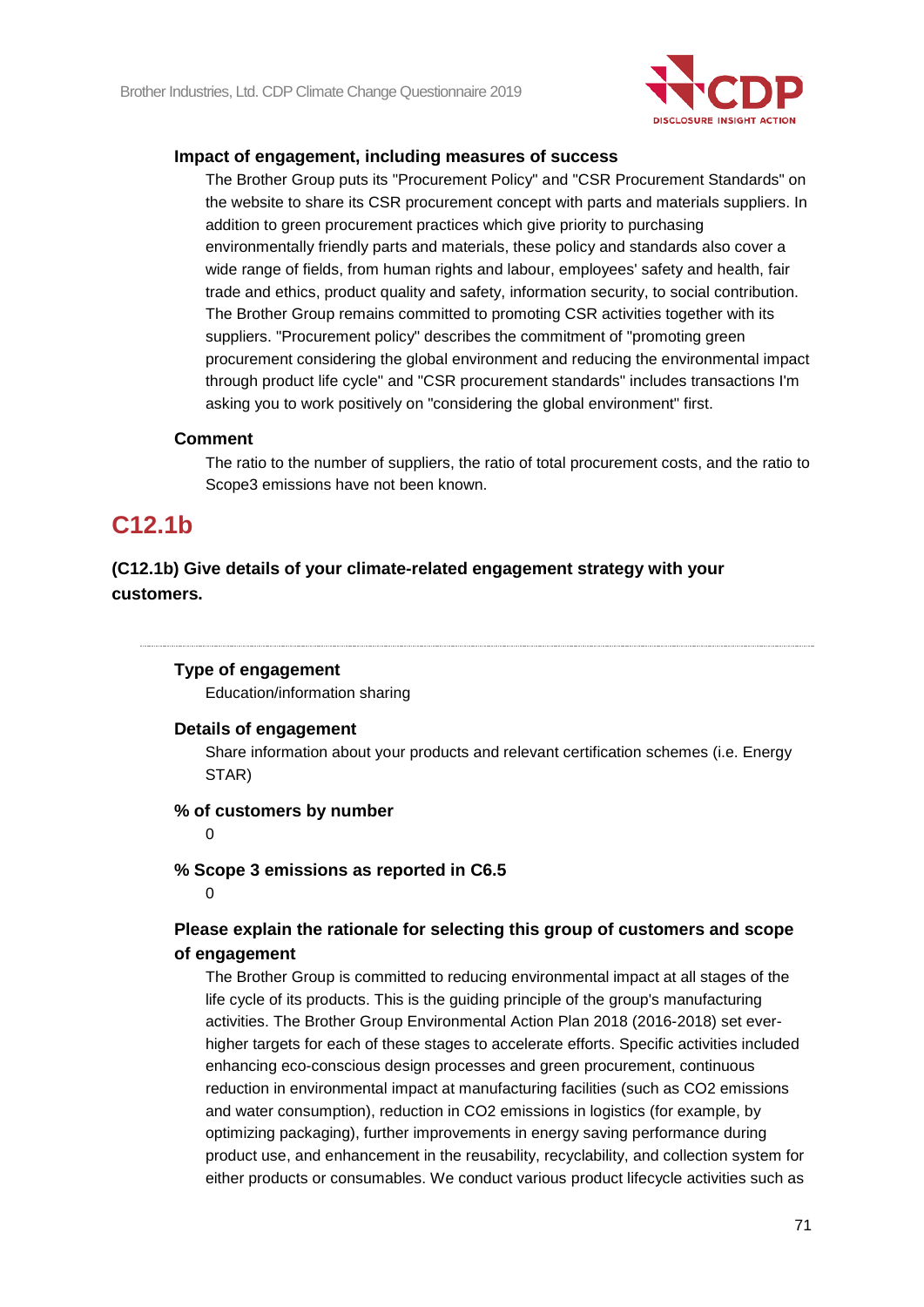### Impact of engagement, including measures of success

The Brother Group puts its "Procurement Policy" and "CSR Procurement Standards" on the website to share its CSR procurement concept with parts and materials suppliers. In addition to green procurement practices which give priority to purchasing environmentally friendly parts and materials, these policy and standards also cover a wide range of fields, from human rights and labour, employees' safety and health, fair trade and ethics, product quality and safety, information security, to social contribution. The Brother Group remains committed to promoting CSR activities together with its suppliers. "Procurement policy" describes the commitment of "promoting green procurement considering the global environment and reducing the environmental impact through product life cycle" and "CSR procurement standards" includes transactions I'm asking you to work positively on "considering the global environment" first.

### Comment

The ratio to the number of suppliers, the ratio of total procurement costs, and the ratio to Scope3 emissions have not been known.

## C12.1b

**(C12.1b) Give details of your climate-related engagement strategy with your customers.**

---

### Type of engagement

Education/information sharing

### Details of engagement

Share information about your products and relevant certification schemes (i.e. Energy STAR)

### % of customers by number

0

### % Scope 3 emissions as reported in C6.5

0

### Please explain the rationale for selecting this group of customers and scope of engagement

The Brother Group is committed to reducing environmental impact at all stages of the life cycle of its products. This is the guiding principle of the group's manufacturing activities. The Brother Group Environmental Action Plan 2018 (2016-2018) set ever-higher targets for each of these stages to accelerate efforts. Specific activities included enhancing eco-conscious design processes and green procurement, continuous reduction in environmental impact at manufacturing facilities (such as $CO_2$ emissions and water consumption), reduction in $CO_2$ emissions in logistics (for example, by optimizing packaging), further improvements in energy saving performance during product use, and enhancement in the reusability, recyclability, and collection system for either products or consumables. We conduct various product lifecycle activities such as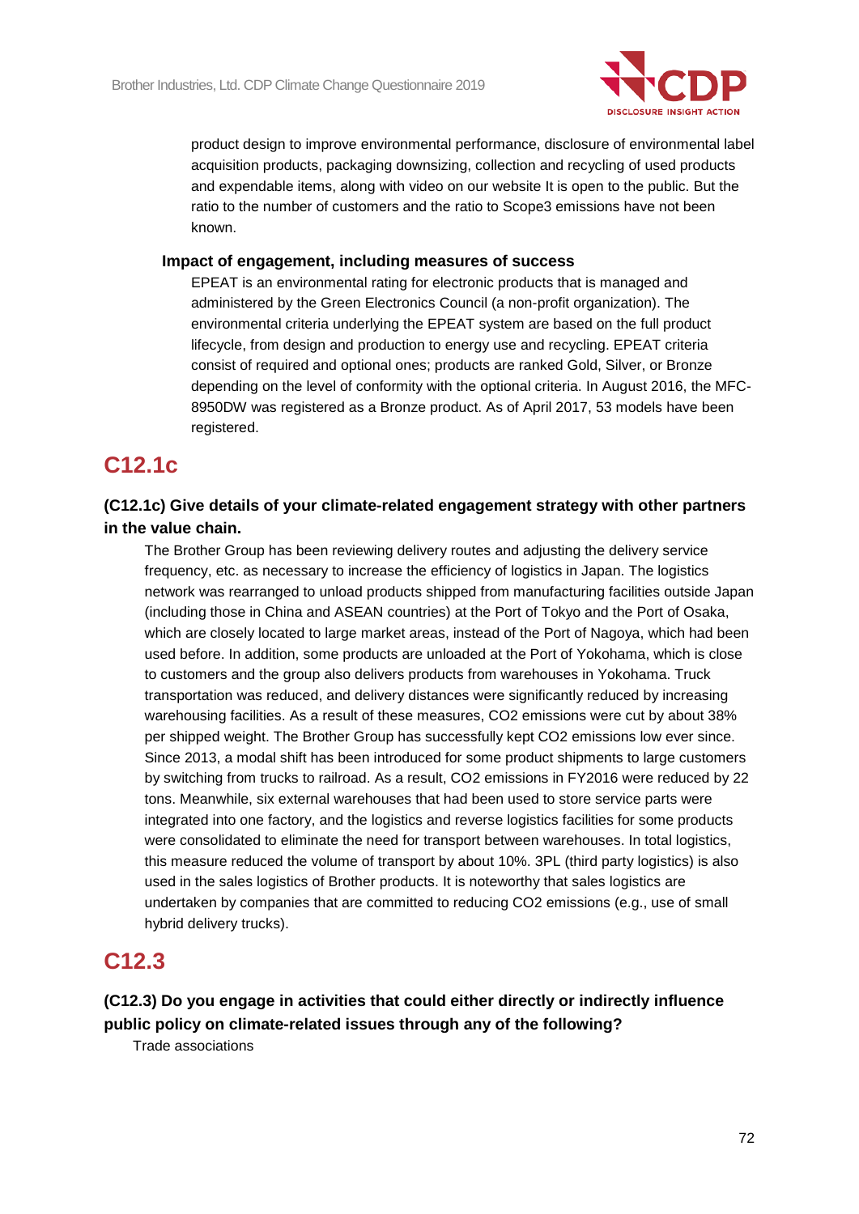product design to improve environmental performance, disclosure of environmental label acquisition products, packaging downsizing, collection and recycling of used products and expendable items, along with video on our website It is open to the public. But the ratio to the number of customers and the ratio to Scope3 emissions have not been known.

**Impact of engagement, including measures of success**

EPEAT is an environmental rating for electronic products that is managed and administered by the Green Electronics Council (a non-profit organization). The environmental criteria underlying the EPEAT system are based on the full product lifecycle, from design and production to energy use and recycling. EPEAT criteria consist of required and optional ones; products are ranked Gold, Silver, or Bronze depending on the level of conformity with the optional criteria. In August 2016, the MFC-8950DW was registered as a Bronze product. As of April 2017, 53 models have been registered.

# C12.1c

### (C12.1c) Give details of your climate-related engagement strategy with other partners in the value chain.

The Brother Group has been reviewing delivery routes and adjusting the delivery service frequency, etc. as necessary to increase the efficiency of logistics in Japan. The logistics network was rearranged to unload products shipped from manufacturing facilities outside Japan (including those in China and ASEAN countries) at the Port of Tokyo and the Port of Osaka, which are closely located to large market areas, instead of the Port of Nagoya, which had been used before. In addition, some products are unloaded at the Port of Yokohama, which is close to customers and the group also delivers products from warehouses in Yokohama. Truck transportation was reduced, and delivery distances were significantly reduced by increasing warehousing facilities. As a result of these measures, $CO_2$ emissions were cut by about 38% per shipped weight. The Brother Group has successfully kept $CO_2$ emissions low ever since. Since 2013, a modal shift has been introduced for some product shipments to large customers by switching from trucks to railroad. As a result, $CO_2$ emissions in FY2016 were reduced by 22 tons. Meanwhile, six external warehouses that had been used to store service parts were integrated into one factory, and the logistics and reverse logistics facilities for some products were consolidated to eliminate the need for transport between warehouses. In total logistics, this measure reduced the volume of transport by about 10%. 3PL (third party logistics) is also used in the sales logistics of Brother products. It is noteworthy that sales logistics are undertaken by companies that are committed to reducing $CO_2$ emissions (e.g., use of small hybrid delivery trucks).

# C12.3

### (C12.3) Do you engage in activities that could either directly or indirectly influence public policy on climate-related issues through any of the following?

Trade associations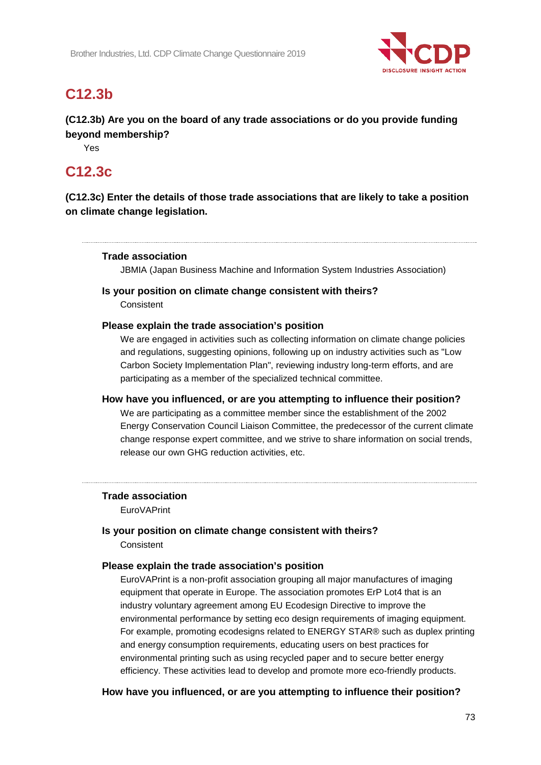## C12.3b

**(C12.3b) Are you on the board of any trade associations or do you provide funding beyond membership?**

Yes

## C12.3c

**(C12.3c) Enter the details of those trade associations that are likely to take a position on climate change legislation.**

---

**Trade association**

JBMIA (Japan Business Machine and Information System Industries Association)

**Is your position on climate change consistent with theirs?**

Consistent

**Please explain the trade association's position**

We are engaged in activities such as collecting information on climate change policies and regulations, suggesting opinions, following up on industry activities such as "Low Carbon Society Implementation Plan", reviewing industry long-term efforts, and are participating as a member of the specialized technical committee.

**How have you influenced, or are you attempting to influence their position?**

We are participating as a committee member since the establishment of the 2002 Energy Conservation Council Liaison Committee, the predecessor of the current climate change response expert committee, and we strive to share information on social trends, release our own GHG reduction activities, etc.

---

**Trade association**

EuroVAPrint

**Is your position on climate change consistent with theirs?**

Consistent

**Please explain the trade association's position**

EuroVAPrint is a non-profit association grouping all major manufactures of imaging equipment that operate in Europe. The association promotes ErP Lot4 that is an industry voluntary agreement among EU Ecodesign Directive to improve the environmental performance by setting eco design requirements of imaging equipment. For example, promoting ecodesigns related to ENERGY STAR® such as duplex printing and energy consumption requirements, educating users on best practices for environmental printing such as using recycled paper and to secure better energy efficiency. These activities lead to develop and promote more eco-friendly products.

**How have you influenced, or are you attempting to influence their position?**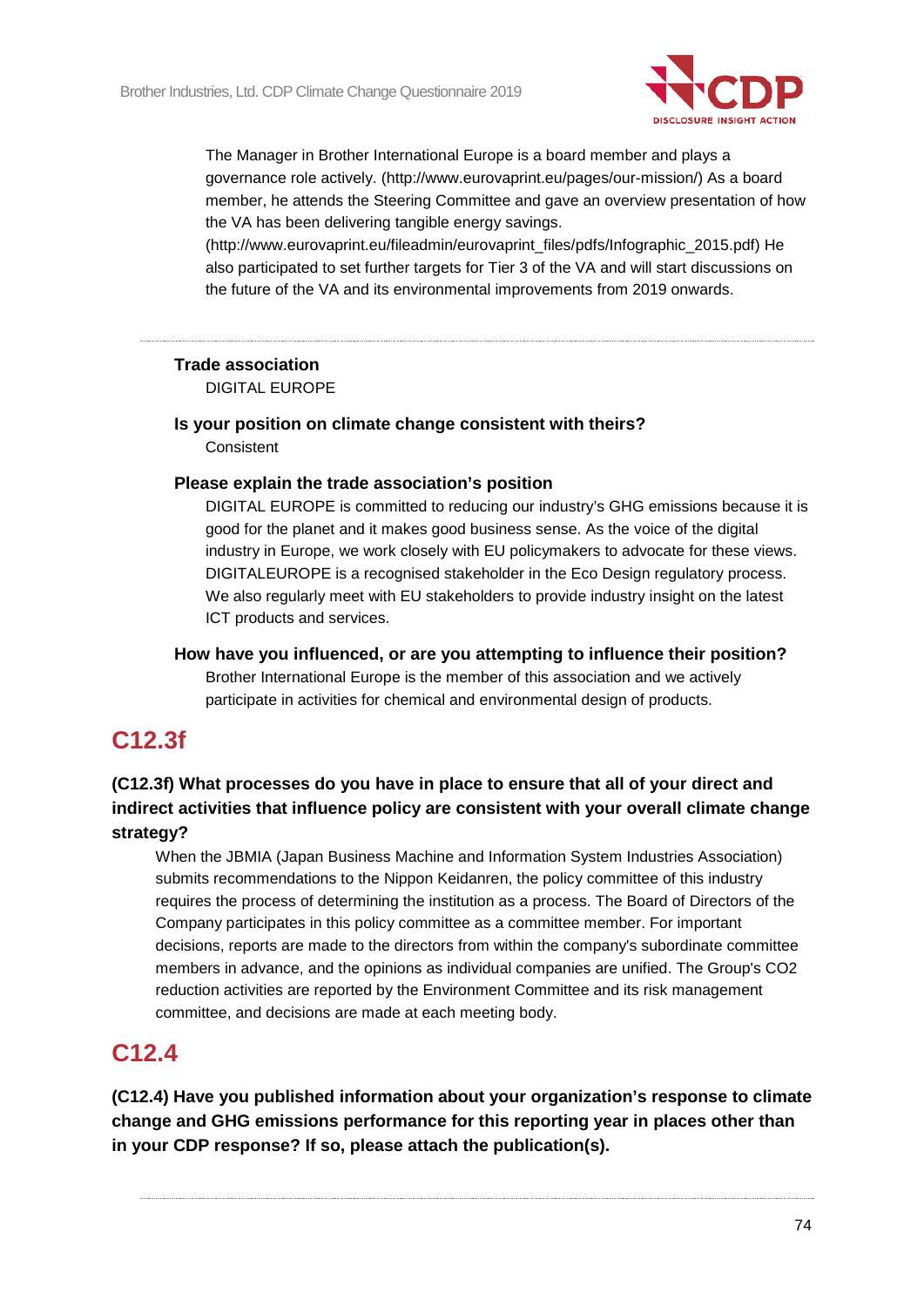The Manager in Brother International Europe is a board member and plays a governance role actively. (http://www.eurovaprint.eu/pages/our-mission/) As a board member, he attends the Steering Committee and gave an overview presentation of how the VA has been delivering tangible energy savings. (http://www.eurovaprint.eu/fileadmin/eurovaprint_files/pdfs/Infographic_2015.pdf) He also participated to set further targets for Tier 3 of the VA and will start discussions on the future of the VA and its environmental improvements from 2019 onwards.

---

**Trade association**

DIGITAL EUROPE

**Is your position on climate change consistent with theirs?**

Consistent

**Please explain the trade association's position**

DIGITAL EUROPE is committed to reducing our industry's GHG emissions because it is good for the planet and it makes good business sense. As the voice of the digital industry in Europe, we work closely with EU policymakers to advocate for these views. DIGITALEUROPE is a recognised stakeholder in the Eco Design regulatory process. We also regularly meet with EU stakeholders to provide industry insight on the latest ICT products and services.

**How have you influenced, or are you attempting to influence their position?**

Brother International Europe is the member of this association and we actively participate in activities for chemical and environmental design of products.

## C12.3f

**(C12.3f) What processes do you have in place to ensure that all of your direct and indirect activities that influence policy are consistent with your overall climate change strategy?**

When the JBMIA (Japan Business Machine and Information System Industries Association) submits recommendations to the Nippon Keidanren, the policy committee of this industry requires the process of determining the institution as a process. The Board of Directors of the Company participates in this policy committee as a committee member. For important decisions, reports are made to the directors from within the company's subordinate committee members in advance, and the opinions as individual companies are unified. The Group's $CO_2$ reduction activities are reported by the Environment Committee and its risk management committee, and decisions are made at each meeting body.

## C12.4

**(C12.4) Have you published information about your organization's response to climate change and GHG emissions performance for this reporting year in places other than in your CDP response? If so, please attach the publication(s).**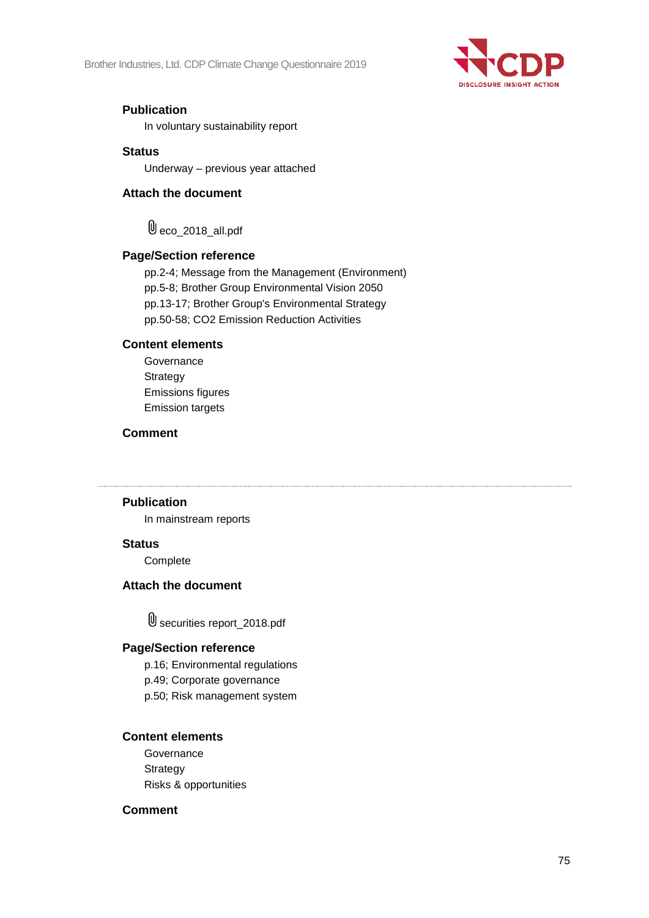**Publication**

In voluntary sustainability report

**Status**

Underway – previous year attached

**Attach the document**

eco_2018_all.pdf

**Page/Section reference**

pp.2-4; Message from the Management (Environment)
pp.5-8; Brother Group Environmental Vision 2050
pp.13-17; Brother Group's Environmental Strategy
pp.50-58; CO2 Emission Reduction Activities

**Content elements**

Governance
Strategy
Emissions figures
Emission targets

**Comment**

---

**Publication**

In mainstream reports

**Status**

Complete

**Attach the document**

securities report_2018.pdf

**Page/Section reference**

p.16; Environmental regulations
p.49; Corporate governance
p.50; Risk management system

**Content elements**

Governance
Strategy
Risks & opportunities

**Comment**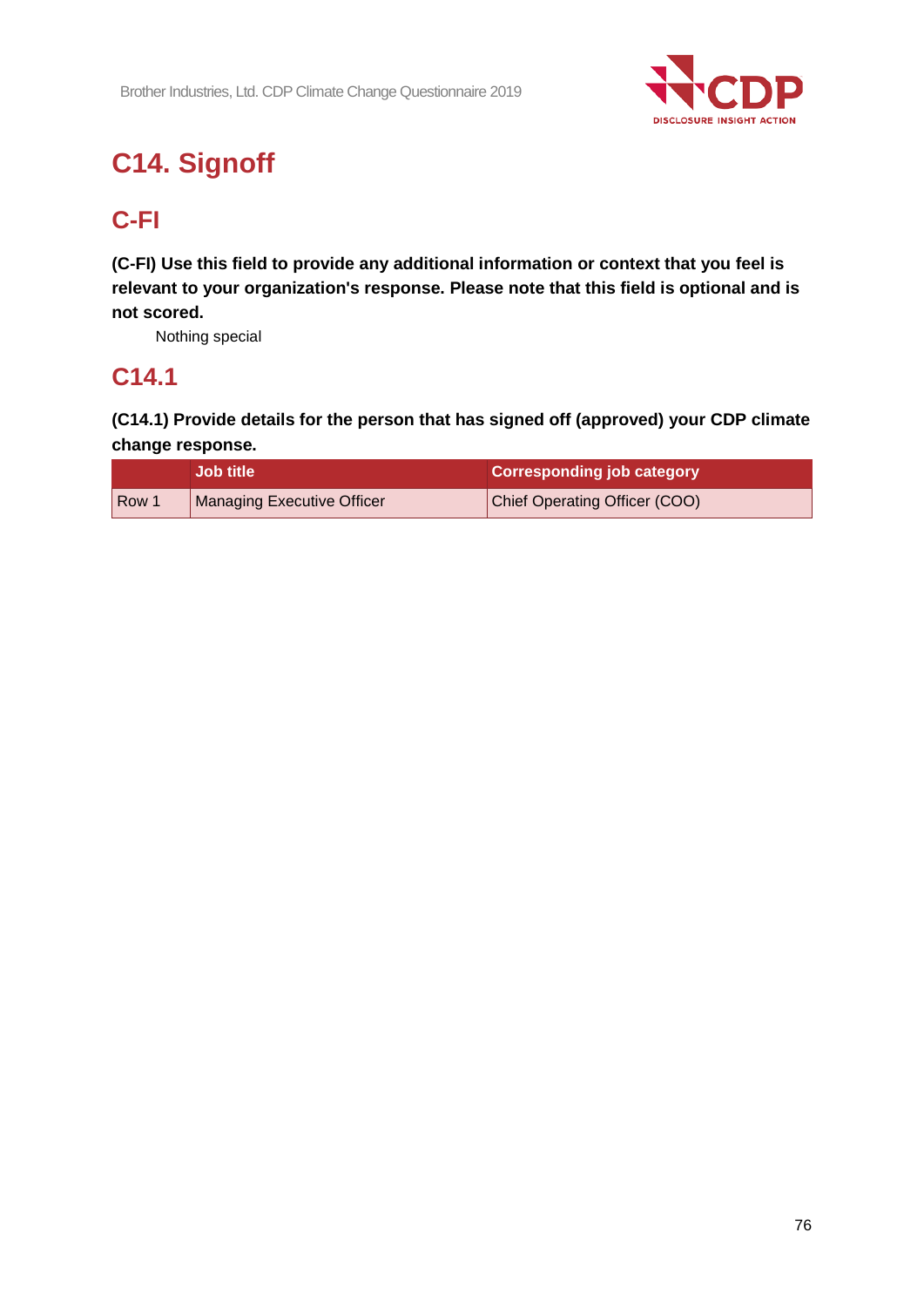# C14. Signoff

## C-FI

**(C-FI) Use this field to provide any additional information or context that you feel is relevant to your organization's response. Please note that this field is optional and is not scored.**

Nothing special

## C14.1

**(C14.1) Provide details for the person that has signed off (approved) your CDP climate change response.**

| | Job title | Corresponding job category |
|---|---|---|
| Row 1 | Managing Executive Officer | Chief Operating Officer (COO) |